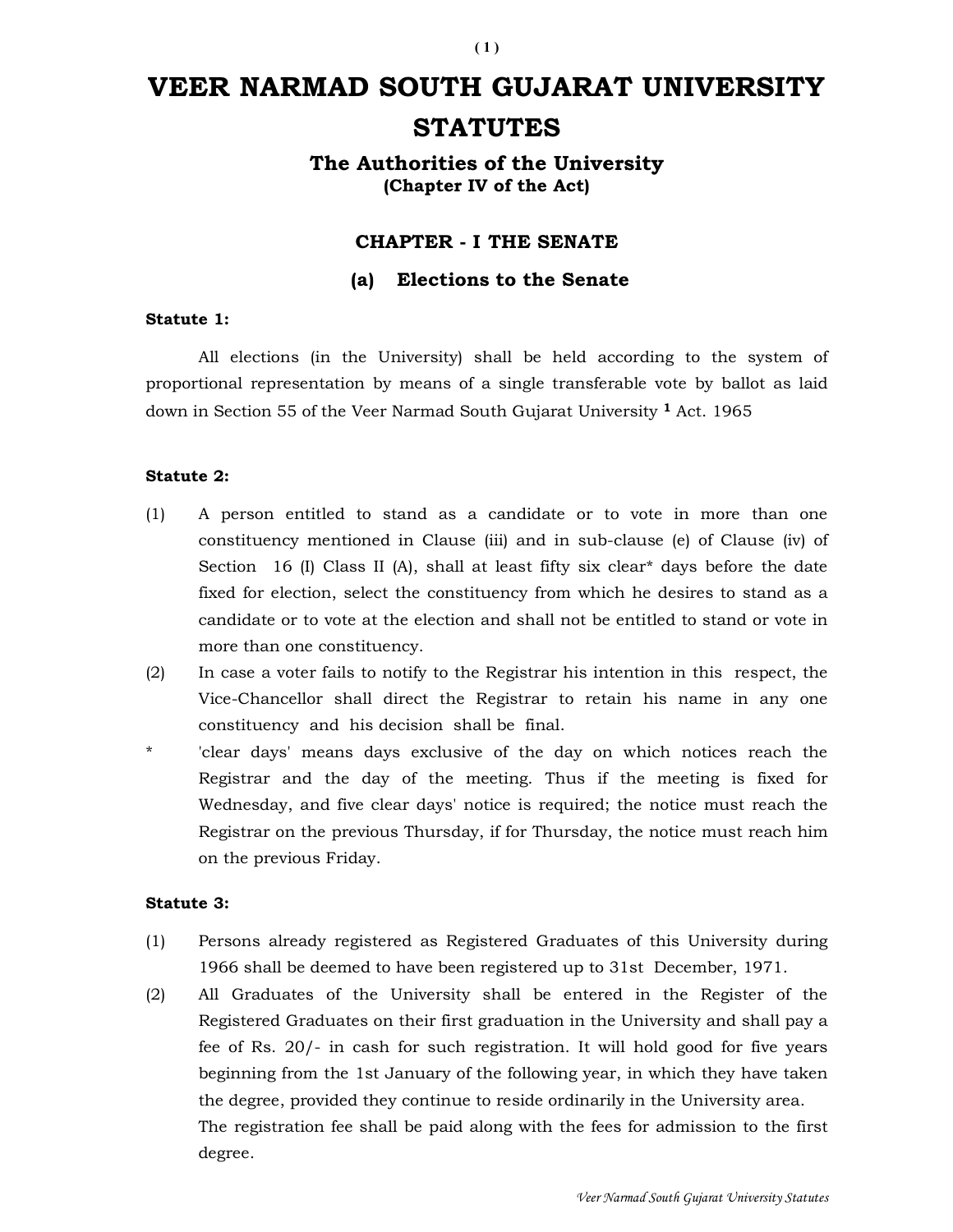# VEER NARMAD SOUTH GUJARAT UNIVERSITY STATUTES

## The Authorities of the University
**(Chapter IV of the Act)**

### CHAPTER - I THE SENATE

### (a) Elections to the Senate

**Statute 1:**

All elections (in the University) shall be held according to the system of proportional representation by means of a single transferable vote by ballot as laid down in Section 55 of the Veer Narmad South Gujarat University [1] Act. 1965

**Statute 2:**

(1) A person entitled to stand as a candidate or to vote in more than one constituency mentioned in Clause (iii) and in sub-clause (e) of Clause (iv) of Section 16 (I) Class II (A), shall at least fifty six clear* days before the date fixed for election, select the constituency from which he desires to stand as a candidate or to vote at the election and shall not be entitled to stand or vote in more than one constituency.

(2) In case a voter fails to notify to the Registrar his intention in this respect, the Vice-Chancellor shall direct the Registrar to retain his name in any one constituency and his decision shall be final.

\* 'clear days' means days exclusive of the day on which notices reach the Registrar and the day of the meeting. Thus if the meeting is fixed for Wednesday, and five clear days' notice is required; the notice must reach the Registrar on the previous Thursday, if for Thursday, the notice must reach him on the previous Friday.

**Statute 3:**

(1) Persons already registered as Registered Graduates of this University during 1966 shall be deemed to have been registered up to 31st December, 1971.

(2) All Graduates of the University shall be entered in the Register of the Registered Graduates on their first graduation in the University and shall pay a fee of Rs. 20/- in cash for such registration. It will hold good for five years beginning from the 1st January of the following year, in which they have taken the degree, provided they continue to reside ordinarily in the University area.
The registration fee shall be paid along with the fees for admission to the first degree.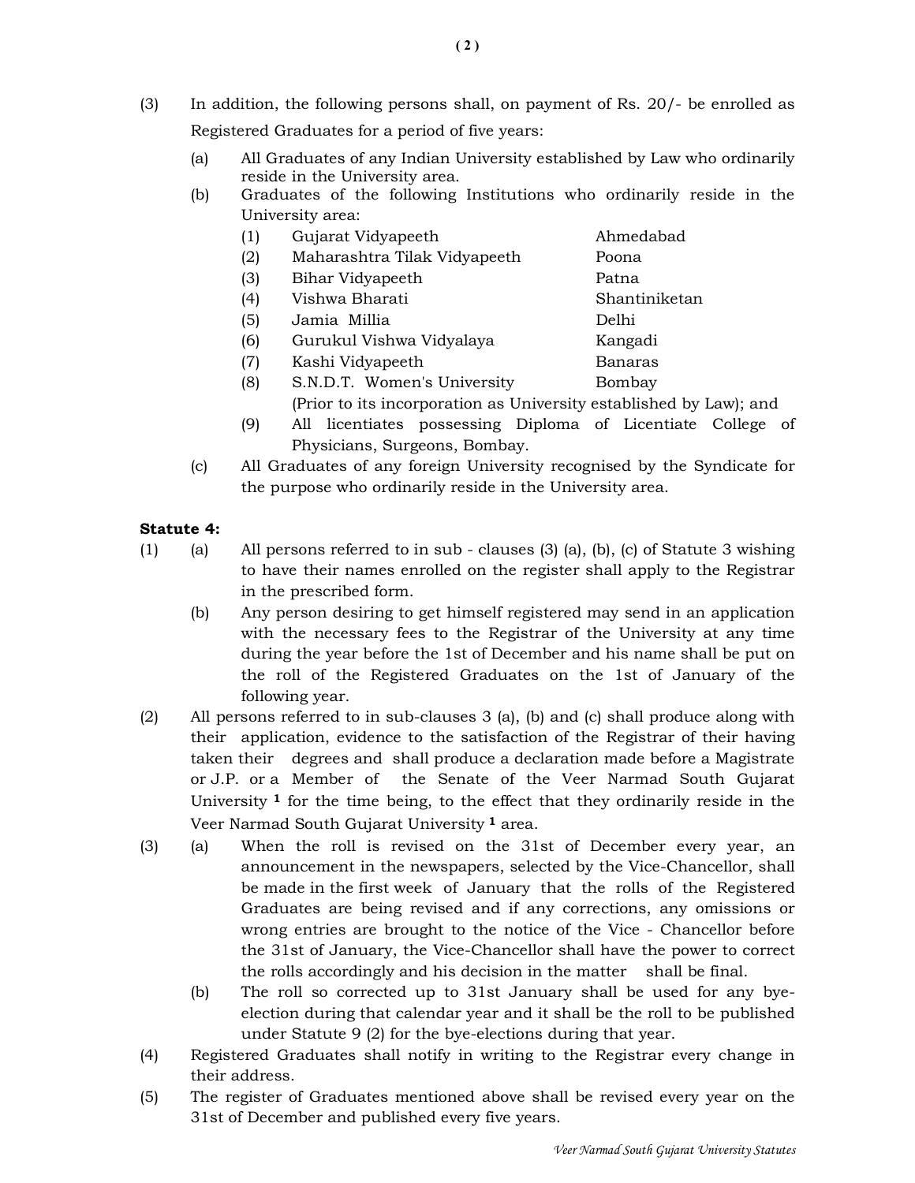(3) In addition, the following persons shall, on payment of Rs. 20/- be enrolled as Registered Graduates for a period of five years:

 (a) All Graduates of any Indian University established by Law who ordinarily reside in the University area.

 (b) Graduates of the following Institutions who ordinarily reside in the University area:

| | | |
|---|---|---|
| (1) | Gujarat Vidyapeeth | Ahmedabad |
| (2) | Maharashtra Tilak Vidyapeeth | Poona |
| (3) | Bihar Vidyapeeth | Patna |
| (4) | Vishwa Bharati | Shantiniketan |
| (5) | Jamia Millia | Delhi |
| (6) | Gurukul Vishwa Vidyalaya | Kangadi |
| (7) | Kashi Vidyapeeth | Banaras |
| (8) | S.N.D.T. Women's University | Bombay |

 (Prior to its incorporation as University established by Law); and

 (9) All licentiates possessing Diploma of Licentiate College of Physicians, Surgeons, Bombay.

 (c) All Graduates of any foreign University recognised by the Syndicate for the purpose who ordinarily reside in the University area.

**Statute 4:**

(1) (a) All persons referred to in sub - clauses (3) (a), (b), (c) of Statute 3 wishing to have their names enrolled on the register shall apply to the Registrar in the prescribed form.

 (b) Any person desiring to get himself registered may send in an application with the necessary fees to the Registrar of the University at any time during the year before the 1st of December and his name shall be put on the roll of the Registered Graduates on the 1st of January of the following year.

(2) All persons referred to in sub-clauses 3 (a), (b) and (c) shall produce along with their application, evidence to the satisfaction of the Registrar of their having taken their degrees and shall produce a declaration made before a Magistrate or J.P. or a Member of the Senate of the Veer Narmad South Gujarat University [1] for the time being, to the effect that they ordinarily reside in the Veer Narmad South Gujarat University [1] area.

(3) (a) When the roll is revised on the 31st of December every year, an announcement in the newspapers, selected by the Vice-Chancellor, shall be made in the first week of January that the rolls of the Registered Graduates are being revised and if any corrections, any omissions or wrong entries are brought to the notice of the Vice - Chancellor before the 31st of January, the Vice-Chancellor shall have the power to correct the rolls accordingly and his decision in the matter shall be final.

 (b) The roll so corrected up to 31st January shall be used for any bye-election during that calendar year and it shall be the roll to be published under Statute 9 (2) for the bye-elections during that year.

(4) Registered Graduates shall notify in writing to the Registrar every change in their address.

(5) The register of Graduates mentioned above shall be revised every year on the 31st of December and published every five years.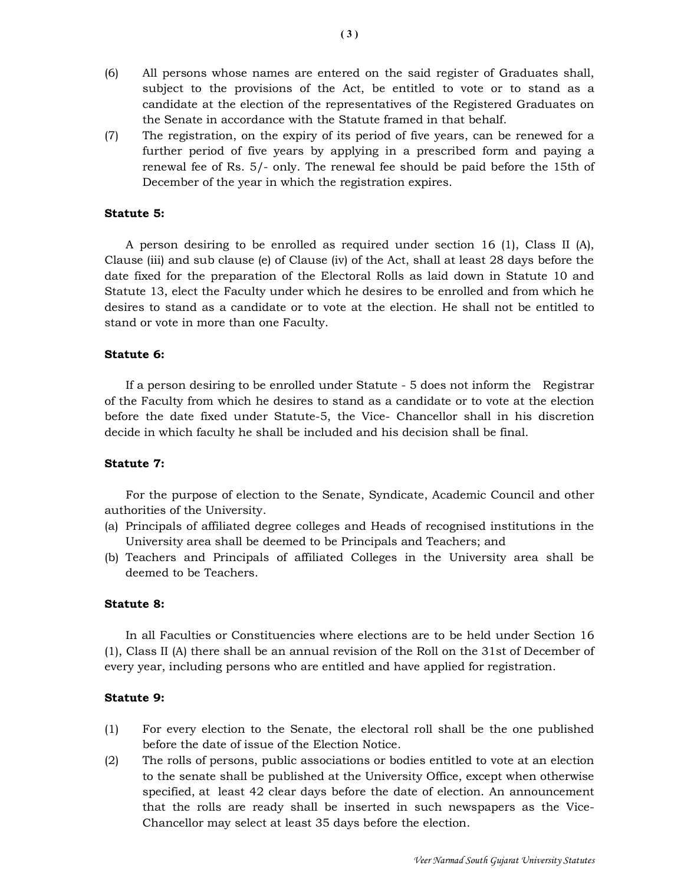(6) All persons whose names are entered on the said register of Graduates shall, subject to the provisions of the Act, be entitled to vote or to stand as a candidate at the election of the representatives of the Registered Graduates on the Senate in accordance with the Statute framed in that behalf.

(7) The registration, on the expiry of its period of five years, can be renewed for a further period of five years by applying in a prescribed form and paying a renewal fee of Rs. 5/- only. The renewal fee should be paid before the 15th of December of the year in which the registration expires.

**Statute 5:**

A person desiring to be enrolled as required under section 16 (1), Class II (A), Clause (iii) and sub clause (e) of Clause (iv) of the Act, shall at least 28 days before the date fixed for the preparation of the Electoral Rolls as laid down in Statute 10 and Statute 13, elect the Faculty under which he desires to be enrolled and from which he desires to stand as a candidate or to vote at the election. He shall not be entitled to stand or vote in more than one Faculty.

**Statute 6:**

If a person desiring to be enrolled under Statute - 5 does not inform the Registrar of the Faculty from which he desires to stand as a candidate or to vote at the election before the date fixed under Statute-5, the Vice- Chancellor shall in his discretion decide in which faculty he shall be included and his decision shall be final.

**Statute 7:**

For the purpose of election to the Senate, Syndicate, Academic Council and other authorities of the University.

(a) Principals of affiliated degree colleges and Heads of recognised institutions in the University area shall be deemed to be Principals and Teachers; and
(b) Teachers and Principals of affiliated Colleges in the University area shall be deemed to be Teachers.

**Statute 8:**

In all Faculties or Constituencies where elections are to be held under Section 16 (1), Class II (A) there shall be an annual revision of the Roll on the 31st of December of every year, including persons who are entitled and have applied for registration.

**Statute 9:**

(1) For every election to the Senate, the electoral roll shall be the one published before the date of issue of the Election Notice.

(2) The rolls of persons, public associations or bodies entitled to vote at an election to the senate shall be published at the University Office, except when otherwise specified, at least 42 clear days before the date of election. An announcement that the rolls are ready shall be inserted in such newspapers as the Vice-Chancellor may select at least 35 days before the election.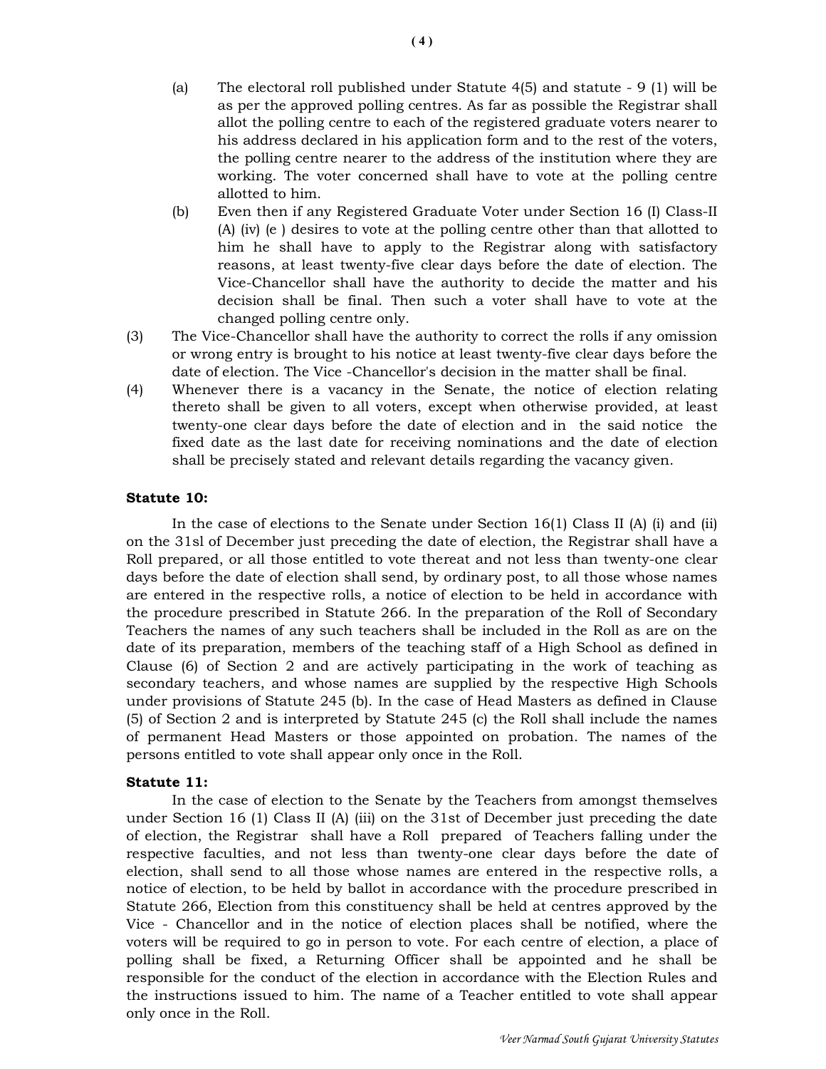(a) The electoral roll published under Statute 4(5) and statute - 9 (1) will be as per the approved polling centres. As far as possible the Registrar shall allot the polling centre to each of the registered graduate voters nearer to his address declared in his application form and to the rest of the voters, the polling centre nearer to the address of the institution where they are working. The voter concerned shall have to vote at the polling centre allotted to him.

(b) Even then if any Registered Graduate Voter under Section 16 (I) Class-II (A) (iv) (e ) desires to vote at the polling centre other than that allotted to him he shall have to apply to the Registrar along with satisfactory reasons, at least twenty-five clear days before the date of election. The Vice-Chancellor shall have the authority to decide the matter and his decision shall be final. Then such a voter shall have to vote at the changed polling centre only.

(3) The Vice-Chancellor shall have the authority to correct the rolls if any omission or wrong entry is brought to his notice at least twenty-five clear days before the date of election. The Vice -Chancellor's decision in the matter shall be final.

(4) Whenever there is a vacancy in the Senate, the notice of election relating thereto shall be given to all voters, except when otherwise provided, at least twenty-one clear days before the date of election and in the said notice the fixed date as the last date for receiving nominations and the date of election shall be precisely stated and relevant details regarding the vacancy given.

**Statute 10:**

In the case of elections to the Senate under Section 16(1) Class II (A) (i) and (ii) on the 31sl of December just preceding the date of election, the Registrar shall have a Roll prepared, or all those entitled to vote thereat and not less than twenty-one clear days before the date of election shall send, by ordinary post, to all those whose names are entered in the respective rolls, a notice of election to be held in accordance with the procedure prescribed in Statute 266. In the preparation of the Roll of Secondary Teachers the names of any such teachers shall be included in the Roll as are on the date of its preparation, members of the teaching staff of a High School as defined in Clause (6) of Section 2 and are actively participating in the work of teaching as secondary teachers, and whose names are supplied by the respective High Schools under provisions of Statute 245 (b). In the case of Head Masters as defined in Clause (5) of Section 2 and is interpreted by Statute 245 (c) the Roll shall include the names of permanent Head Masters or those appointed on probation. The names of the persons entitled to vote shall appear only once in the Roll.

**Statute 11:**

In the case of election to the Senate by the Teachers from amongst themselves under Section 16 (1) Class II (A) (iii) on the 31st of December just preceding the date of election, the Registrar shall have a Roll prepared of Teachers falling under the respective faculties, and not less than twenty-one clear days before the date of election, shall send to all those whose names are entered in the respective rolls, a notice of election, to be held by ballot in accordance with the procedure prescribed in Statute 266, Election from this constituency shall be held at centres approved by the Vice - Chancellor and in the notice of election places shall be notified, where the voters will be required to go in person to vote. For each centre of election, a place of polling shall be fixed, a Returning Officer shall be appointed and he shall be responsible for the conduct of the election in accordance with the Election Rules and the instructions issued to him. The name of a Teacher entitled to vote shall appear only once in the Roll.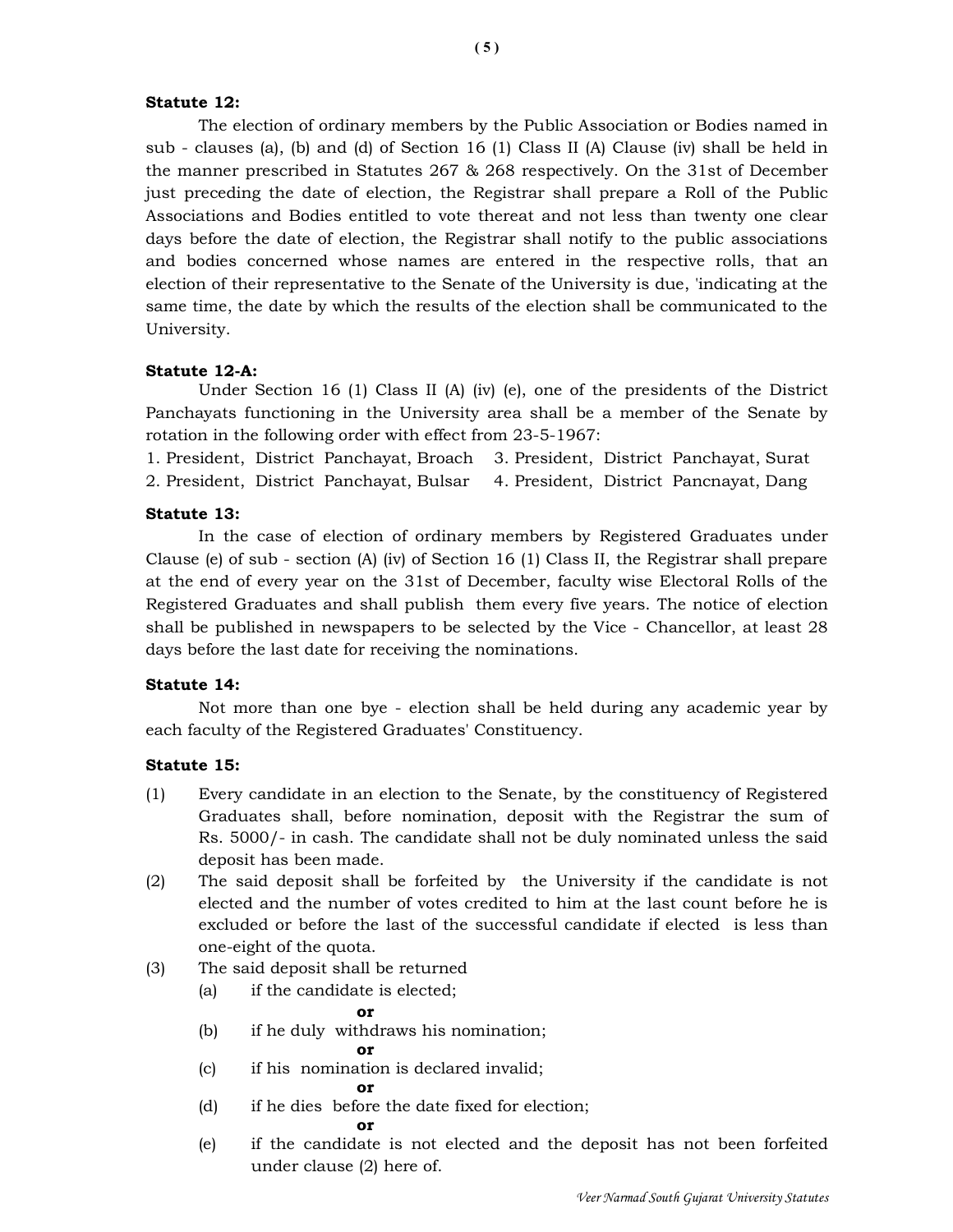**Statute 12:**

The election of ordinary members by the Public Association or Bodies named in sub - clauses (a), (b) and (d) of Section 16 (1) Class II (A) Clause (iv) shall be held in the manner prescribed in Statutes 267 & 268 respectively. On the 31st of December just preceding the date of election, the Registrar shall prepare a Roll of the Public Associations and Bodies entitled to vote thereat and not less than twenty one clear days before the date of election, the Registrar shall notify to the public associations and bodies concerned whose names are entered in the respective rolls, that an election of their representative to the Senate of the University is due, 'indicating at the same time, the date by which the results of the election shall be communicated to the University.

**Statute 12-A:**

Under Section 16 (1) Class II (A) (iv) (e), one of the presidents of the District Panchayats functioning in the University area shall be a member of the Senate by rotation in the following order with effect from 23-5-1967:

1. President, District Panchayat, Broach
2. President, District Panchayat, Bulsar
3. President, District Panchayat, Surat
4. President, District Pancnayat, Dang

**Statute 13:**

In the case of election of ordinary members by Registered Graduates under Clause (e) of sub - section (A) (iv) of Section 16 (1) Class II, the Registrar shall prepare at the end of every year on the 31st of December, faculty wise Electoral Rolls of the Registered Graduates and shall publish them every five years. The notice of election shall be published in newspapers to be selected by the Vice - Chancellor, at least 28 days before the last date for receiving the nominations.

**Statute 14:**

Not more than one bye - election shall be held during any academic year by each faculty of the Registered Graduates' Constituency.

**Statute 15:**

(1) Every candidate in an election to the Senate, by the constituency of Registered Graduates shall, before nomination, deposit with the Registrar the sum of Rs. 5000/- in cash. The candidate shall not be duly nominated unless the said deposit has been made.

(2) The said deposit shall be forfeited by the University if the candidate is not elected and the number of votes credited to him at the last count before he is excluded or before the last of the successful candidate if elected is less than one-eight of the quota.

(3) The said deposit shall be returned

(a) if the candidate is elected;

**or**

(b) if he duly withdraws his nomination;

**or**

(c) if his nomination is declared invalid;

**or**

(d) if he dies before the date fixed for election;

**or**

(e) if the candidate is not elected and the deposit has not been forfeited under clause (2) here of.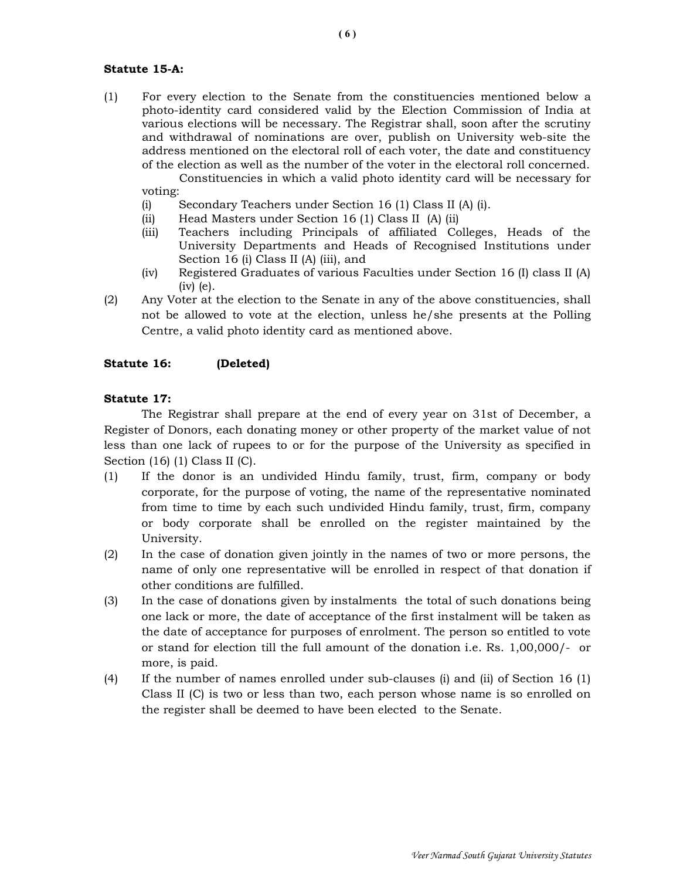**Statute 15-A:**

(1) For every election to the Senate from the constituencies mentioned below a photo-identity card considered valid by the Election Commission of India at various elections will be necessary. The Registrar shall, soon after the scrutiny and withdrawal of nominations are over, publish on University web-site the address mentioned on the electoral roll of each voter, the date and constituency of the election as well as the number of the voter in the electoral roll concerned.

Constituencies in which a valid photo identity card will be necessary for voting:

(i) Secondary Teachers under Section 16 (1) Class II (A) (i).
(ii) Head Masters under Section 16 (1) Class II (A) (ii)
(iii) Teachers including Principals of affiliated Colleges, Heads of the University Departments and Heads of Recognised Institutions under Section 16 (i) Class II (A) (iii), and
(iv) Registered Graduates of various Faculties under Section 16 (I) class II (A) (iv) (e).

(2) Any Voter at the election to the Senate in any of the above constituencies, shall not be allowed to vote at the election, unless he/she presents at the Polling Centre, a valid photo identity card as mentioned above.

**Statute 16: (Deleted)**

**Statute 17:**

The Registrar shall prepare at the end of every year on 31st of December, a Register of Donors, each donating money or other property of the market value of not less than one lack of rupees to or for the purpose of the University as specified in Section (16) (1) Class II (C).

(1) If the donor is an undivided Hindu family, trust, firm, company or body corporate, for the purpose of voting, the name of the representative nominated from time to time by each such undivided Hindu family, trust, firm, company or body corporate shall be enrolled on the register maintained by the University.

(2) In the case of donation given jointly in the names of two or more persons, the name of only one representative will be enrolled in respect of that donation if other conditions are fulfilled.

(3) In the case of donations given by instalments the total of such donations being one lack or more, the date of acceptance of the first instalment will be taken as the date of acceptance for purposes of enrolment. The person so entitled to vote or stand for election till the full amount of the donation i.e. Rs. 1,00,000/- or more, is paid.

(4) If the number of names enrolled under sub-clauses (i) and (ii) of Section 16 (1) Class II (C) is two or less than two, each person whose name is so enrolled on the register shall be deemed to have been elected to the Senate.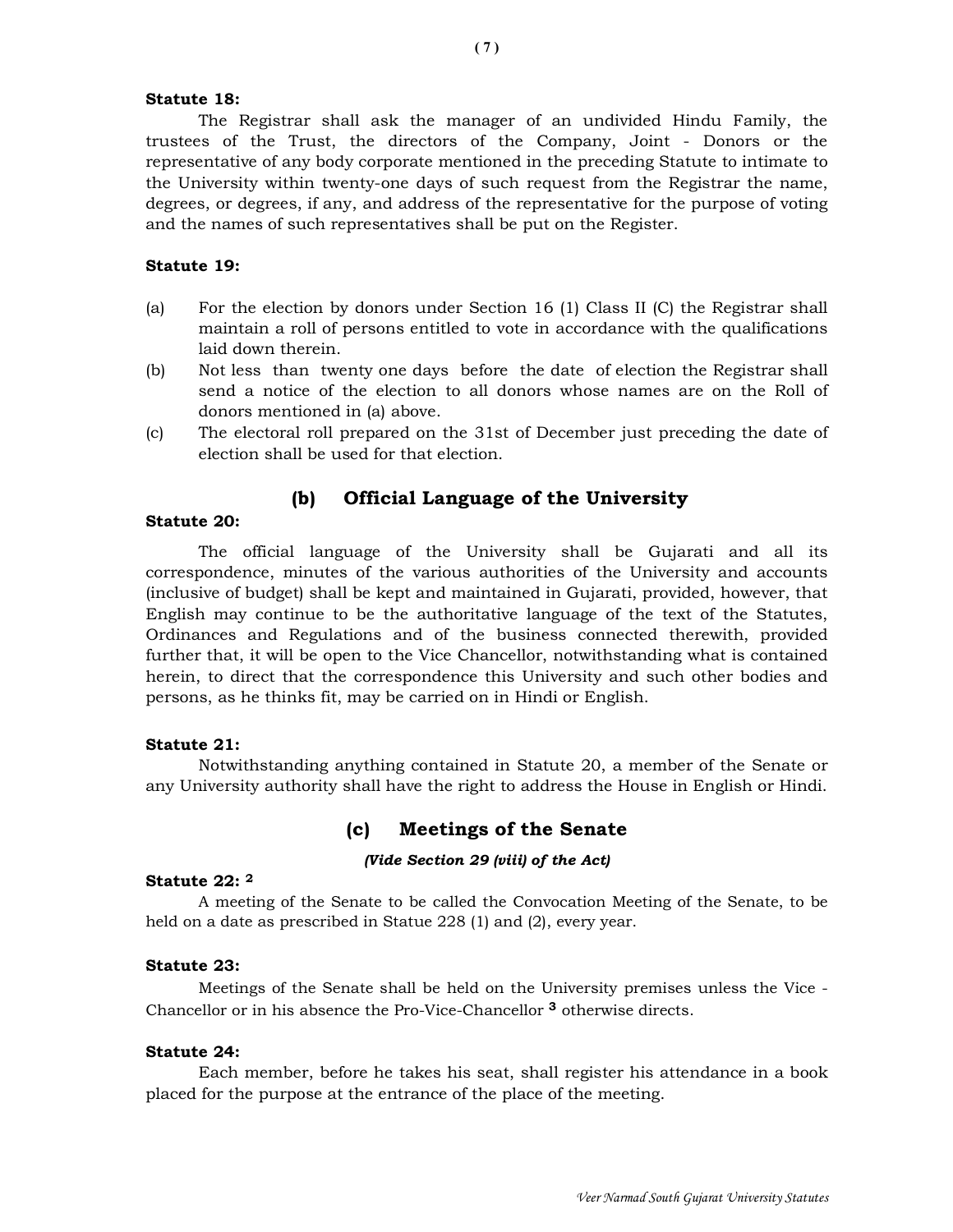**Statute 18:**

The Registrar shall ask the manager of an undivided Hindu Family, the trustees of the Trust, the directors of the Company, Joint - Donors or the representative of any body corporate mentioned in the preceding Statute to intimate to the University within twenty-one days of such request from the Registrar the name, degrees, or degrees, if any, and address of the representative for the purpose of voting and the names of such representatives shall be put on the Register.

**Statute 19:**

(a) For the election by donors under Section 16 (1) Class II (C) the Registrar shall maintain a roll of persons entitled to vote in accordance with the qualifications laid down therein.

(b) Not less than twenty one days before the date of election the Registrar shall send a notice of the election to all donors whose names are on the Roll of donors mentioned in (a) above.

(c) The electoral roll prepared on the 31st of December just preceding the date of election shall be used for that election.

## (b) Official Language of the University

**Statute 20:**

The official language of the University shall be Gujarati and all its correspondence, minutes of the various authorities of the University and accounts (inclusive of budget) shall be kept and maintained in Gujarati, provided, however, that English may continue to be the authoritative language of the text of the Statutes, Ordinances and Regulations and of the business connected therewith, provided further that, it will be open to the Vice Chancellor, notwithstanding what is contained herein, to direct that the correspondence this University and such other bodies and persons, as he thinks fit, may be carried on in Hindi or English.

**Statute 21:**

Notwithstanding anything contained in Statute 20, a member of the Senate or any University authority shall have the right to address the House in English or Hindi.

## (c) Meetings of the Senate

***(Vide Section 29 (viii) of the Act)***

**Statute 22:** [2]

A meeting of the Senate to be called the Convocation Meeting of the Senate, to be held on a date as prescribed in Statue 228 (1) and (2), every year.

**Statute 23:**

Meetings of the Senate shall be held on the University premises unless the Vice - Chancellor or in his absence the Pro-Vice-Chancellor [3] otherwise directs.

**Statute 24:**

Each member, before he takes his seat, shall register his attendance in a book placed for the purpose at the entrance of the place of the meeting.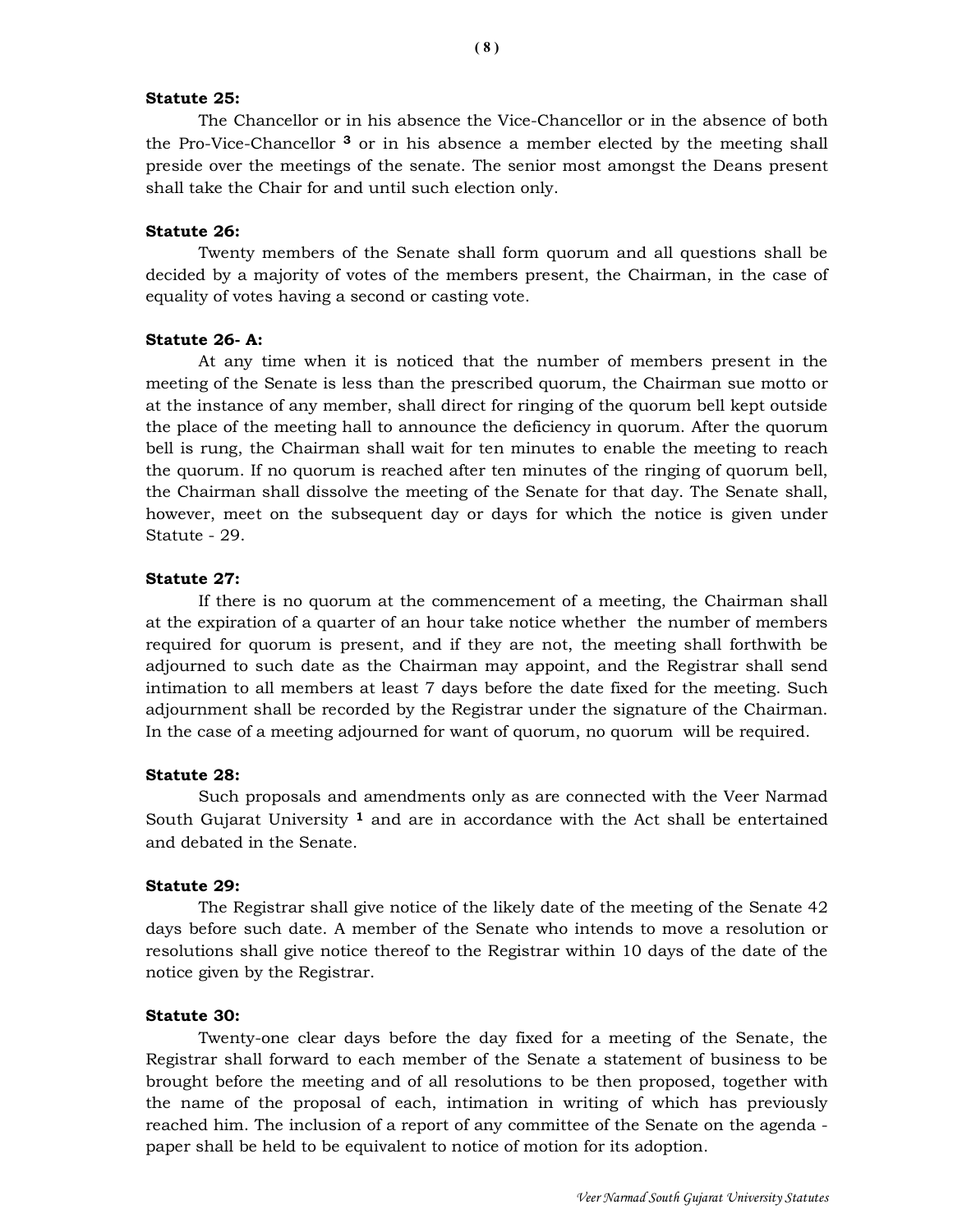**Statute 25:**

The Chancellor or in his absence the Vice-Chancellor or in the absence of both the Pro-Vice-Chancellor [3] or in his absence a member elected by the meeting shall preside over the meetings of the senate. The senior most amongst the Deans present shall take the Chair for and until such election only.

**Statute 26:**

Twenty members of the Senate shall form quorum and all questions shall be decided by a majority of votes of the members present, the Chairman, in the case of equality of votes having a second or casting vote.

**Statute 26- A:**

At any time when it is noticed that the number of members present in the meeting of the Senate is less than the prescribed quorum, the Chairman sue motto or at the instance of any member, shall direct for ringing of the quorum bell kept outside the place of the meeting hall to announce the deficiency in quorum. After the quorum bell is rung, the Chairman shall wait for ten minutes to enable the meeting to reach the quorum. If no quorum is reached after ten minutes of the ringing of quorum bell, the Chairman shall dissolve the meeting of the Senate for that day. The Senate shall, however, meet on the subsequent day or days for which the notice is given under Statute - 29.

**Statute 27:**

If there is no quorum at the commencement of a meeting, the Chairman shall at the expiration of a quarter of an hour take notice whether the number of members required for quorum is present, and if they are not, the meeting shall forthwith be adjourned to such date as the Chairman may appoint, and the Registrar shall send intimation to all members at least 7 days before the date fixed for the meeting. Such adjournment shall be recorded by the Registrar under the signature of the Chairman. In the case of a meeting adjourned for want of quorum, no quorum will be required.

**Statute 28:**

Such proposals and amendments only as are connected with the Veer Narmad South Gujarat University [1] and are in accordance with the Act shall be entertained and debated in the Senate.

**Statute 29:**

The Registrar shall give notice of the likely date of the meeting of the Senate 42 days before such date. A member of the Senate who intends to move a resolution or resolutions shall give notice thereof to the Registrar within 10 days of the date of the notice given by the Registrar.

**Statute 30:**

Twenty-one clear days before the day fixed for a meeting of the Senate, the Registrar shall forward to each member of the Senate a statement of business to be brought before the meeting and of all resolutions to be then proposed, together with the name of the proposal of each, intimation in writing of which has previously reached him. The inclusion of a report of any committee of the Senate on the agenda - paper shall be held to be equivalent to notice of motion for its adoption.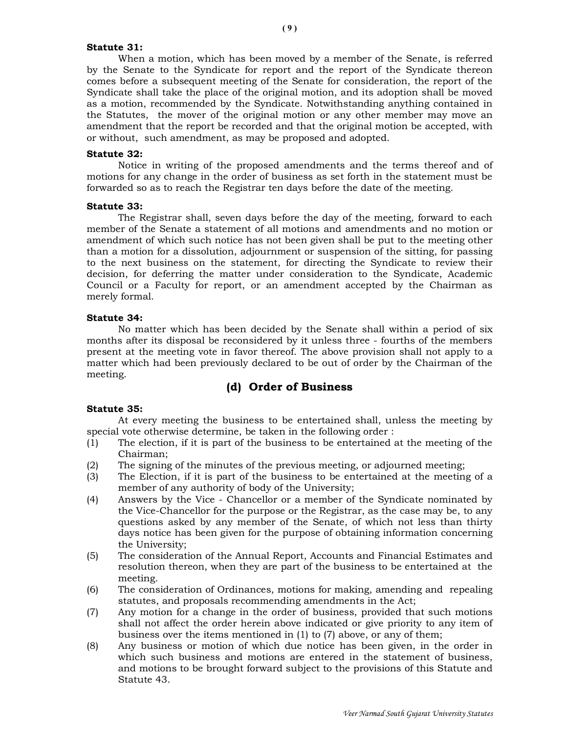**Statute 31:**

When a motion, which has been moved by a member of the Senate, is referred by the Senate to the Syndicate for report and the report of the Syndicate thereon comes before a subsequent meeting of the Senate for consideration, the report of the Syndicate shall take the place of the original motion, and its adoption shall be moved as a motion, recommended by the Syndicate. Notwithstanding anything contained in the Statutes, the mover of the original motion or any other member may move an amendment that the report be recorded and that the original motion be accepted, with or without, such amendment, as may be proposed and adopted.

**Statute 32:**

Notice in writing of the proposed amendments and the terms thereof and of motions for any change in the order of business as set forth in the statement must be forwarded so as to reach the Registrar ten days before the date of the meeting.

**Statute 33:**

The Registrar shall, seven days before the day of the meeting, forward to each member of the Senate a statement of all motions and amendments and no motion or amendment of which such notice has not been given shall be put to the meeting other than a motion for a dissolution, adjournment or suspension of the sitting, for passing to the next business on the statement, for directing the Syndicate to review their decision, for deferring the matter under consideration to the Syndicate, Academic Council or a Faculty for report, or an amendment accepted by the Chairman as merely formal.

**Statute 34:**

No matter which has been decided by the Senate shall within a period of six months after its disposal be reconsidered by it unless three - fourths of the members present at the meeting vote in favor thereof. The above provision shall not apply to a matter which had been previously declared to be out of order by the Chairman of the meeting.

## (d) Order of Business

**Statute 35:**

At every meeting the business to be entertained shall, unless the meeting by special vote otherwise determine, be taken in the following order :

(1) The election, if it is part of the business to be entertained at the meeting of the Chairman;

(2) The signing of the minutes of the previous meeting, or adjourned meeting;

(3) The Election, if it is part of the business to be entertained at the meeting of a member of any authority of body of the University;

(4) Answers by the Vice - Chancellor or a member of the Syndicate nominated by the Vice-Chancellor for the purpose or the Registrar, as the case may be, to any questions asked by any member of the Senate, of which not less than thirty days notice has been given for the purpose of obtaining information concerning the University;

(5) The consideration of the Annual Report, Accounts and Financial Estimates and resolution thereon, when they are part of the business to be entertained at the meeting.

(6) The consideration of Ordinances, motions for making, amending and repealing statutes, and proposals recommending amendments in the Act;

(7) Any motion for a change in the order of business, provided that such motions shall not affect the order herein above indicated or give priority to any item of business over the items mentioned in (1) to (7) above, or any of them;

(8) Any business or motion of which due notice has been given, in the order in which such business and motions are entered in the statement of business, and motions to be brought forward subject to the provisions of this Statute and Statute 43.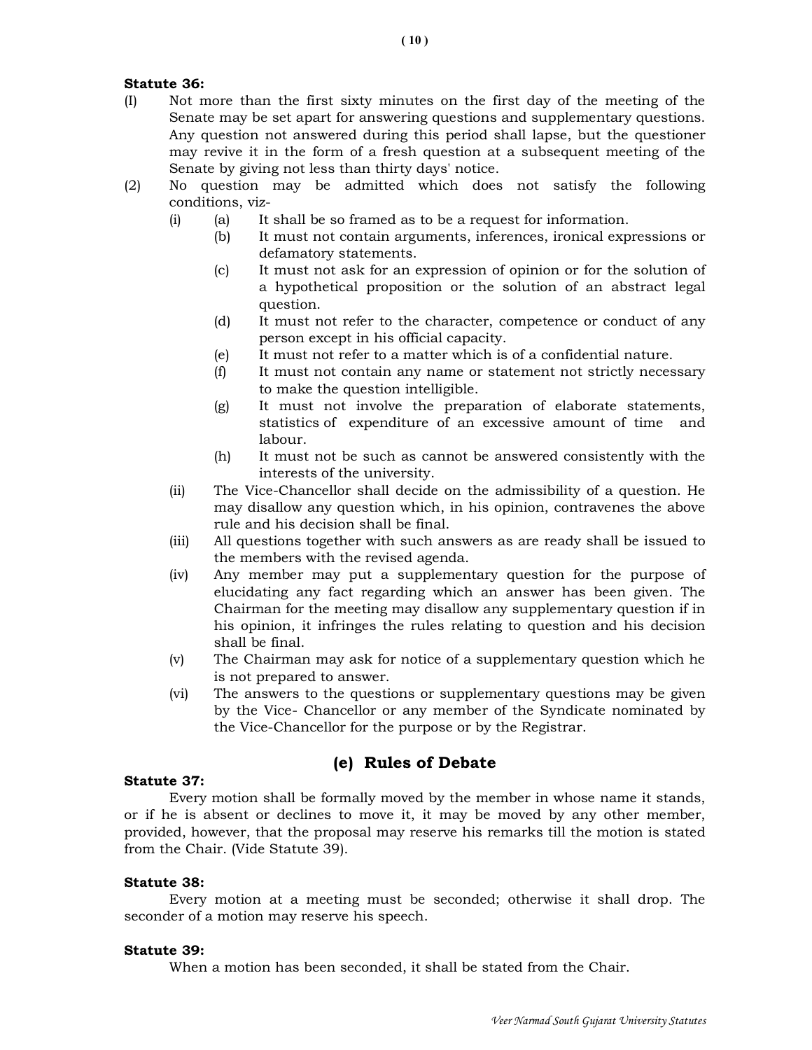**Statute 36:**

(I) Not more than the first sixty minutes on the first day of the meeting of the Senate may be set apart for answering questions and supplementary questions. Any question not answered during this period shall lapse, but the questioner may revive it in the form of a fresh question at a subsequent meeting of the Senate by giving not less than thirty days' notice.

(2) No question may be admitted which does not satisfy the following conditions, viz-

- (i)
  - (a) It shall be so framed as to be a request for information.
  - (b) It must not contain arguments, inferences, ironical expressions or defamatory statements.
  - (c) It must not ask for an expression of opinion or for the solution of a hypothetical proposition or the solution of an abstract legal question.
  - (d) It must not refer to the character, competence or conduct of any person except in his official capacity.
  - (e) It must not refer to a matter which is of a confidential nature.
  - (f) It must not contain any name or statement not strictly necessary to make the question intelligible.
  - (g) It must not involve the preparation of elaborate statements, statistics of expenditure of an excessive amount of time and labour.
  - (h) It must not be such as cannot be answered consistently with the interests of the university.
- (ii) The Vice-Chancellor shall decide on the admissibility of a question. He may disallow any question which, in his opinion, contravenes the above rule and his decision shall be final.
- (iii) All questions together with such answers as are ready shall be issued to the members with the revised agenda.
- (iv) Any member may put a supplementary question for the purpose of elucidating any fact regarding which an answer has been given. The Chairman for the meeting may disallow any supplementary question if in his opinion, it infringes the rules relating to question and his decision shall be final.
- (v) The Chairman may ask for notice of a supplementary question which he is not prepared to answer.
- (vi) The answers to the questions or supplementary questions may be given by the Vice- Chancellor or any member of the Syndicate nominated by the Vice-Chancellor for the purpose or by the Registrar.

## (e) Rules of Debate

**Statute 37:**

Every motion shall be formally moved by the member in whose name it stands, or if he is absent or declines to move it, it may be moved by any other member, provided, however, that the proposal may reserve his remarks till the motion is stated from the Chair. (Vide Statute 39).

**Statute 38:**

Every motion at a meeting must be seconded; otherwise it shall drop. The seconder of a motion may reserve his speech.

**Statute 39:**

When a motion has been seconded, it shall be stated from the Chair.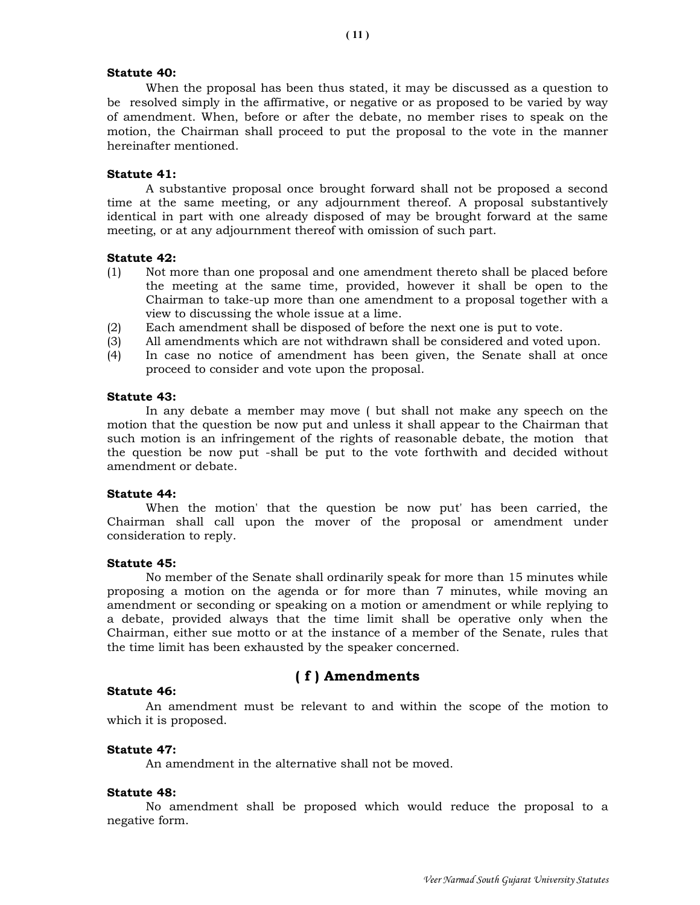**Statute 40:**

When the proposal has been thus stated, it may be discussed as a question to be resolved simply in the affirmative, or negative or as proposed to be varied by way of amendment. When, before or after the debate, no member rises to speak on the motion, the Chairman shall proceed to put the proposal to the vote in the manner hereinafter mentioned.

**Statute 41:**

A substantive proposal once brought forward shall not be proposed a second time at the same meeting, or any adjournment thereof. A proposal substantively identical in part with one already disposed of may be brought forward at the same meeting, or at any adjournment thereof with omission of such part.

**Statute 42:**

(1) Not more than one proposal and one amendment thereto shall be placed before the meeting at the same time, provided, however it shall be open to the Chairman to take-up more than one amendment to a proposal together with a view to discussing the whole issue at a lime.
(2) Each amendment shall be disposed of before the next one is put to vote.
(3) All amendments which are not withdrawn shall be considered and voted upon.
(4) In case no notice of amendment has been given, the Senate shall at once proceed to consider and vote upon the proposal.

**Statute 43:**

In any debate a member may move ( but shall not make any speech on the motion that the question be now put and unless it shall appear to the Chairman that such motion is an infringement of the rights of reasonable debate, the motion that the question be now put -shall be put to the vote forthwith and decided without amendment or debate.

**Statute 44:**

When the motion' that the question be now put' has been carried, the Chairman shall call upon the mover of the proposal or amendment under consideration to reply.

**Statute 45:**

No member of the Senate shall ordinarily speak for more than 15 minutes while proposing a motion on the agenda or for more than 7 minutes, while moving an amendment or seconding or speaking on a motion or amendment or while replying to a debate, provided always that the time limit shall be operative only when the Chairman, either sue motto or at the instance of a member of the Senate, rules that the time limit has been exhausted by the speaker concerned.

## ( f ) Amendments

**Statute 46:**

An amendment must be relevant to and within the scope of the motion to which it is proposed.

**Statute 47:**

An amendment in the alternative shall not be moved.

**Statute 48:**

No amendment shall be proposed which would reduce the proposal to a negative form.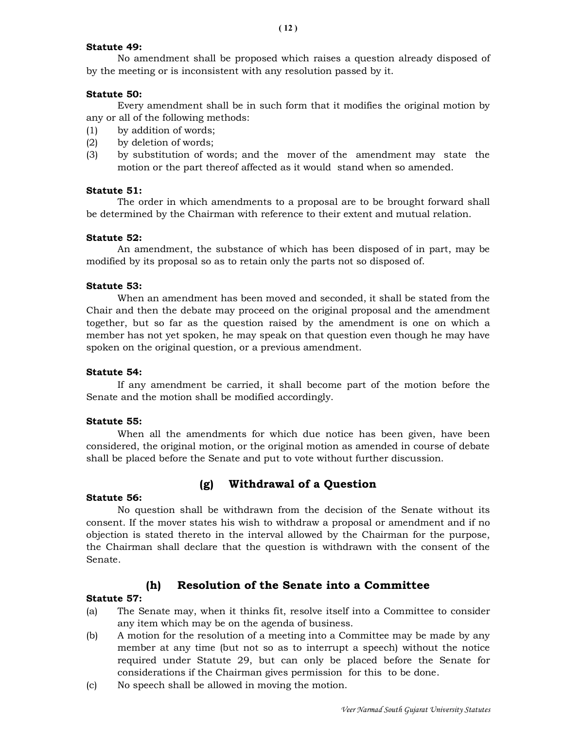**Statute 49:**

No amendment shall be proposed which raises a question already disposed of by the meeting or is inconsistent with any resolution passed by it.

**Statute 50:**

Every amendment shall be in such form that it modifies the original motion by any or all of the following methods:

(1) by addition of words;
(2) by deletion of words;
(3) by substitution of words; and the mover of the amendment may state the motion or the part thereof affected as it would stand when so amended.

**Statute 51:**

The order in which amendments to a proposal are to be brought forward shall be determined by the Chairman with reference to their extent and mutual relation.

**Statute 52:**

An amendment, the substance of which has been disposed of in part, may be modified by its proposal so as to retain only the parts not so disposed of.

**Statute 53:**

When an amendment has been moved and seconded, it shall be stated from the Chair and then the debate may proceed on the original proposal and the amendment together, but so far as the question raised by the amendment is one on which a member has not yet spoken, he may speak on that question even though he may have spoken on the original question, or a previous amendment.

**Statute 54:**

If any amendment be carried, it shall become part of the motion before the Senate and the motion shall be modified accordingly.

**Statute 55:**

When all the amendments for which due notice has been given, have been considered, the original motion, or the original motion as amended in course of debate shall be placed before the Senate and put to vote without further discussion.

## (g) Withdrawal of a Question

**Statute 56:**

No question shall be withdrawn from the decision of the Senate without its consent. If the mover states his wish to withdraw a proposal or amendment and if no objection is stated thereto in the interval allowed by the Chairman for the purpose, the Chairman shall declare that the question is withdrawn with the consent of the Senate.

## (h) Resolution of the Senate into a Committee

**Statute 57:**

(a) The Senate may, when it thinks fit, resolve itself into a Committee to consider any item which may be on the agenda of business.
(b) A motion for the resolution of a meeting into a Committee may be made by any member at any time (but not so as to interrupt a speech) without the notice required under Statute 29, but can only be placed before the Senate for considerations if the Chairman gives permission for this to be done.
(c) No speech shall be allowed in moving the motion.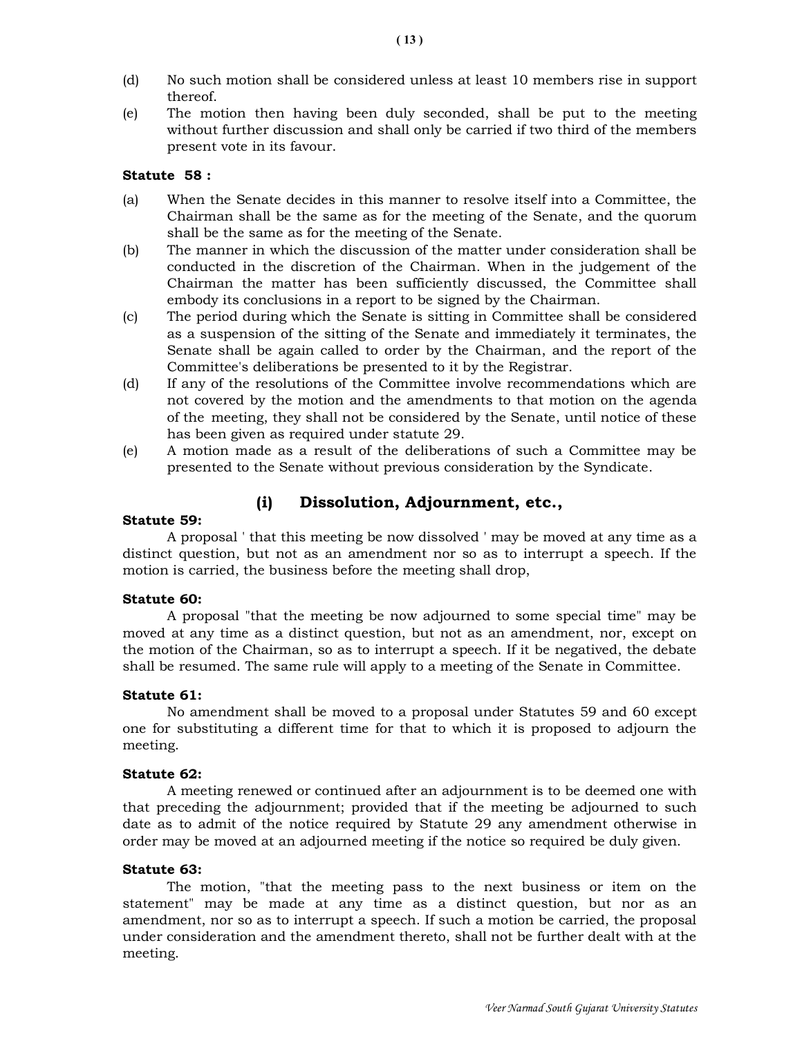(d) No such motion shall be considered unless at least 10 members rise in support thereof.

(e) The motion then having been duly seconded, shall be put to the meeting without further discussion and shall only be carried if two third of the members present vote in its favour.

**Statute 58 :**

(a) When the Senate decides in this manner to resolve itself into a Committee, the Chairman shall be the same as for the meeting of the Senate, and the quorum shall be the same as for the meeting of the Senate.

(b) The manner in which the discussion of the matter under consideration shall be conducted in the discretion of the Chairman. When in the judgement of the Chairman the matter has been sufficiently discussed, the Committee shall embody its conclusions in a report to be signed by the Chairman.

(c) The period during which the Senate is sitting in Committee shall be considered as a suspension of the sitting of the Senate and immediately it terminates, the Senate shall be again called to order by the Chairman, and the report of the Committee's deliberations be presented to it by the Registrar.

(d) If any of the resolutions of the Committee involve recommendations which are not covered by the motion and the amendments to that motion on the agenda of the meeting, they shall not be considered by the Senate, until notice of these has been given as required under statute 29.

(e) A motion made as a result of the deliberations of such a Committee may be presented to the Senate without previous consideration by the Syndicate.

## (i) Dissolution, Adjournment, etc.,

**Statute 59:**

A proposal ' that this meeting be now dissolved ' may be moved at any time as a distinct question, but not as an amendment nor so as to interrupt a speech. If the motion is carried, the business before the meeting shall drop,

**Statute 60:**

A proposal "that the meeting be now adjourned to some special time" may be moved at any time as a distinct question, but not as an amendment, nor, except on the motion of the Chairman, so as to interrupt a speech. If it be negatived, the debate shall be resumed. The same rule will apply to a meeting of the Senate in Committee.

**Statute 61:**

No amendment shall be moved to a proposal under Statutes 59 and 60 except one for substituting a different time for that to which it is proposed to adjourn the meeting.

**Statute 62:**

A meeting renewed or continued after an adjournment is to be deemed one with that preceding the adjournment; provided that if the meeting be adjourned to such date as to admit of the notice required by Statute 29 any amendment otherwise in order may be moved at an adjourned meeting if the notice so required be duly given.

**Statute 63:**

The motion, "that the meeting pass to the next business or item on the statement" may be made at any time as a distinct question, but nor as an amendment, nor so as to interrupt a speech. If such a motion be carried, the proposal under consideration and the amendment thereto, shall not be further dealt with at the meeting.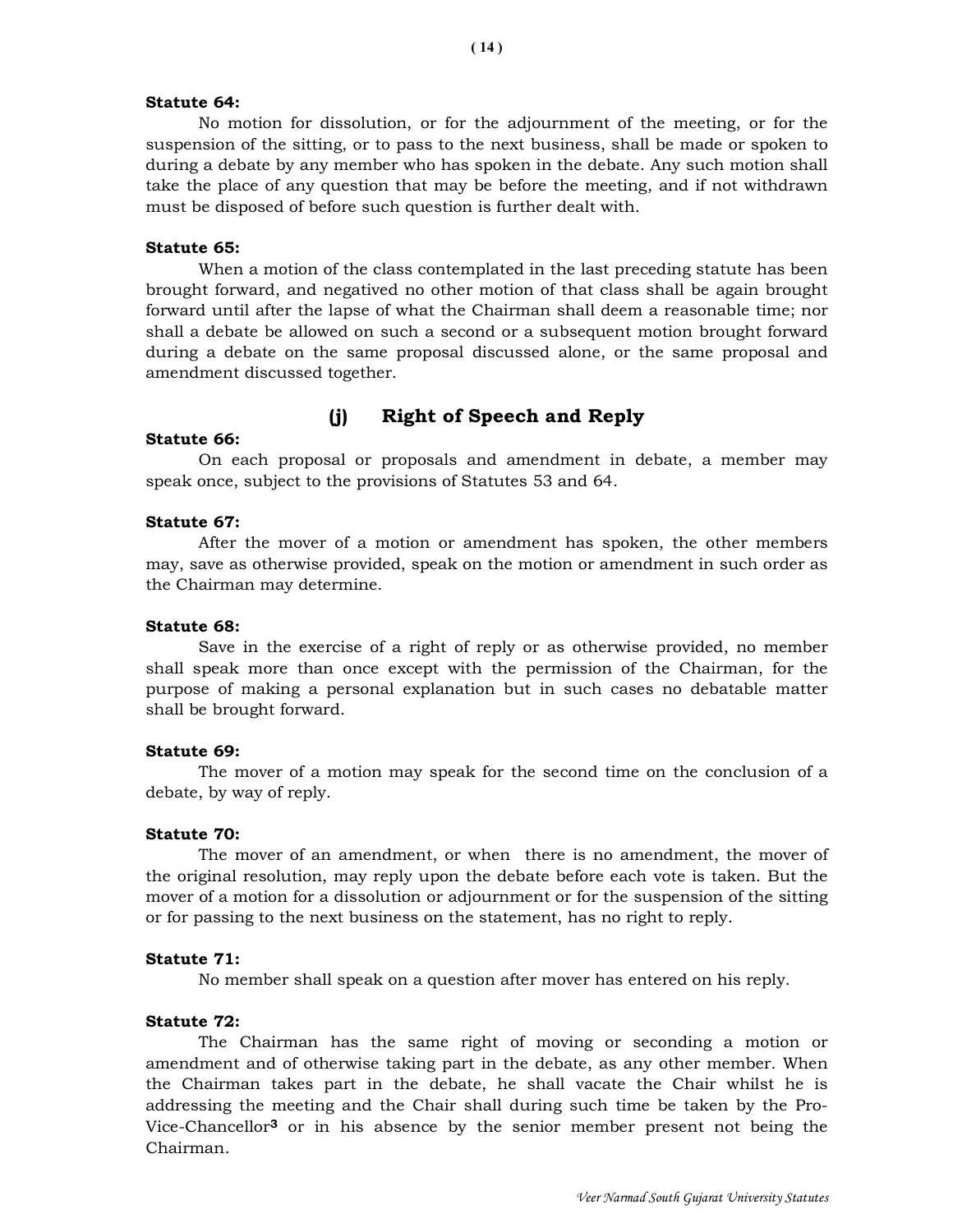**Statute 64:**

No motion for dissolution, or for the adjournment of the meeting, or for the suspension of the sitting, or to pass to the next business, shall be made or spoken to during a debate by any member who has spoken in the debate. Any such motion shall take the place of any question that may be before the meeting, and if not withdrawn must be disposed of before such question is further dealt with.

**Statute 65:**

When a motion of the class contemplated in the last preceding statute has been brought forward, and negatived no other motion of that class shall be again brought forward until after the lapse of what the Chairman shall deem a reasonable time; nor shall a debate be allowed on such a second or a subsequent motion brought forward during a debate on the same proposal discussed alone, or the same proposal and amendment discussed together.

## (j) Right of Speech and Reply

**Statute 66:**

On each proposal or proposals and amendment in debate, a member may speak once, subject to the provisions of Statutes 53 and 64.

**Statute 67:**

After the mover of a motion or amendment has spoken, the other members may, save as otherwise provided, speak on the motion or amendment in such order as the Chairman may determine.

**Statute 68:**

Save in the exercise of a right of reply or as otherwise provided, no member shall speak more than once except with the permission of the Chairman, for the purpose of making a personal explanation but in such cases no debatable matter shall be brought forward.

**Statute 69:**

The mover of a motion may speak for the second time on the conclusion of a debate, by way of reply.

**Statute 70:**

The mover of an amendment, or when there is no amendment, the mover of the original resolution, may reply upon the debate before each vote is taken. But the mover of a motion for a dissolution or adjournment or for the suspension of the sitting or for passing to the next business on the statement, has no right to reply.

**Statute 71:**

No member shall speak on a question after mover has entered on his reply.

**Statute 72:**

The Chairman has the same right of moving or seconding a motion or amendment and of otherwise taking part in the debate, as any other member. When the Chairman takes part in the debate, he shall vacate the Chair whilst he is addressing the meeting and the Chair shall during such time be taken by the Pro-Vice-Chancellor[3] or in his absence by the senior member present not being the Chairman.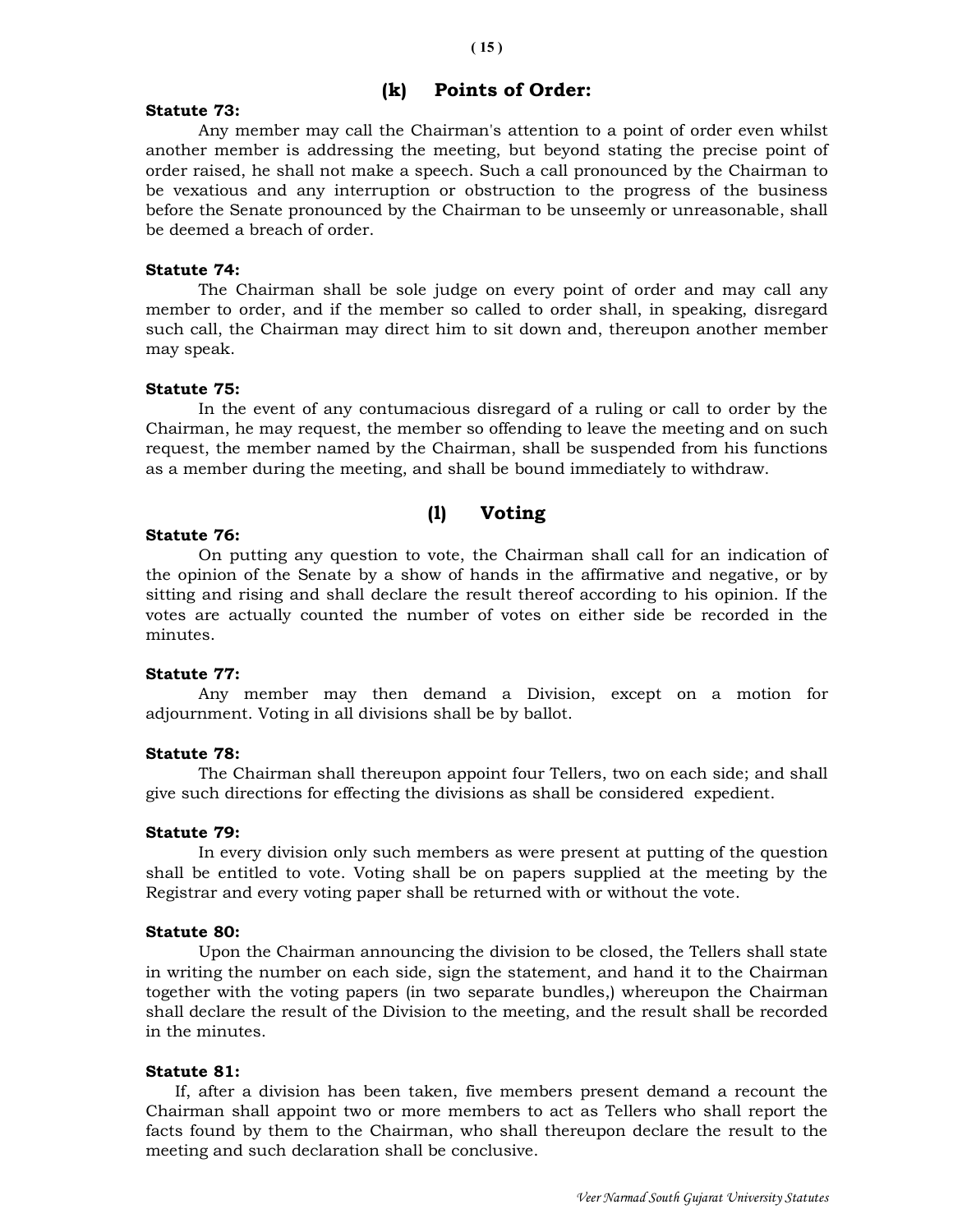## (k) Points of Order:

**Statute 73:**

Any member may call the Chairman's attention to a point of order even whilst another member is addressing the meeting, but beyond stating the precise point of order raised, he shall not make a speech. Such a call pronounced by the Chairman to be vexatious and any interruption or obstruction to the progress of the business before the Senate pronounced by the Chairman to be unseemly or unreasonable, shall be deemed a breach of order.

**Statute 74:**

The Chairman shall be sole judge on every point of order and may call any member to order, and if the member so called to order shall, in speaking, disregard such call, the Chairman may direct him to sit down and, thereupon another member may speak.

**Statute 75:**

In the event of any contumacious disregard of a ruling or call to order by the Chairman, he may request, the member so offending to leave the meeting and on such request, the member named by the Chairman, shall be suspended from his functions as a member during the meeting, and shall be bound immediately to withdraw.

## (l) Voting

**Statute 76:**

On putting any question to vote, the Chairman shall call for an indication of the opinion of the Senate by a show of hands in the affirmative and negative, or by sitting and rising and shall declare the result thereof according to his opinion. If the votes are actually counted the number of votes on either side be recorded in the minutes.

**Statute 77:**

Any member may then demand a Division, except on a motion for adjournment. Voting in all divisions shall be by ballot.

**Statute 78:**

The Chairman shall thereupon appoint four Tellers, two on each side; and shall give such directions for effecting the divisions as shall be considered expedient.

**Statute 79:**

In every division only such members as were present at putting of the question shall be entitled to vote. Voting shall be on papers supplied at the meeting by the Registrar and every voting paper shall be returned with or without the vote.

**Statute 80:**

Upon the Chairman announcing the division to be closed, the Tellers shall state in writing the number on each side, sign the statement, and hand it to the Chairman together with the voting papers (in two separate bundles,) whereupon the Chairman shall declare the result of the Division to the meeting, and the result shall be recorded in the minutes.

**Statute 81:**

If, after a division has been taken, five members present demand a recount the Chairman shall appoint two or more members to act as Tellers who shall report the facts found by them to the Chairman, who shall thereupon declare the result to the meeting and such declaration shall be conclusive.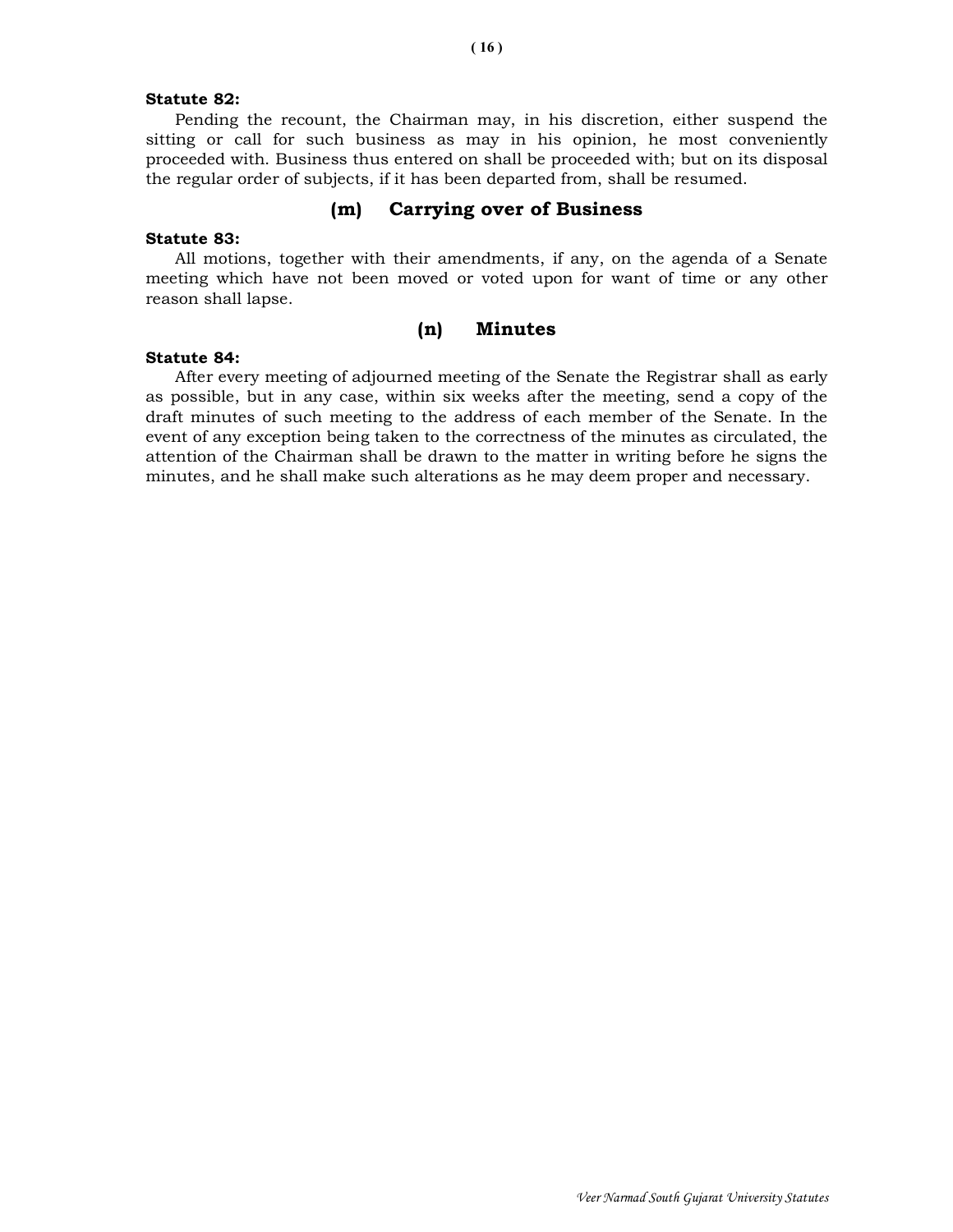**Statute 82:**

Pending the recount, the Chairman may, in his discretion, either suspend the sitting or call for such business as may in his opinion, he most conveniently proceeded with. Business thus entered on shall be proceeded with; but on its disposal the regular order of subjects, if it has been departed from, shall be resumed.

## (m) Carrying over of Business

**Statute 83:**

All motions, together with their amendments, if any, on the agenda of a Senate meeting which have not been moved or voted upon for want of time or any other reason shall lapse.

## (n) Minutes

**Statute 84:**

After every meeting of adjourned meeting of the Senate the Registrar shall as early as possible, but in any case, within six weeks after the meeting, send a copy of the draft minutes of such meeting to the address of each member of the Senate. In the event of any exception being taken to the correctness of the minutes as circulated, the attention of the Chairman shall be drawn to the matter in writing before he signs the minutes, and he shall make such alterations as he may deem proper and necessary.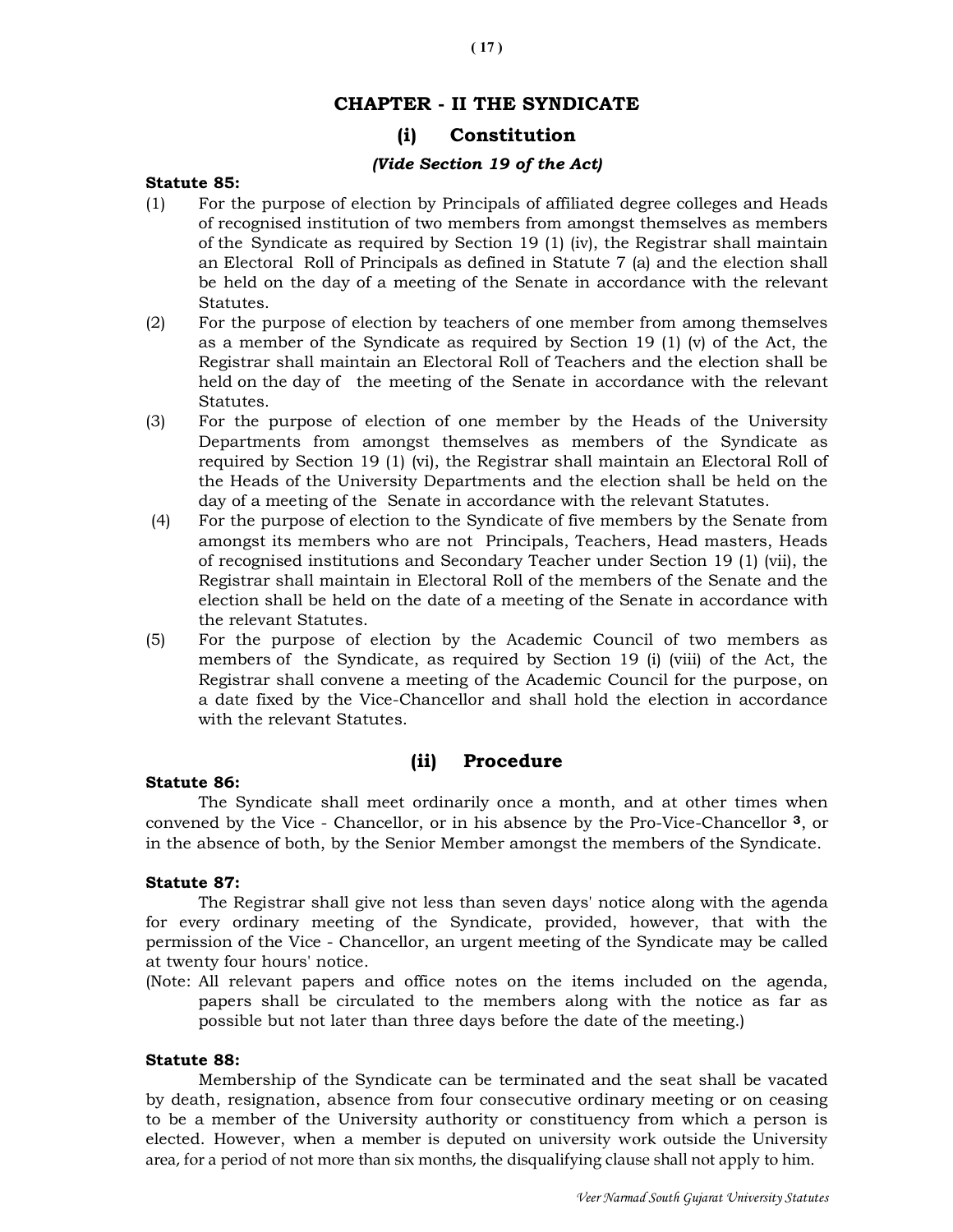## CHAPTER - II THE SYNDICATE

### (i) Constitution

*(Vide Section 19 of the Act)*

**Statute 85:**

(1) For the purpose of election by Principals of affiliated degree colleges and Heads of recognised institution of two members from amongst themselves as members of the Syndicate as required by Section 19 (1) (iv), the Registrar shall maintain an Electoral Roll of Principals as defined in Statute 7 (a) and the election shall be held on the day of a meeting of the Senate in accordance with the relevant Statutes.

(2) For the purpose of election by teachers of one member from among themselves as a member of the Syndicate as required by Section 19 (1) (v) of the Act, the Registrar shall maintain an Electoral Roll of Teachers and the election shall be held on the day of the meeting of the Senate in accordance with the relevant Statutes.

(3) For the purpose of election of one member by the Heads of the University Departments from amongst themselves as members of the Syndicate as required by Section 19 (1) (vi), the Registrar shall maintain an Electoral Roll of the Heads of the University Departments and the election shall be held on the day of a meeting of the Senate in accordance with the relevant Statutes.

(4) For the purpose of election to the Syndicate of five members by the Senate from amongst its members who are not Principals, Teachers, Head masters, Heads of recognised institutions and Secondary Teacher under Section 19 (1) (vii), the Registrar shall maintain in Electoral Roll of the members of the Senate and the election shall be held on the date of a meeting of the Senate in accordance with the relevant Statutes.

(5) For the purpose of election by the Academic Council of two members as members of the Syndicate, as required by Section 19 (i) (viii) of the Act, the Registrar shall convene a meeting of the Academic Council for the purpose, on a date fixed by the Vice-Chancellor and shall hold the election in accordance with the relevant Statutes.

### (ii) Procedure

**Statute 86:**

The Syndicate shall meet ordinarily once a month, and at other times when convened by the Vice - Chancellor, or in his absence by the Pro-Vice-Chancellor [3], or in the absence of both, by the Senior Member amongst the members of the Syndicate.

**Statute 87:**

The Registrar shall give not less than seven days' notice along with the agenda for every ordinary meeting of the Syndicate, provided, however, that with the permission of the Vice - Chancellor, an urgent meeting of the Syndicate may be called at twenty four hours' notice.

(Note: All relevant papers and office notes on the items included on the agenda, papers shall be circulated to the members along with the notice as far as possible but not later than three days before the date of the meeting.)

**Statute 88:**

Membership of the Syndicate can be terminated and the seat shall be vacated by death, resignation, absence from four consecutive ordinary meeting or on ceasing to be a member of the University authority or constituency from which a person is elected. However, when a member is deputed on university work outside the University area, for a period of not more than six months, the disqualifying clause shall not apply to him.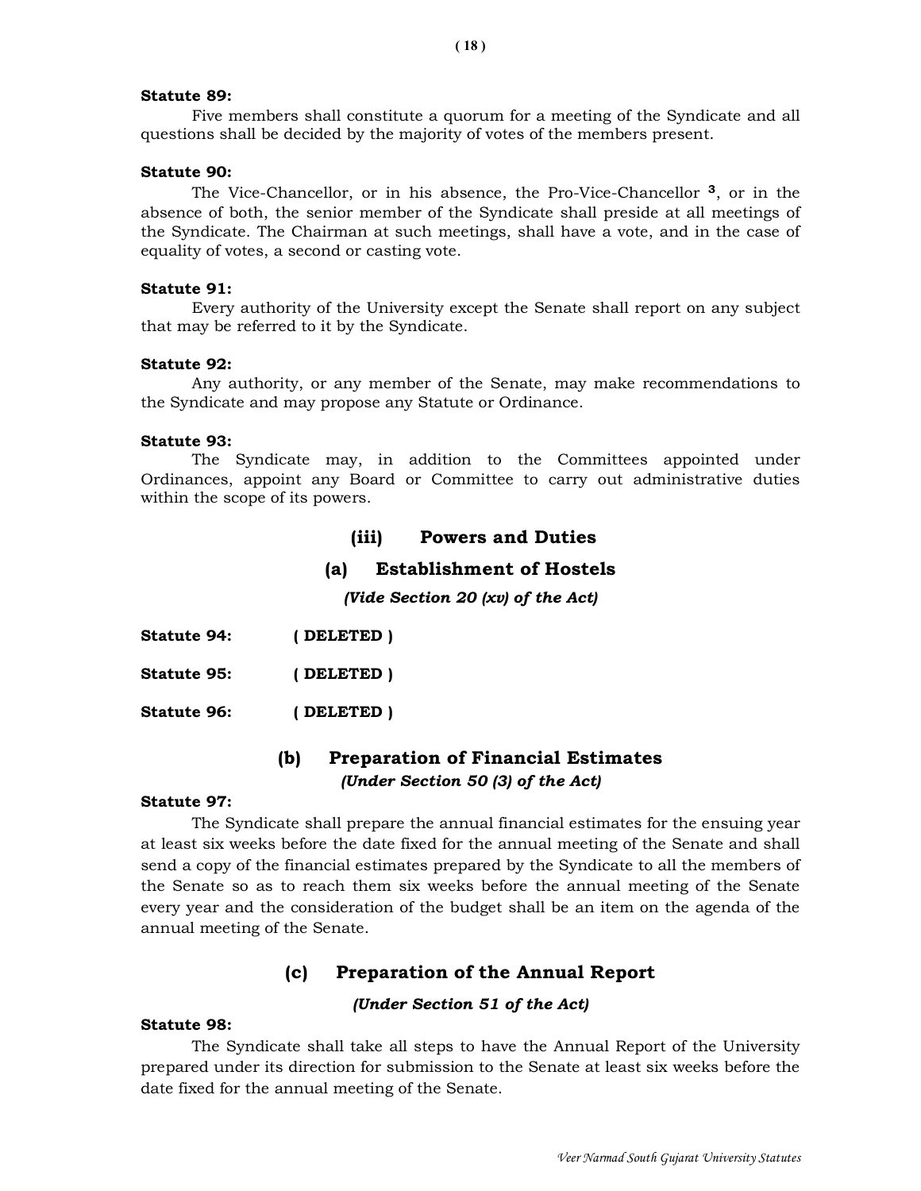**Statute 89:**

Five members shall constitute a quorum for a meeting of the Syndicate and all questions shall be decided by the majority of votes of the members present.

**Statute 90:**

The Vice-Chancellor, or in his absence, the Pro-Vice-Chancellor [3], or in the absence of both, the senior member of the Syndicate shall preside at all meetings of the Syndicate. The Chairman at such meetings, shall have a vote, and in the case of equality of votes, a second or casting vote.

**Statute 91:**

Every authority of the University except the Senate shall report on any subject that may be referred to it by the Syndicate.

**Statute 92:**

Any authority, or any member of the Senate, may make recommendations to the Syndicate and may propose any Statute or Ordinance.

**Statute 93:**

The Syndicate may, in addition to the Committees appointed under Ordinances, appoint any Board or Committee to carry out administrative duties within the scope of its powers.

## (iii) Powers and Duties

### (a) Establishment of Hostels

*(Vide Section 20 (xv) of the Act)*

**Statute 94:** ( DELETED )

**Statute 95:** ( DELETED )

**Statute 96:** ( DELETED )

### (b) Preparation of Financial Estimates

*(Under Section 50 (3) of the Act)*

**Statute 97:**

The Syndicate shall prepare the annual financial estimates for the ensuing year at least six weeks before the date fixed for the annual meeting of the Senate and shall send a copy of the financial estimates prepared by the Syndicate to all the members of the Senate so as to reach them six weeks before the annual meeting of the Senate every year and the consideration of the budget shall be an item on the agenda of the annual meeting of the Senate.

### (c) Preparation of the Annual Report

*(Under Section 51 of the Act)*

**Statute 98:**

The Syndicate shall take all steps to have the Annual Report of the University prepared under its direction for submission to the Senate at least six weeks before the date fixed for the annual meeting of the Senate.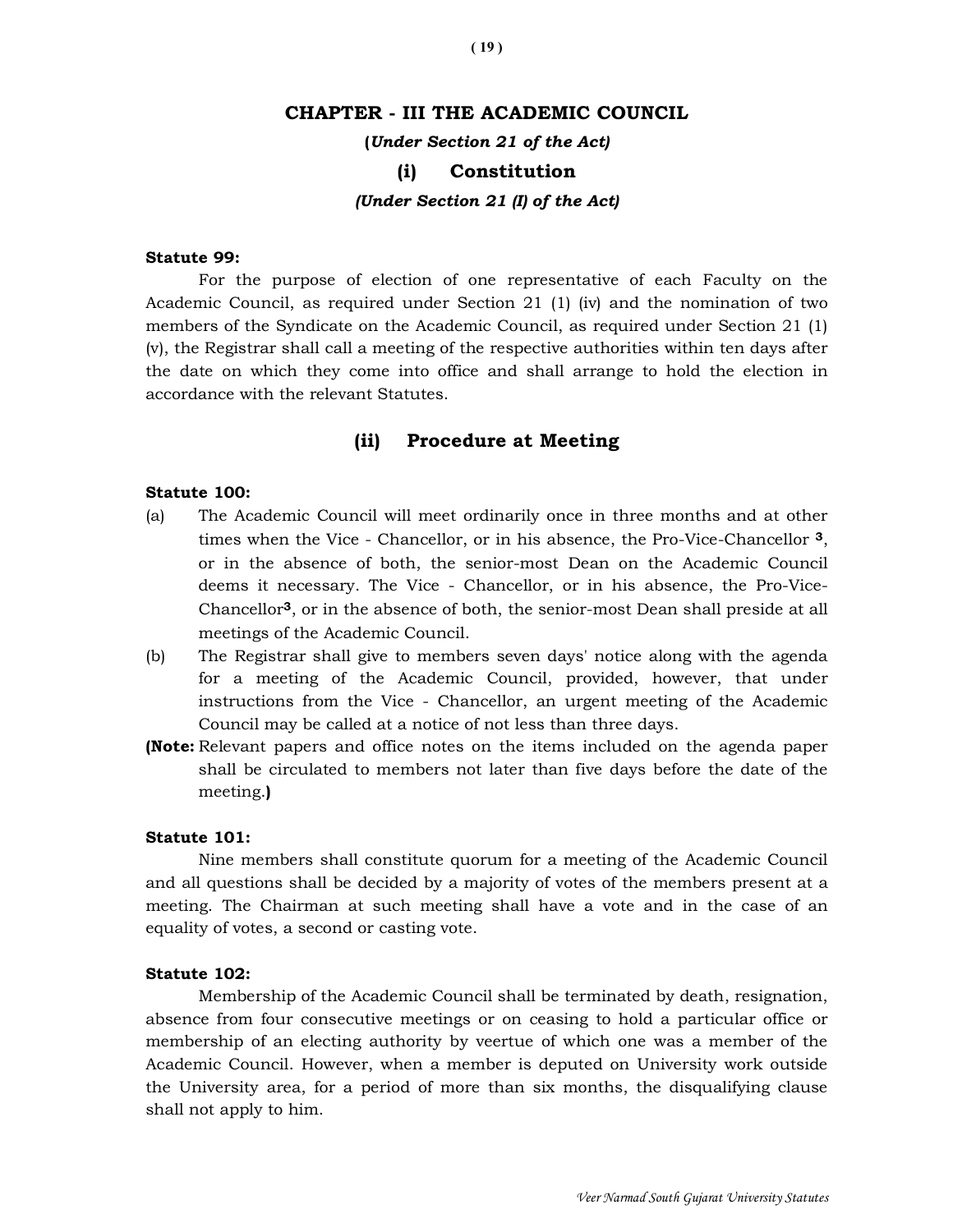# CHAPTER - III THE ACADEMIC COUNCIL

**(*Under Section 21 of the Act)***

## (i) Constitution

***(Under Section 21 (I) of the Act)***

**Statute 99:**

For the purpose of election of one representative of each Faculty on the Academic Council, as required under Section 21 (1) (iv) and the nomination of two members of the Syndicate on the Academic Council, as required under Section 21 (1) (v), the Registrar shall call a meeting of the respective authorities within ten days after the date on which they come into office and shall arrange to hold the election in accordance with the relevant Statutes.

## (ii) Procedure at Meeting

**Statute 100:**

(a) The Academic Council will meet ordinarily once in three months and at other times when the Vice - Chancellor, or in his absence, the Pro-Vice-Chancellor [3], or in the absence of both, the senior-most Dean on the Academic Council deems it necessary. The Vice - Chancellor, or in his absence, the Pro-Vice-Chancellor[3], or in the absence of both, the senior-most Dean shall preside at all meetings of the Academic Council.

(b) The Registrar shall give to members seven days' notice along with the agenda for a meeting of the Academic Council, provided, however, that under instructions from the Vice - Chancellor, an urgent meeting of the Academic Council may be called at a notice of not less than three days.

**(Note:** Relevant papers and office notes on the items included on the agenda paper shall be circulated to members not later than five days before the date of the meeting.**)**

**Statute 101:**

Nine members shall constitute quorum for a meeting of the Academic Council and all questions shall be decided by a majority of votes of the members present at a meeting. The Chairman at such meeting shall have a vote and in the case of an equality of votes, a second or casting vote.

**Statute 102:**

Membership of the Academic Council shall be terminated by death, resignation, absence from four consecutive meetings or on ceasing to hold a particular office or membership of an electing authority by veertue of which one was a member of the Academic Council. However, when a member is deputed on University work outside the University area, for a period of more than six months, the disqualifying clause shall not apply to him.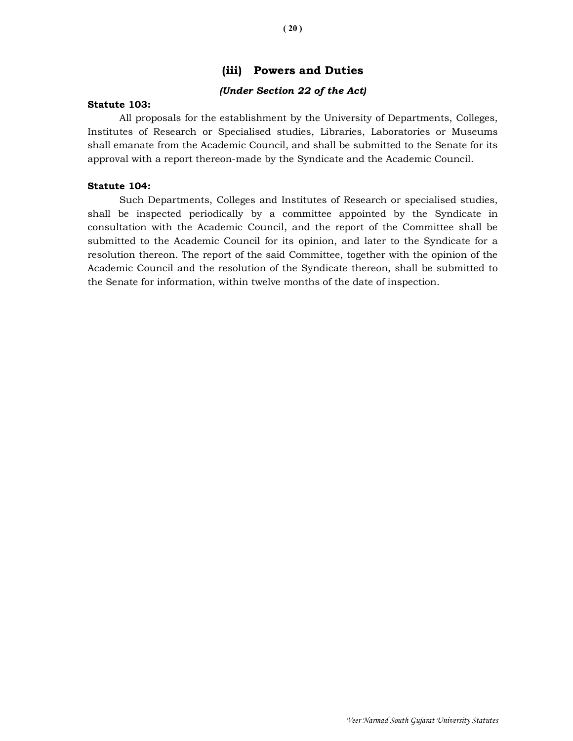## (iii) Powers and Duties

***(Under Section 22 of the Act)***

**Statute 103:**

All proposals for the establishment by the University of Departments, Colleges, Institutes of Research or Specialised studies, Libraries, Laboratories or Museums shall emanate from the Academic Council, and shall be submitted to the Senate for its approval with a report thereon-made by the Syndicate and the Academic Council.

**Statute 104:**

Such Departments, Colleges and Institutes of Research or specialised studies, shall be inspected periodically by a committee appointed by the Syndicate in consultation with the Academic Council, and the report of the Committee shall be submitted to the Academic Council for its opinion, and later to the Syndicate for a resolution thereon. The report of the said Committee, together with the opinion of the Academic Council and the resolution of the Syndicate thereon, shall be submitted to the Senate for information, within twelve months of the date of inspection.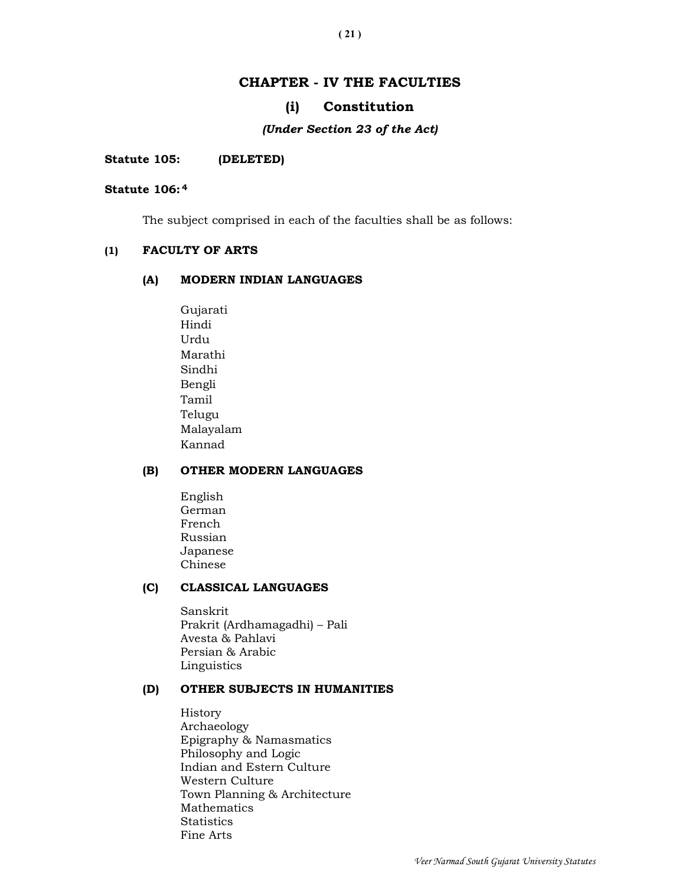# CHAPTER - IV THE FACULTIES

## (i) Constitution

***(Under Section 23 of the Act)***

**Statute 105: (DELETED)**

**Statute 106:[4]**

The subject comprised in each of the faculties shall be as follows:

### (1) FACULTY OF ARTS

#### (A) MODERN INDIAN LANGUAGES

Gujarati
Hindi
Urdu
Marathi
Sindhi
Bengli
Tamil
Telugu
Malayalam
Kannad

#### (B) OTHER MODERN LANGUAGES

English
German
French
Russian
Japanese
Chinese

#### (C) CLASSICAL LANGUAGES

Sanskrit
Prakrit (Ardhamagadhi) – Pali
Avesta & Pahlavi
Persian & Arabic
Linguistics

#### (D) OTHER SUBJECTS IN HUMANITIES

History
Archaeology
Epigraphy & Namasmatics
Philosophy and Logic
Indian and Estern Culture
Western Culture
Town Planning & Architecture
Mathematics
Statistics
Fine Arts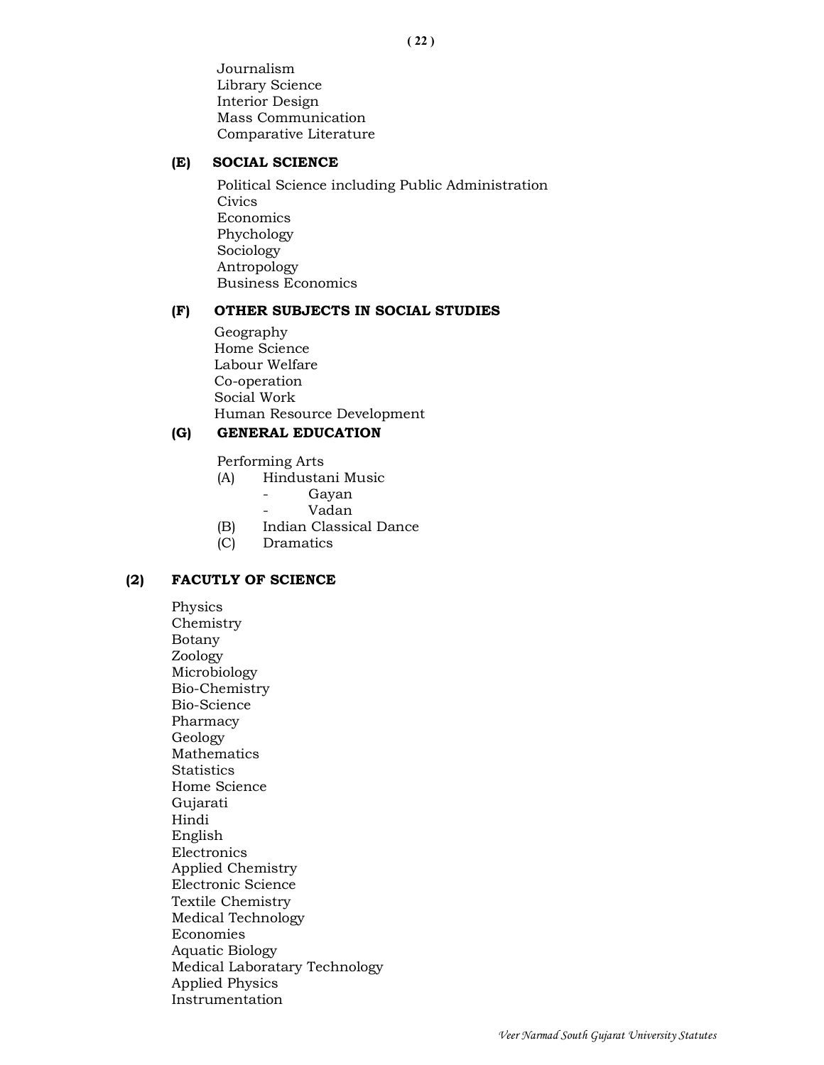Journalism
Library Science
Interior Design
Mass Communication
Comparative Literature

**(E) SOCIAL SCIENCE**

Political Science including Public Administration
Civics
Economics
Phychology
Sociology
Antropology
Business Economics

**(F) OTHER SUBJECTS IN SOCIAL STUDIES**

Geography
Home Science
Labour Welfare
Co-operation
Social Work
Human Resource Development

**(G) GENERAL EDUCATION**

Performing Arts

(A) Hindustani Music
  - Gayan
  - Vadan

(B) Indian Classical Dance

(C) Dramatics

**(2) FACUTLY OF SCIENCE**

Physics
Chemistry
Botany
Zoology
Microbiology
Bio-Chemistry
Bio-Science
Pharmacy
Geology
Mathematics
Statistics
Home Science
Gujarati
Hindi
English
Electronics
Applied Chemistry
Electronic Science
Textile Chemistry
Medical Technology
Economies
Aquatic Biology
Medical Laboratary Technology
Applied Physics
Instrumentation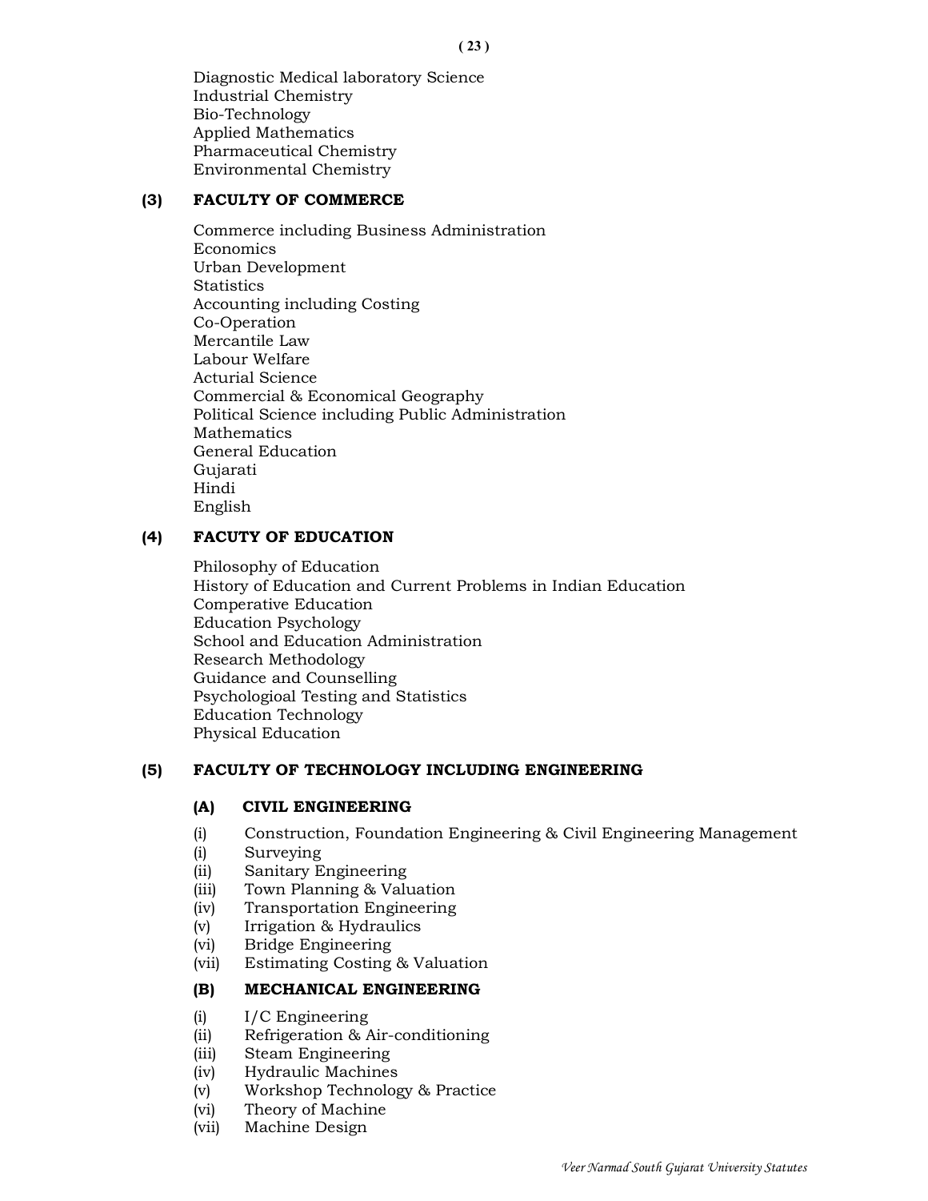Diagnostic Medical laboratory Science
Industrial Chemistry
Bio-Technology
Applied Mathematics
Pharmaceutical Chemistry
Environmental Chemistry

### (3) FACULTY OF COMMERCE

Commerce including Business Administration
Economics
Urban Development
Statistics
Accounting including Costing
Co-Operation
Mercantile Law
Labour Welfare
Acturial Science
Commercial & Economical Geography
Political Science including Public Administration
Mathematics
General Education
Gujarati
Hindi
English

### (4) FACUTY OF EDUCATION

Philosophy of Education
History of Education and Current Problems in Indian Education
Comperative Education
Education Psychology
School and Education Administration
Research Methodology
Guidance and Counselling
Psychologioal Testing and Statistics
Education Technology
Physical Education

### (5) FACULTY OF TECHNOLOGY INCLUDING ENGINEERING

#### (A) CIVIL ENGINEERING

(i) Construction, Foundation Engineering & Civil Engineering Management
(i) Surveying
(ii) Sanitary Engineering
(iii) Town Planning & Valuation
(iv) Transportation Engineering
(v) Irrigation & Hydraulics
(vi) Bridge Engineering
(vii) Estimating Costing & Valuation

#### (B) MECHANICAL ENGINEERING

(i) I/C Engineering
(ii) Refrigeration & Air-conditioning
(iii) Steam Engineering
(iv) Hydraulic Machines
(v) Workshop Technology & Practice
(vi) Theory of Machine
(vii) Machine Design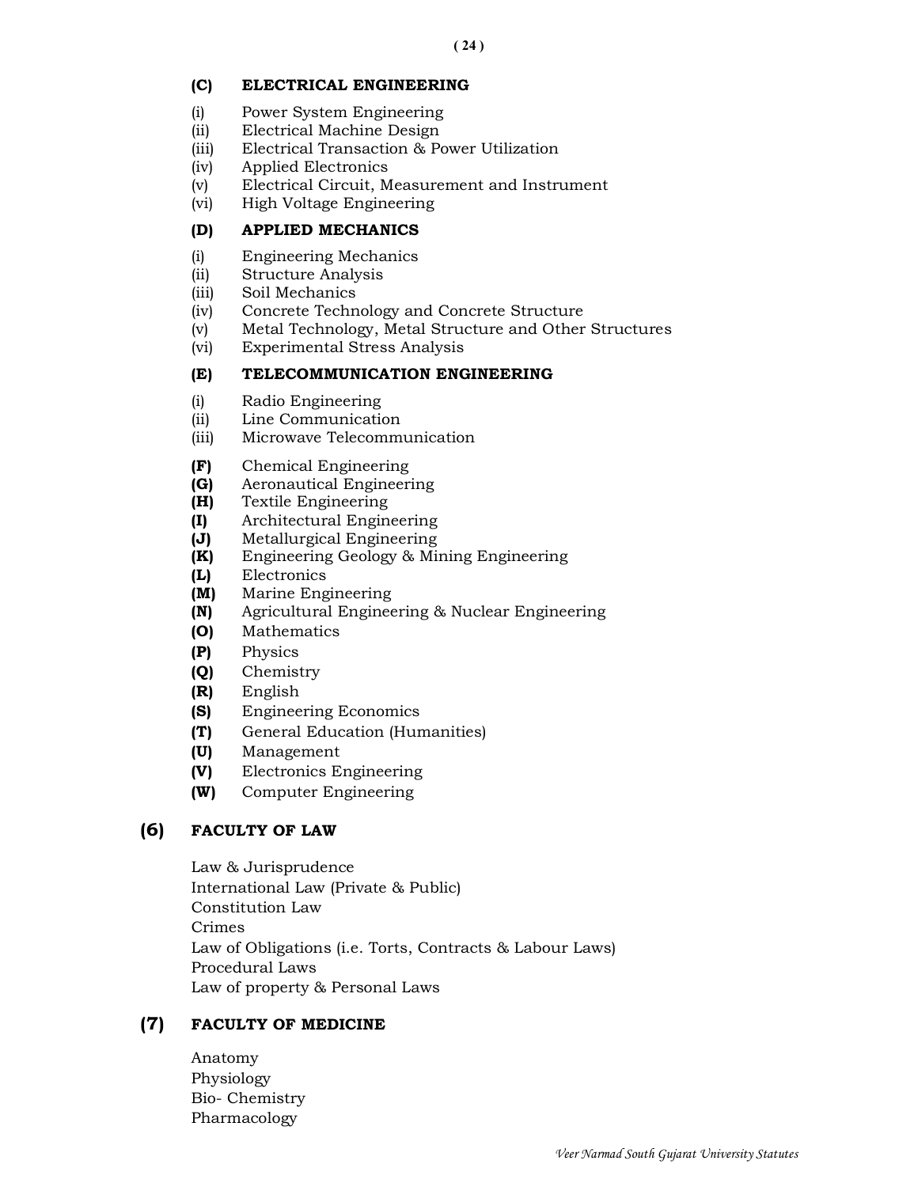**(C) ELECTRICAL ENGINEERING**

(i) Power System Engineering
(ii) Electrical Machine Design
(iii) Electrical Transaction & Power Utilization
(iv) Applied Electronics
(v) Electrical Circuit, Measurement and Instrument
(vi) High Voltage Engineering

**(D) APPLIED MECHANICS**

(i) Engineering Mechanics
(ii) Structure Analysis
(iii) Soil Mechanics
(iv) Concrete Technology and Concrete Structure
(v) Metal Technology, Metal Structure and Other Structures
(vi) Experimental Stress Analysis

**(E) TELECOMMUNICATION ENGINEERING**

(i) Radio Engineering
(ii) Line Communication
(iii) Microwave Telecommunication

**(F)** Chemical Engineering
**(G)** Aeronautical Engineering
**(H)** Textile Engineering
**(I)** Architectural Engineering
**(J)** Metallurgical Engineering
**(K)** Engineering Geology & Mining Engineering
**(L)** Electronics
**(M)** Marine Engineering
**(N)** Agricultural Engineering & Nuclear Engineering
**(O)** Mathematics
**(P)** Physics
**(Q)** Chemistry
**(R)** English
**(S)** Engineering Economics
**(T)** General Education (Humanities)
**(U)** Management
**(V)** Electronics Engineering
**(W)** Computer Engineering

## (6) FACULTY OF LAW

Law & Jurisprudence
International Law (Private & Public)
Constitution Law
Crimes
Law of Obligations (i.e. Torts, Contracts & Labour Laws)
Procedural Laws
Law of property & Personal Laws

## (7) FACULTY OF MEDICINE

Anatomy
Physiology
Bio- Chemistry
Pharmacology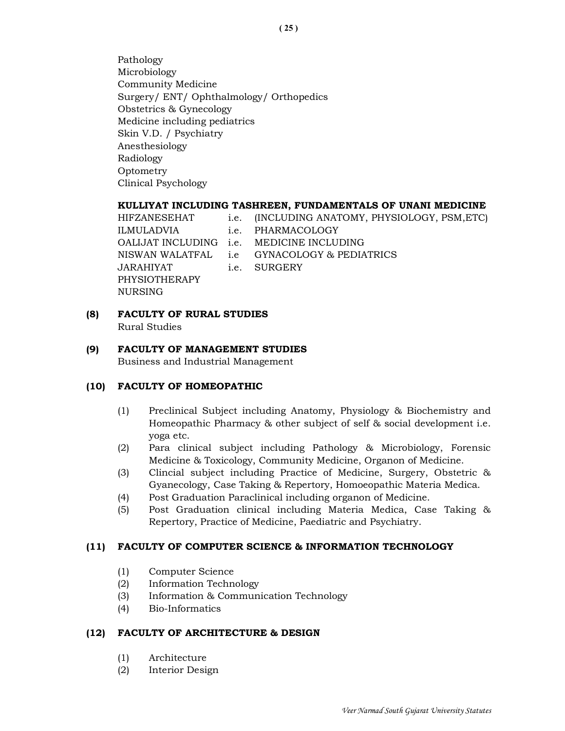Pathology
Microbiology
Community Medicine
Surgery/ ENT/ Ophthalmology/ Orthopedics
Obstetrics & Gynecology
Medicine including pediatrics
Skin V.D. / Psychiatry
Anesthesiology
Radiology
Optometry
Clinical Psychology

**KULLIYAT INCLUDING TASHREEN, FUNDAMENTALS OF UNANI MEDICINE**

| | | |
|---|---|---|
| HIFZANESEHAT | i.e. | (INCLUDING ANATOMY, PHYSIOLOGY, PSM,ETC) |
| ILMULADVIA | i.e. | PHARMACOLOGY |
| OALIJAT INCLUDING | i.e. | MEDICINE INCLUDING |
| NISWAN WALATFAL | i.e | GYNACOLOGY & PEDIATRICS |
| JARAHIYAT | i.e. | SURGERY |

PHYSIOTHERAPY
NURSING

**(8) FACULTY OF RURAL STUDIES**

Rural Studies

**(9) FACULTY OF MANAGEMENT STUDIES**

Business and Industrial Management

**(10) FACULTY OF HOMEOPATHIC**

(1) Preclinical Subject including Anatomy, Physiology & Biochemistry and Homeopathic Pharmacy & other subject of self & social development i.e. yoga etc.
(2) Para clinical subject including Pathology & Microbiology, Forensic Medicine & Toxicology, Community Medicine, Organon of Medicine.
(3) Clincial subject including Practice of Medicine, Surgery, Obstetric & Gyanecology, Case Taking & Repertory, Homoeopathic Materia Medica.
(4) Post Graduation Paraclinical including organon of Medicine.
(5) Post Graduation clinical including Materia Medica, Case Taking & Repertory, Practice of Medicine, Paediatric and Psychiatry.

**(11) FACULTY OF COMPUTER SCIENCE & INFORMATION TECHNOLOGY**

(1) Computer Science
(2) Information Technology
(3) Information & Communication Technology
(4) Bio-Informatics

**(12) FACULTY OF ARCHITECTURE & DESIGN**

(1) Architecture
(2) Interior Design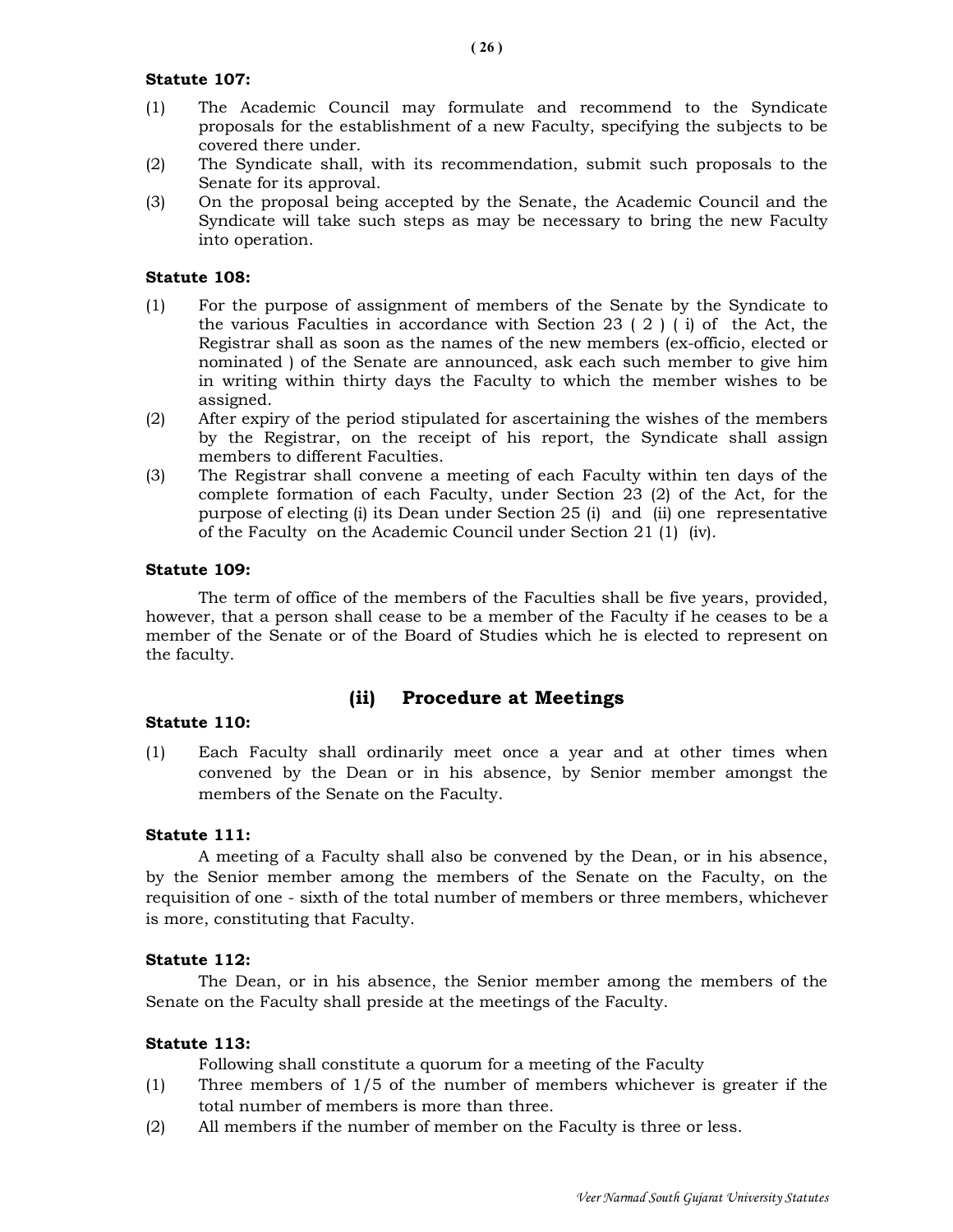**Statute 107:**

(1) The Academic Council may formulate and recommend to the Syndicate proposals for the establishment of a new Faculty, specifying the subjects to be covered there under.

(2) The Syndicate shall, with its recommendation, submit such proposals to the Senate for its approval.

(3) On the proposal being accepted by the Senate, the Academic Council and the Syndicate will take such steps as may be necessary to bring the new Faculty into operation.

**Statute 108:**

(1) For the purpose of assignment of members of the Senate by the Syndicate to the various Faculties in accordance with Section 23 ( 2 ) ( i) of the Act, the Registrar shall as soon as the names of the new members (ex-officio, elected or nominated ) of the Senate are announced, ask each such member to give him in writing within thirty days the Faculty to which the member wishes to be assigned.

(2) After expiry of the period stipulated for ascertaining the wishes of the members by the Registrar, on the receipt of his report, the Syndicate shall assign members to different Faculties.

(3) The Registrar shall convene a meeting of each Faculty within ten days of the complete formation of each Faculty, under Section 23 (2) of the Act, for the purpose of electing (i) its Dean under Section 25 (i) and (ii) one representative of the Faculty on the Academic Council under Section 21 (1) (iv).

**Statute 109:**

The term of office of the members of the Faculties shall be five years, provided, however, that a person shall cease to be a member of the Faculty if he ceases to be a member of the Senate or of the Board of Studies which he is elected to represent on the faculty.

## (ii) Procedure at Meetings

**Statute 110:**

(1) Each Faculty shall ordinarily meet once a year and at other times when convened by the Dean or in his absence, by Senior member amongst the members of the Senate on the Faculty.

**Statute 111:**

A meeting of a Faculty shall also be convened by the Dean, or in his absence, by the Senior member among the members of the Senate on the Faculty, on the requisition of one - sixth of the total number of members or three members, whichever is more, constituting that Faculty.

**Statute 112:**

The Dean, or in his absence, the Senior member among the members of the Senate on the Faculty shall preside at the meetings of the Faculty.

**Statute 113:**

Following shall constitute a quorum for a meeting of the Faculty

(1) Three members of 1/5 of the number of members whichever is greater if the total number of members is more than three.

(2) All members if the number of member on the Faculty is three or less.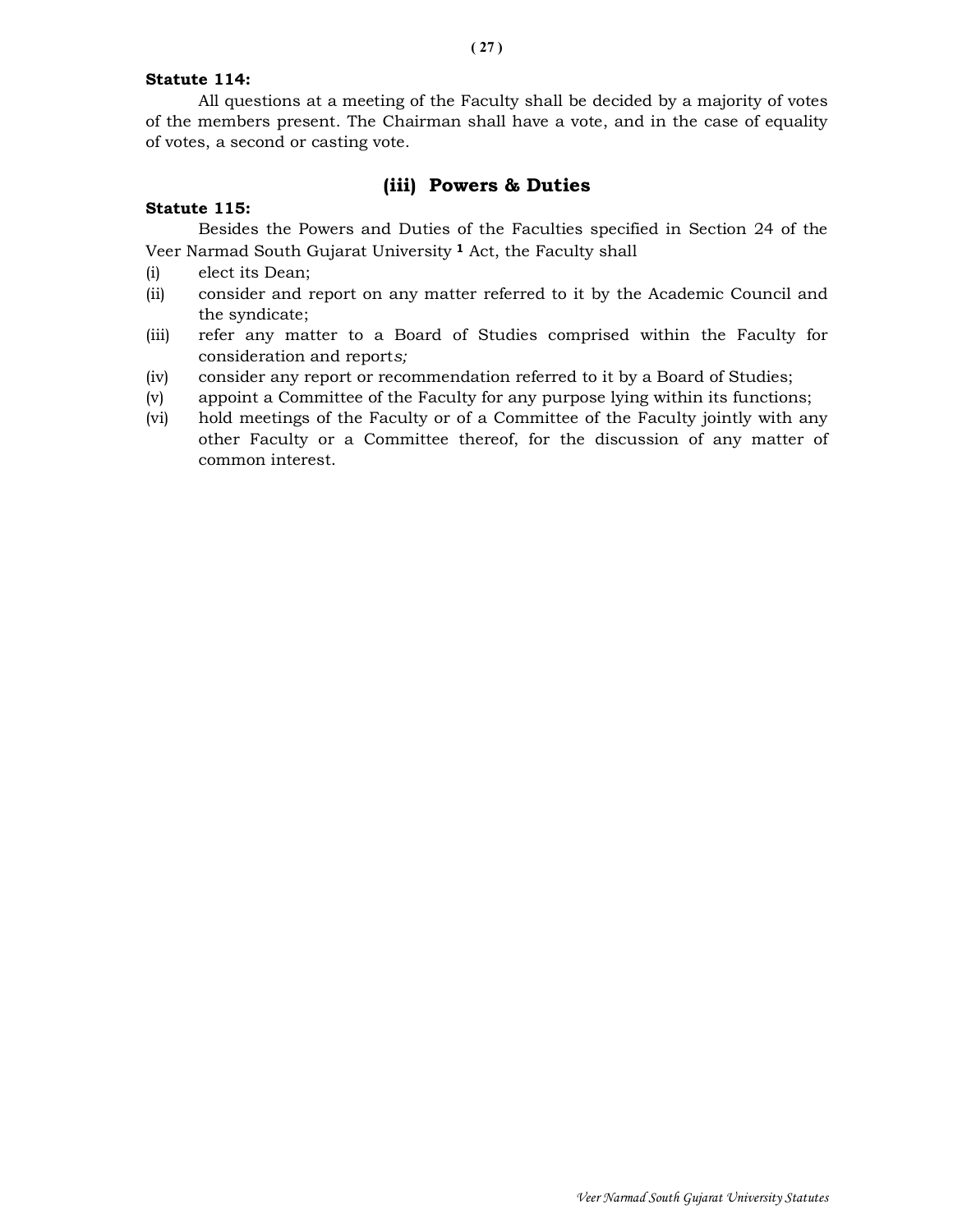**Statute 114:**

All questions at a meeting of the Faculty shall be decided by a majority of votes of the members present. The Chairman shall have a vote, and in the case of equality of votes, a second or casting vote.

## (iii) Powers & Duties

**Statute 115:**

Besides the Powers and Duties of the Faculties specified in Section 24 of the Veer Narmad South Gujarat University [1] Act, the Faculty shall

(i) elect its Dean;

(ii) consider and report on any matter referred to it by the Academic Council and the syndicate;

(iii) refer any matter to a Board of Studies comprised within the Faculty for consideration and report*s;*

(iv) consider any report or recommendation referred to it by a Board of Studies;

(v) appoint a Committee of the Faculty for any purpose lying within its functions;

(vi) hold meetings of the Faculty or of a Committee of the Faculty jointly with any other Faculty or a Committee thereof, for the discussion of any matter of common interest.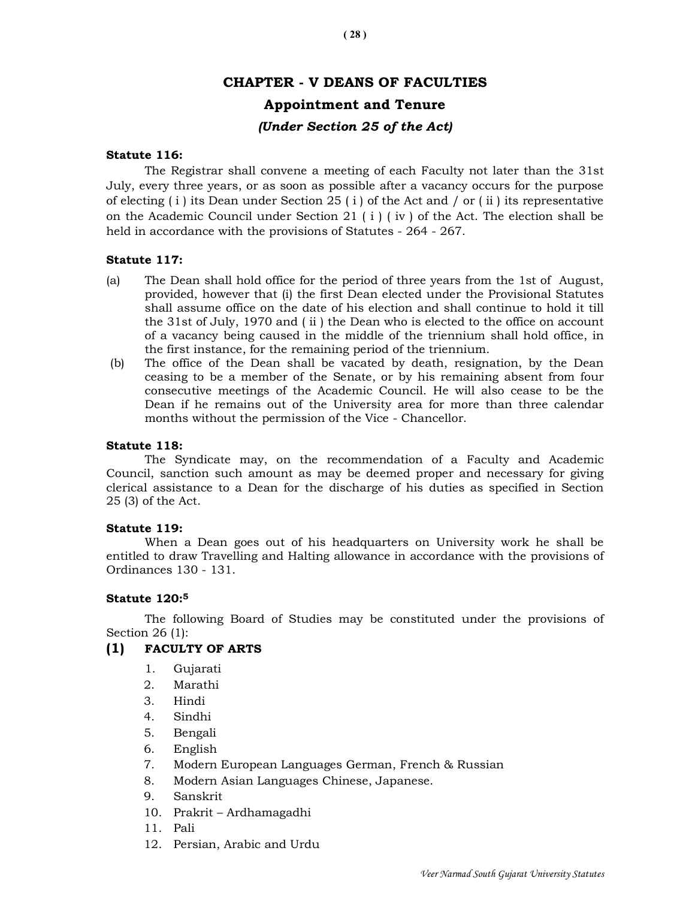# CHAPTER - V DEANS OF FACULTIES

## Appointment and Tenure

### *(Under Section 25 of the Act)*

**Statute 116:**

The Registrar shall convene a meeting of each Faculty not later than the 31st July, every three years, or as soon as possible after a vacancy occurs for the purpose of electing ( i ) its Dean under Section 25 ( i ) of the Act and / or ( ii ) its representative on the Academic Council under Section 21 ( i ) ( iv ) of the Act. The election shall be held in accordance with the provisions of Statutes - 264 - 267.

**Statute 117:**

(a) The Dean shall hold office for the period of three years from the 1st of August, provided, however that (i) the first Dean elected under the Provisional Statutes shall assume office on the date of his election and shall continue to hold it till the 31st of July, 1970 and ( ii ) the Dean who is elected to the office on account of a vacancy being caused in the middle of the triennium shall hold office, in the first instance, for the remaining period of the triennium.

(b) The office of the Dean shall be vacated by death, resignation, by the Dean ceasing to be a member of the Senate, or by his remaining absent from four consecutive meetings of the Academic Council. He will also cease to be the Dean if he remains out of the University area for more than three calendar months without the permission of the Vice - Chancellor.

**Statute 118:**

The Syndicate may, on the recommendation of a Faculty and Academic Council, sanction such amount as may be deemed proper and necessary for giving clerical assistance to a Dean for the discharge of his duties as specified in Section 25 (3) of the Act.

**Statute 119:**

When a Dean goes out of his headquarters on University work he shall be entitled to draw Travelling and Halting allowance in accordance with the provisions of Ordinances 130 - 131.

**Statute 120:**[5]

The following Board of Studies may be constituted under the provisions of Section 26 (1):

**(1) FACULTY OF ARTS**

1. Gujarati
2. Marathi
3. Hindi
4. Sindhi
5. Bengali
6. English
7. Modern European Languages German, French & Russian
8. Modern Asian Languages Chinese, Japanese.
9. Sanskrit
10. Prakrit – Ardhamagadhi
11. Pali
12. Persian, Arabic and Urdu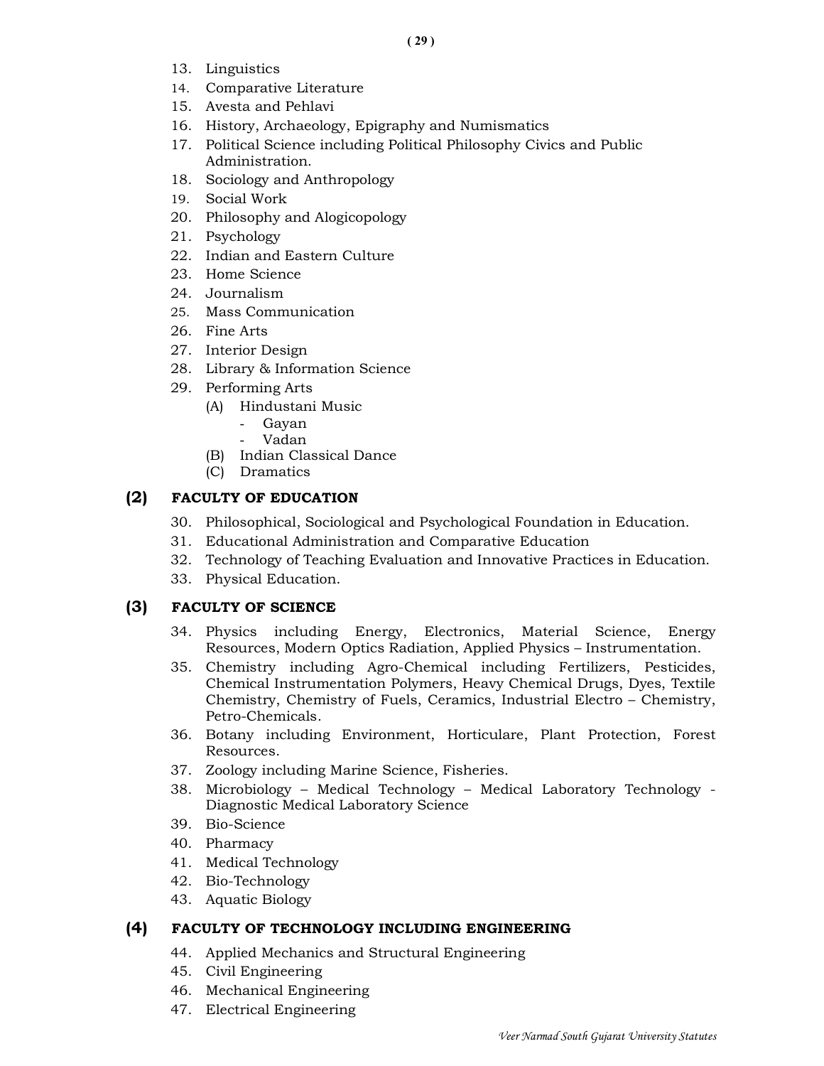13. Linguistics
14. Comparative Literature
15. Avesta and Pehlavi
16. History, Archaeology, Epigraphy and Numismatics
17. Political Science including Political Philosophy Civics and Public Administration.
18. Sociology and Anthropology
19. Social Work
20. Philosophy and Alogicopology
21. Psychology
22. Indian and Eastern Culture
23. Home Science
24. Journalism
25. Mass Communication
26. Fine Arts
27. Interior Design
28. Library & Information Science
29. Performing Arts
    - (A) Hindustani Music
        - Gayan
        - Vadan
    - (B) Indian Classical Dance
    - (C) Dramatics

## (2) FACULTY OF EDUCATION

30. Philosophical, Sociological and Psychological Foundation in Education.
31. Educational Administration and Comparative Education
32. Technology of Teaching Evaluation and Innovative Practices in Education.
33. Physical Education.

## (3) FACULTY OF SCIENCE

34. Physics including Energy, Electronics, Material Science, Energy Resources, Modern Optics Radiation, Applied Physics – Instrumentation.
35. Chemistry including Agro-Chemical including Fertilizers, Pesticides, Chemical Instrumentation Polymers, Heavy Chemical Drugs, Dyes, Textile Chemistry, Chemistry of Fuels, Ceramics, Industrial Electro – Chemistry, Petro-Chemicals.
36. Botany including Environment, Horticulare, Plant Protection, Forest Resources.
37. Zoology including Marine Science, Fisheries.
38. Microbiology – Medical Technology – Medical Laboratory Technology - Diagnostic Medical Laboratory Science
39. Bio-Science
40. Pharmacy
41. Medical Technology
42. Bio-Technology
43. Aquatic Biology

## (4) FACULTY OF TECHNOLOGY INCLUDING ENGINEERING

44. Applied Mechanics and Structural Engineering
45. Civil Engineering
46. Mechanical Engineering
47. Electrical Engineering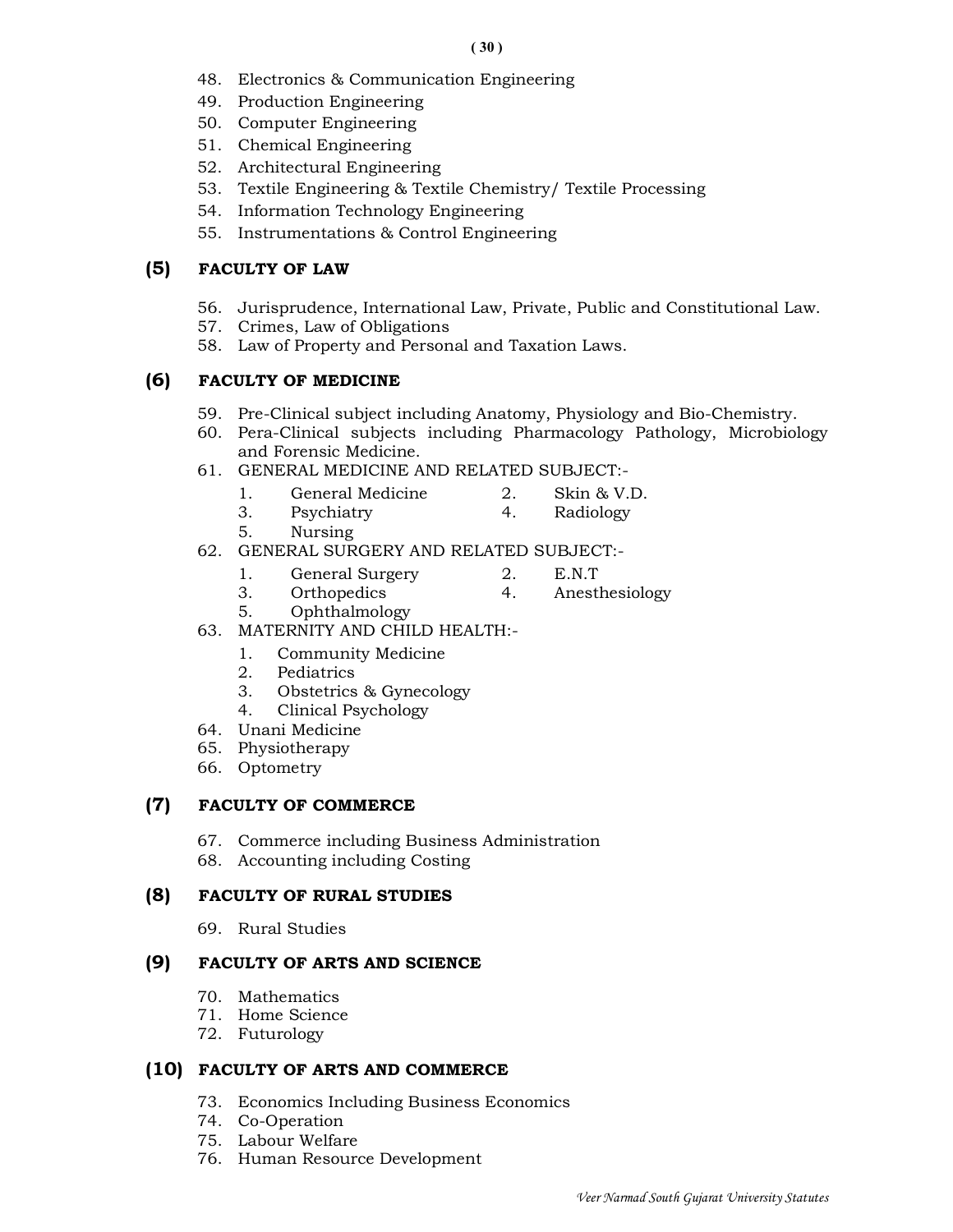48. Electronics & Communication Engineering
49. Production Engineering
50. Computer Engineering
51. Chemical Engineering
52. Architectural Engineering
53. Textile Engineering & Textile Chemistry/ Textile Processing
54. Information Technology Engineering
55. Instrumentations & Control Engineering

## (5) FACULTY OF LAW

56. Jurisprudence, International Law, Private, Public and Constitutional Law.
57. Crimes, Law of Obligations
58. Law of Property and Personal and Taxation Laws.

## (6) FACULTY OF MEDICINE

59. Pre-Clinical subject including Anatomy, Physiology and Bio-Chemistry.
60. Pera-Clinical subjects including Pharmacology Pathology, Microbiology and Forensic Medicine.
61. GENERAL MEDICINE AND RELATED SUBJECT:-
    1. General Medicine
    2. Skin & V.D.
    3. Psychiatry
    4. Radiology
    5. Nursing
62. GENERAL SURGERY AND RELATED SUBJECT:-
    1. General Surgery
    2. E.N.T
    3. Orthopedics
    4. Anesthesiology
    5. Ophthalmology
63. MATERNITY AND CHILD HEALTH:-
    1. Community Medicine
    2. Pediatrics
    3. Obstetrics & Gynecology
    4. Clinical Psychology
64. Unani Medicine
65. Physiotherapy
66. Optometry

## (7) FACULTY OF COMMERCE

67. Commerce including Business Administration
68. Accounting including Costing

## (8) FACULTY OF RURAL STUDIES

69. Rural Studies

## (9) FACULTY OF ARTS AND SCIENCE

70. Mathematics
71. Home Science
72. Futurology

## (10) FACULTY OF ARTS AND COMMERCE

73. Economics Including Business Economics
74. Co-Operation
75. Labour Welfare
76. Human Resource Development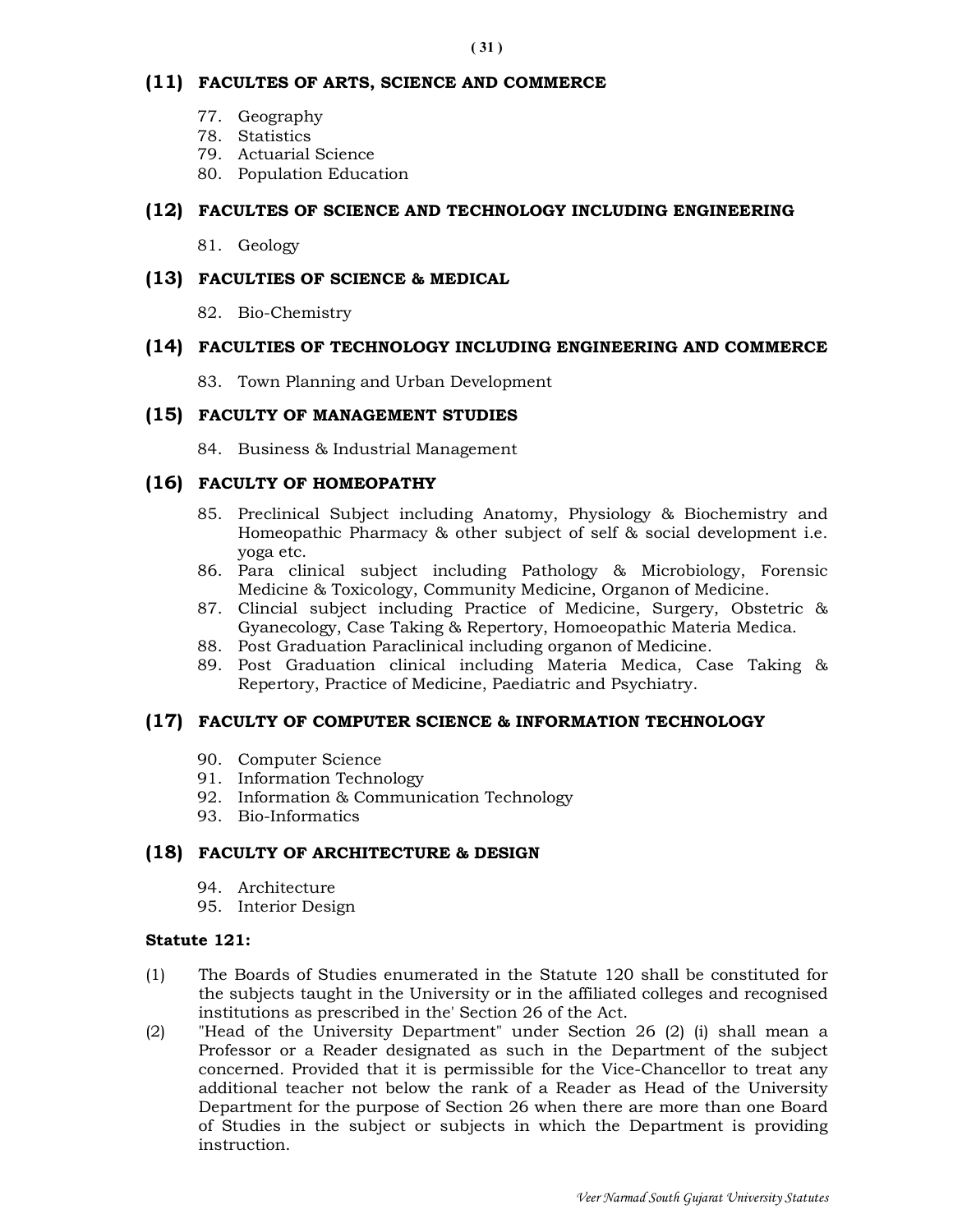**(11) FACULTES OF ARTS, SCIENCE AND COMMERCE**

77. Geography
78. Statistics
79. Actuarial Science
80. Population Education

**(12) FACULTES OF SCIENCE AND TECHNOLOGY INCLUDING ENGINEERING**

81. Geology

**(13) FACULTIES OF SCIENCE & MEDICAL**

82. Bio-Chemistry

**(14) FACULTIES OF TECHNOLOGY INCLUDING ENGINEERING AND COMMERCE**

83. Town Planning and Urban Development

**(15) FACULTY OF MANAGEMENT STUDIES**

84. Business & Industrial Management

**(16) FACULTY OF HOMEOPATHY**

85. Preclinical Subject including Anatomy, Physiology & Biochemistry and Homeopathic Pharmacy & other subject of self & social development i.e. yoga etc.
86. Para clinical subject including Pathology & Microbiology, Forensic Medicine & Toxicology, Community Medicine, Organon of Medicine.
87. Clincial subject including Practice of Medicine, Surgery, Obstetric & Gyanecology, Case Taking & Repertory, Homoeopathic Materia Medica.
88. Post Graduation Paraclinical including organon of Medicine.
89. Post Graduation clinical including Materia Medica, Case Taking & Repertory, Practice of Medicine, Paediatric and Psychiatry.

**(17) FACULTY OF COMPUTER SCIENCE & INFORMATION TECHNOLOGY**

90. Computer Science
91. Information Technology
92. Information & Communication Technology
93. Bio-Informatics

**(18) FACULTY OF ARCHITECTURE & DESIGN**

94. Architecture
95. Interior Design

**Statute 121:**

(1) The Boards of Studies enumerated in the Statute 120 shall be constituted for the subjects taught in the University or in the affiliated colleges and recognised institutions as prescribed in the' Section 26 of the Act.

(2) "Head of the University Department" under Section 26 (2) (i) shall mean a Professor or a Reader designated as such in the Department of the subject concerned. Provided that it is permissible for the Vice-Chancellor to treat any additional teacher not below the rank of a Reader as Head of the University Department for the purpose of Section 26 when there are more than one Board of Studies in the subject or subjects in which the Department is providing instruction.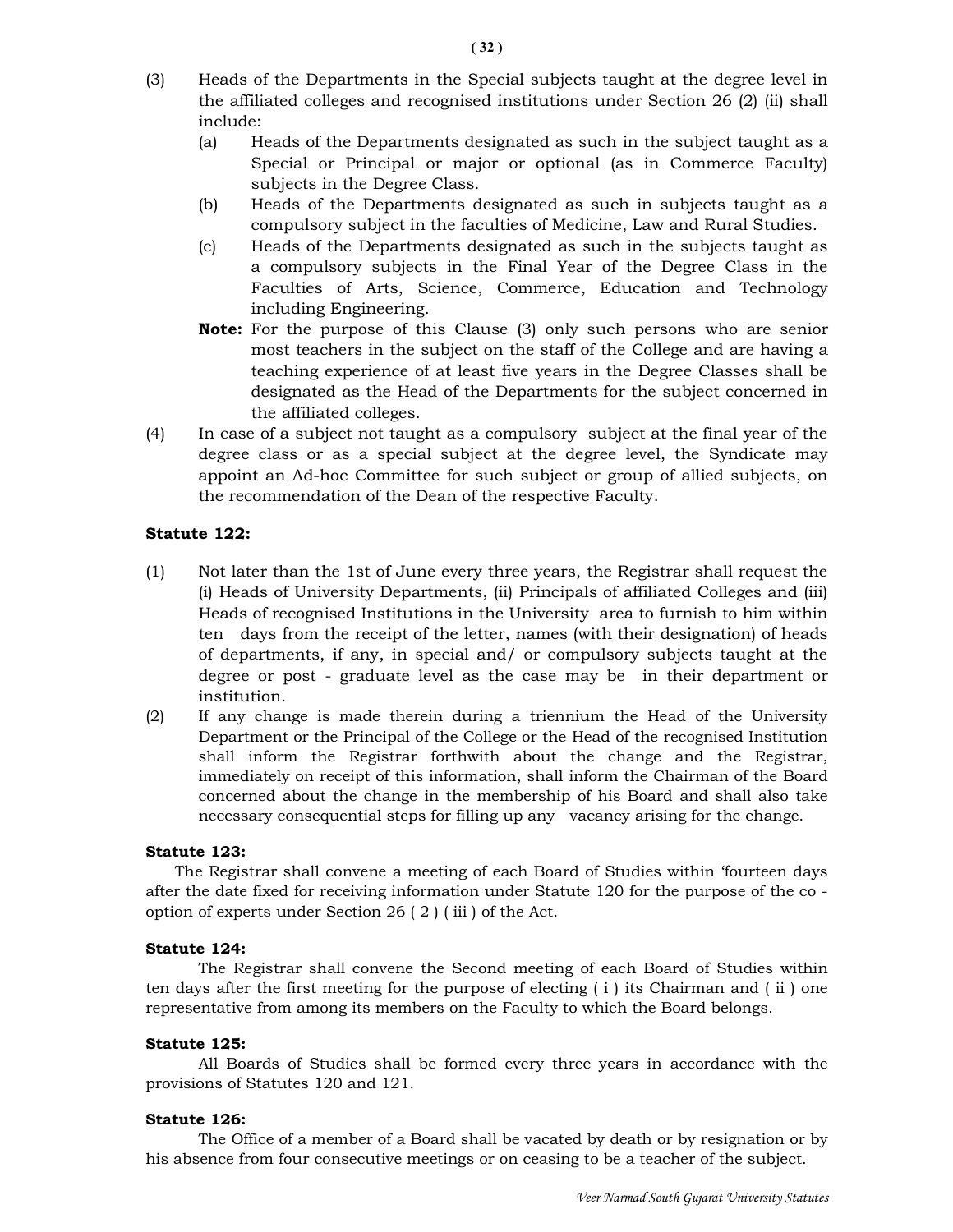(3) Heads of the Departments in the Special subjects taught at the degree level in the affiliated colleges and recognised institutions under Section 26 (2) (ii) shall include:

(a) Heads of the Departments designated as such in the subject taught as a Special or Principal or major or optional (as in Commerce Faculty) subjects in the Degree Class.

(b) Heads of the Departments designated as such in subjects taught as a compulsory subject in the faculties of Medicine, Law and Rural Studies.

(c) Heads of the Departments designated as such in the subjects taught as a compulsory subjects in the Final Year of the Degree Class in the Faculties of Arts, Science, Commerce, Education and Technology including Engineering.

**Note:** For the purpose of this Clause (3) only such persons who are senior most teachers in the subject on the staff of the College and are having a teaching experience of at least five years in the Degree Classes shall be designated as the Head of the Departments for the subject concerned in the affiliated colleges.

(4) In case of a subject not taught as a compulsory subject at the final year of the degree class or as a special subject at the degree level, the Syndicate may appoint an Ad-hoc Committee for such subject or group of allied subjects, on the recommendation of the Dean of the respective Faculty.

**Statute 122:**

(1) Not later than the 1st of June every three years, the Registrar shall request the (i) Heads of University Departments, (ii) Principals of affiliated Colleges and (iii) Heads of recognised Institutions in the University area to furnish to him within ten days from the receipt of the letter, names (with their designation) of heads of departments, if any, in special and/ or compulsory subjects taught at the degree or post - graduate level as the case may be in their department or institution.

(2) If any change is made therein during a triennium the Head of the University Department or the Principal of the College or the Head of the recognised Institution shall inform the Registrar forthwith about the change and the Registrar, immediately on receipt of this information, shall inform the Chairman of the Board concerned about the change in the membership of his Board and shall also take necessary consequential steps for filling up any vacancy arising for the change.

**Statute 123:**

The Registrar shall convene a meeting of each Board of Studies within 'fourteen days after the date fixed for receiving information under Statute 120 for the purpose of the co - option of experts under Section 26 ( 2 ) ( iii ) of the Act.

**Statute 124:**

The Registrar shall convene the Second meeting of each Board of Studies within ten days after the first meeting for the purpose of electing ( i ) its Chairman and ( ii ) one representative from among its members on the Faculty to which the Board belongs.

**Statute 125:**

All Boards of Studies shall be formed every three years in accordance with the provisions of Statutes 120 and 121.

**Statute 126:**

The Office of a member of a Board shall be vacated by death or by resignation or by his absence from four consecutive meetings or on ceasing to be a teacher of the subject.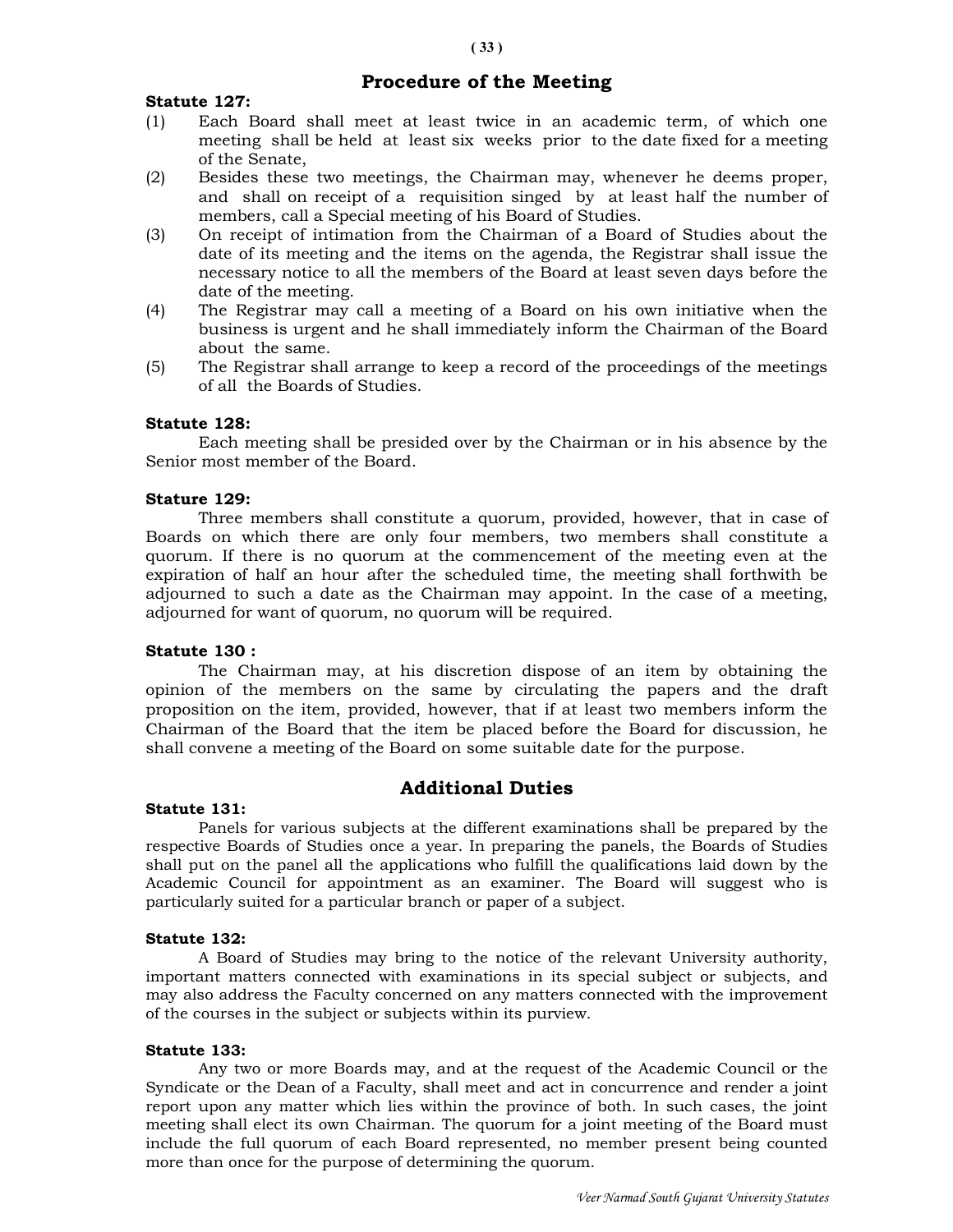## Procedure of the Meeting

**Statute 127:**

(1) Each Board shall meet at least twice in an academic term, of which one meeting shall be held at least six weeks prior to the date fixed for a meeting of the Senate,

(2) Besides these two meetings, the Chairman may, whenever he deems proper, and shall on receipt of a requisition singed by at least half the number of members, call a Special meeting of his Board of Studies.

(3) On receipt of intimation from the Chairman of a Board of Studies about the date of its meeting and the items on the agenda, the Registrar shall issue the necessary notice to all the members of the Board at least seven days before the date of the meeting.

(4) The Registrar may call a meeting of a Board on his own initiative when the business is urgent and he shall immediately inform the Chairman of the Board about the same.

(5) The Registrar shall arrange to keep a record of the proceedings of the meetings of all the Boards of Studies.

**Statute 128:**

Each meeting shall be presided over by the Chairman or in his absence by the Senior most member of the Board.

**Stature 129:**

Three members shall constitute a quorum, provided, however, that in case of Boards on which there are only four members, two members shall constitute a quorum. If there is no quorum at the commencement of the meeting even at the expiration of half an hour after the scheduled time, the meeting shall forthwith be adjourned to such a date as the Chairman may appoint. In the case of a meeting, adjourned for want of quorum, no quorum will be required.

**Statute 130 :**

The Chairman may, at his discretion dispose of an item by obtaining the opinion of the members on the same by circulating the papers and the draft proposition on the item, provided, however, that if at least two members inform the Chairman of the Board that the item be placed before the Board for discussion, he shall convene a meeting of the Board on some suitable date for the purpose.

## Additional Duties

**Statute 131:**

Panels for various subjects at the different examinations shall be prepared by the respective Boards of Studies once a year. In preparing the panels, the Boards of Studies shall put on the panel all the applications who fulfill the qualifications laid down by the Academic Council for appointment as an examiner. The Board will suggest who is particularly suited for a particular branch or paper of a subject.

**Statute 132:**

A Board of Studies may bring to the notice of the relevant University authority, important matters connected with examinations in its special subject or subjects, and may also address the Faculty concerned on any matters connected with the improvement of the courses in the subject or subjects within its purview.

**Statute 133:**

Any two or more Boards may, and at the request of the Academic Council or the Syndicate or the Dean of a Faculty, shall meet and act in concurrence and render a joint report upon any matter which lies within the province of both. In such cases, the joint meeting shall elect its own Chairman. The quorum for a joint meeting of the Board must include the full quorum of each Board represented, no member present being counted more than once for the purpose of determining the quorum.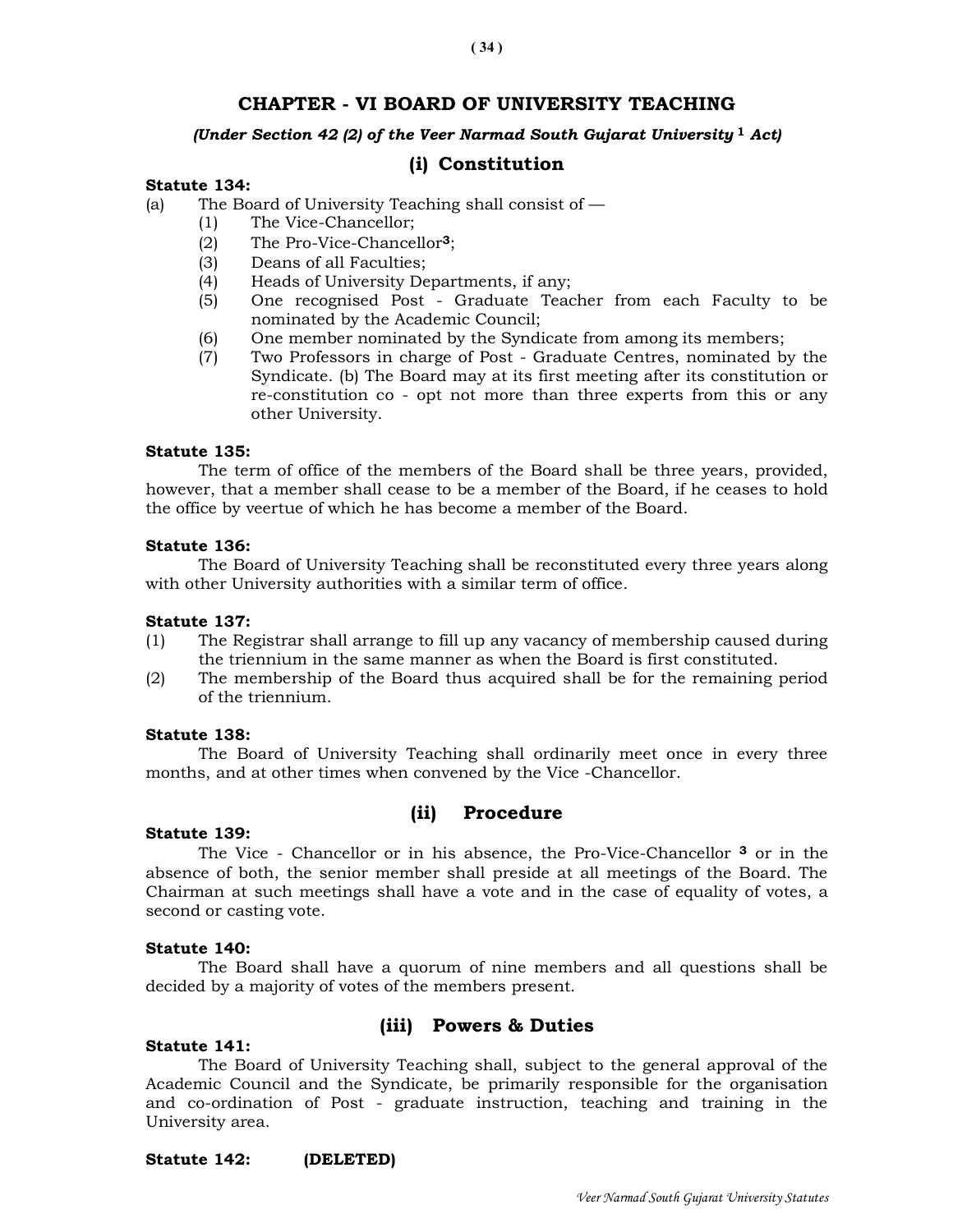# CHAPTER - VI BOARD OF UNIVERSITY TEACHING

*(Under Section 42 (2) of the Veer Narmad South Gujarat University [1] Act)*

## (i) Constitution

**Statute 134:**

(a) The Board of University Teaching shall consist of —

(1) The Vice-Chancellor;
(2) The Pro-Vice-Chancellor[3];
(3) Deans of all Faculties;
(4) Heads of University Departments, if any;
(5) One recognised Post - Graduate Teacher from each Faculty to be nominated by the Academic Council;
(6) One member nominated by the Syndicate from among its members;
(7) Two Professors in charge of Post - Graduate Centres, nominated by the Syndicate. (b) The Board may at its first meeting after its constitution or re-constitution co - opt not more than three experts from this or any other University.

**Statute 135:**

The term of office of the members of the Board shall be three years, provided, however, that a member shall cease to be a member of the Board, if he ceases to hold the office by veertue of which he has become a member of the Board.

**Statute 136:**

The Board of University Teaching shall be reconstituted every three years along with other University authorities with a similar term of office.

**Statute 137:**

(1) The Registrar shall arrange to fill up any vacancy of membership caused during the triennium in the same manner as when the Board is first constituted.
(2) The membership of the Board thus acquired shall be for the remaining period of the triennium.

**Statute 138:**

The Board of University Teaching shall ordinarily meet once in every three months, and at other times when convened by the Vice -Chancellor.

## (ii) Procedure

**Statute 139:**

The Vice - Chancellor or in his absence, the Pro-Vice-Chancellor [3] or in the absence of both, the senior member shall preside at all meetings of the Board. The Chairman at such meetings shall have a vote and in the case of equality of votes, a second or casting vote.

**Statute 140:**

The Board shall have a quorum of nine members and all questions shall be decided by a majority of votes of the members present.

## (iii) Powers & Duties

**Statute 141:**

The Board of University Teaching shall, subject to the general approval of the Academic Council and the Syndicate, be primarily responsible for the organisation and co-ordination of Post - graduate instruction, teaching and training in the University area.

**Statute 142:** **(DELETED)**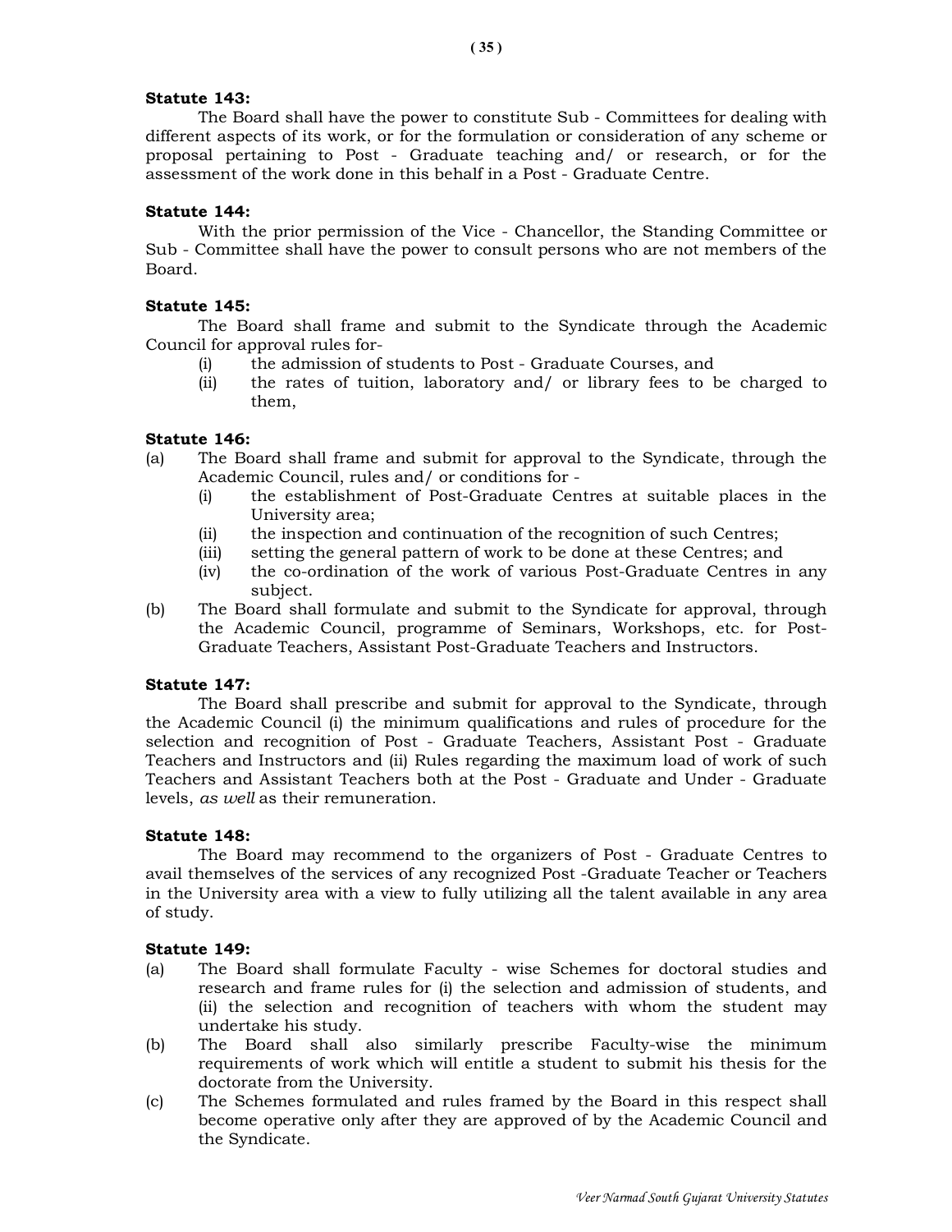**Statute 143:**

The Board shall have the power to constitute Sub - Committees for dealing with different aspects of its work, or for the formulation or consideration of any scheme or proposal pertaining to Post - Graduate teaching and/ or research, or for the assessment of the work done in this behalf in a Post - Graduate Centre.

**Statute 144:**

With the prior permission of the Vice - Chancellor, the Standing Committee or Sub - Committee shall have the power to consult persons who are not members of the Board.

**Statute 145:**

The Board shall frame and submit to the Syndicate through the Academic Council for approval rules for-

(i) the admission of students to Post - Graduate Courses, and

(ii) the rates of tuition, laboratory and/ or library fees to be charged to them,

**Statute 146:**

(a) The Board shall frame and submit for approval to the Syndicate, through the Academic Council, rules and/ or conditions for -

  (i) the establishment of Post-Graduate Centres at suitable places in the University area;

  (ii) the inspection and continuation of the recognition of such Centres;

  (iii) setting the general pattern of work to be done at these Centres; and

  (iv) the co-ordination of the work of various Post-Graduate Centres in any subject.

(b) The Board shall formulate and submit to the Syndicate for approval, through the Academic Council, programme of Seminars, Workshops, etc. for Post-Graduate Teachers, Assistant Post-Graduate Teachers and Instructors.

**Statute 147:**

The Board shall prescribe and submit for approval to the Syndicate, through the Academic Council (i) the minimum qualifications and rules of procedure for the selection and recognition of Post - Graduate Teachers, Assistant Post - Graduate Teachers and Instructors and (ii) Rules regarding the maximum load of work of such Teachers and Assistant Teachers both at the Post - Graduate and Under - Graduate levels, *as well* as their remuneration.

**Statute 148:**

The Board may recommend to the organizers of Post - Graduate Centres to avail themselves of the services of any recognized Post -Graduate Teacher or Teachers in the University area with a view to fully utilizing all the talent available in any area of study.

**Statute 149:**

(a) The Board shall formulate Faculty - wise Schemes for doctoral studies and research and frame rules for (i) the selection and admission of students, and (ii) the selection and recognition of teachers with whom the student may undertake his study.

(b) The Board shall also similarly prescribe Faculty-wise the minimum requirements of work which will entitle a student to submit his thesis for the doctorate from the University.

(c) The Schemes formulated and rules framed by the Board in this respect shall become operative only after they are approved of by the Academic Council and the Syndicate.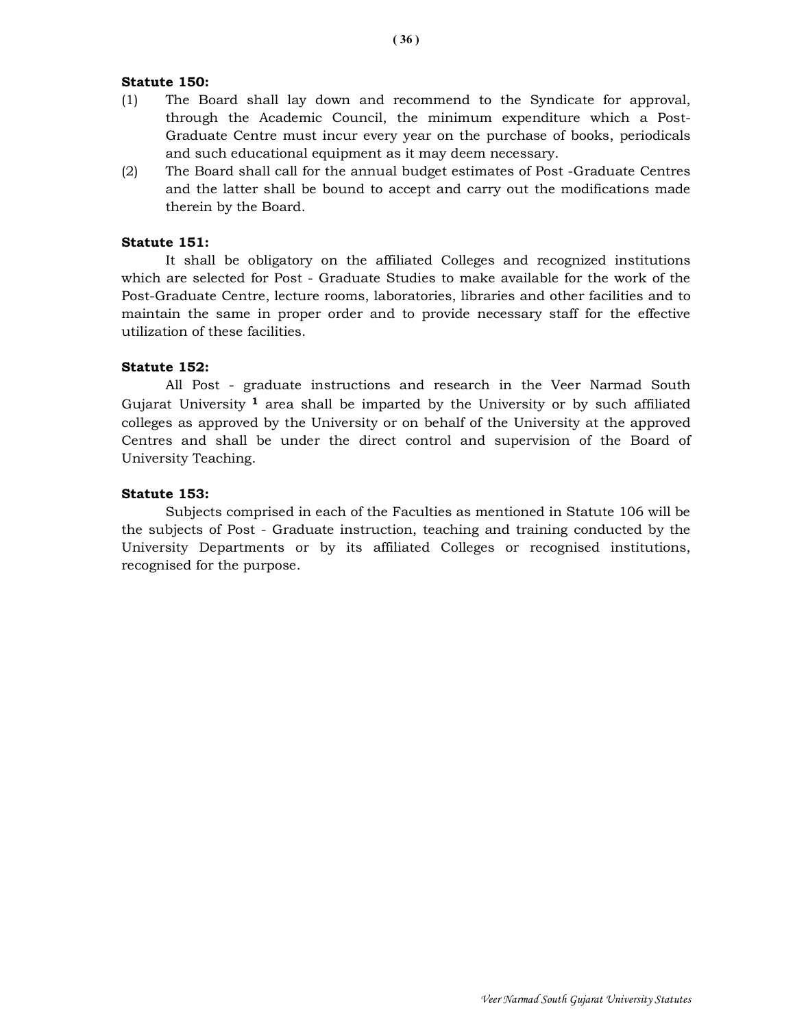**Statute 150:**

(1) The Board shall lay down and recommend to the Syndicate for approval, through the Academic Council, the minimum expenditure which a Post-Graduate Centre must incur every year on the purchase of books, periodicals and such educational equipment as it may deem necessary.

(2) The Board shall call for the annual budget estimates of Post -Graduate Centres and the latter shall be bound to accept and carry out the modifications made therein by the Board.

**Statute 151:**

It shall be obligatory on the affiliated Colleges and recognized institutions which are selected for Post - Graduate Studies to make available for the work of the Post-Graduate Centre, lecture rooms, laboratories, libraries and other facilities and to maintain the same in proper order and to provide necessary staff for the effective utilization of these facilities.

**Statute 152:**

All Post - graduate instructions and research in the Veer Narmad South Gujarat University [1] area shall be imparted by the University or by such affiliated colleges as approved by the University or on behalf of the University at the approved Centres and shall be under the direct control and supervision of the Board of University Teaching.

**Statute 153:**

Subjects comprised in each of the Faculties as mentioned in Statute 106 will be the subjects of Post - Graduate instruction, teaching and training conducted by the University Departments or by its affiliated Colleges or recognised institutions, recognised for the purpose.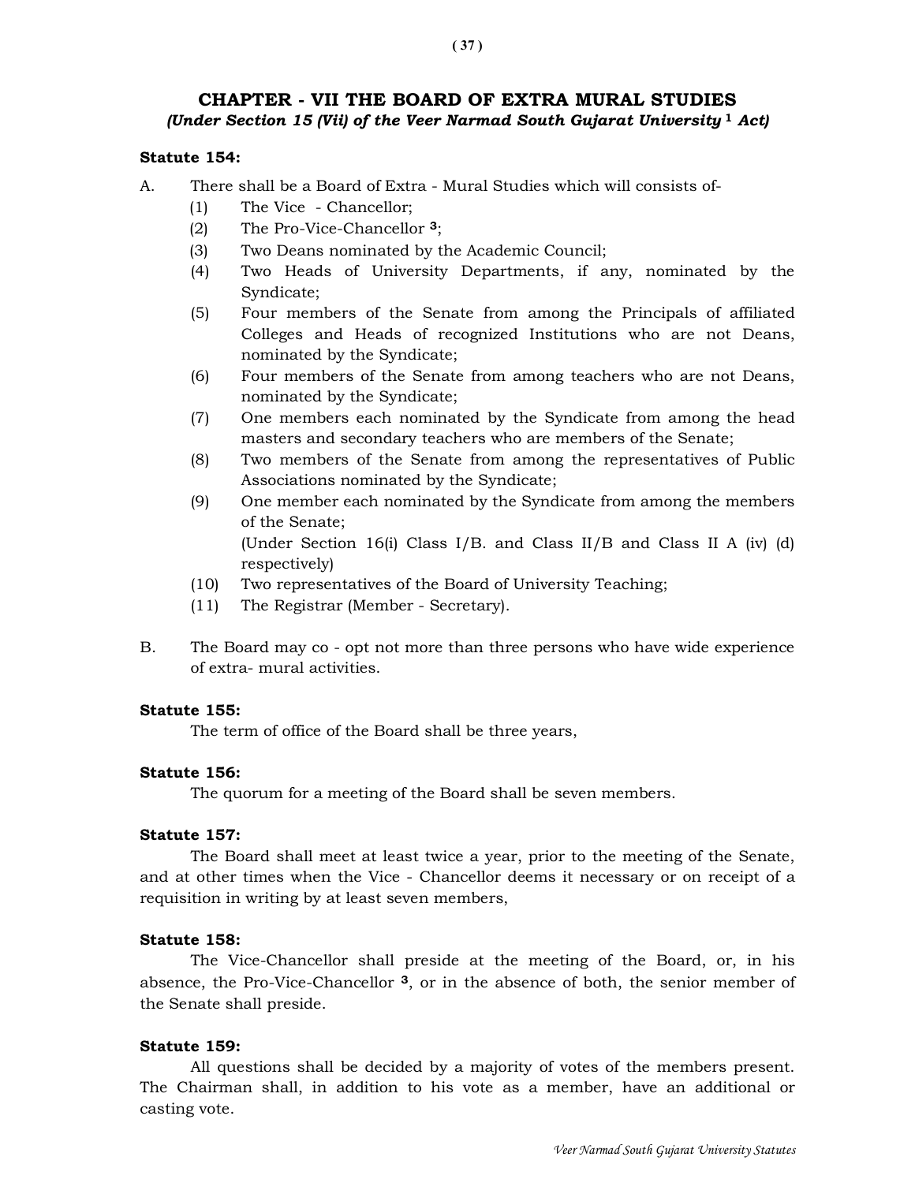## CHAPTER - VII THE BOARD OF EXTRA MURAL STUDIES

*(Under Section 15 (Vii) of the Veer Narmad South Gujarat University [1] Act)*

**Statute 154:**

A. There shall be a Board of Extra - Mural Studies which will consists of-

(1) The Vice - Chancellor;

(2) The Pro-Vice-Chancellor [3];

(3) Two Deans nominated by the Academic Council;

(4) Two Heads of University Departments, if any, nominated by the Syndicate;

(5) Four members of the Senate from among the Principals of affiliated Colleges and Heads of recognized Institutions who are not Deans, nominated by the Syndicate;

(6) Four members of the Senate from among teachers who are not Deans, nominated by the Syndicate;

(7) One members each nominated by the Syndicate from among the head masters and secondary teachers who are members of the Senate;

(8) Two members of the Senate from among the representatives of Public Associations nominated by the Syndicate;

(9) One member each nominated by the Syndicate from among the members of the Senate;
(Under Section 16(i) Class I/B. and Class II/B and Class II A (iv) (d) respectively)

(10) Two representatives of the Board of University Teaching;

(11) The Registrar (Member - Secretary).

B. The Board may co - opt not more than three persons who have wide experience of extra- mural activities.

**Statute 155:**

The term of office of the Board shall be three years,

**Statute 156:**

The quorum for a meeting of the Board shall be seven members.

**Statute 157:**

The Board shall meet at least twice a year, prior to the meeting of the Senate, and at other times when the Vice - Chancellor deems it necessary or on receipt of a requisition in writing by at least seven members,

**Statute 158:**

The Vice-Chancellor shall preside at the meeting of the Board, or, in his absence, the Pro-Vice-Chancellor [3], or in the absence of both, the senior member of the Senate shall preside.

**Statute 159:**

All questions shall be decided by a majority of votes of the members present. The Chairman shall, in addition to his vote as a member, have an additional or casting vote.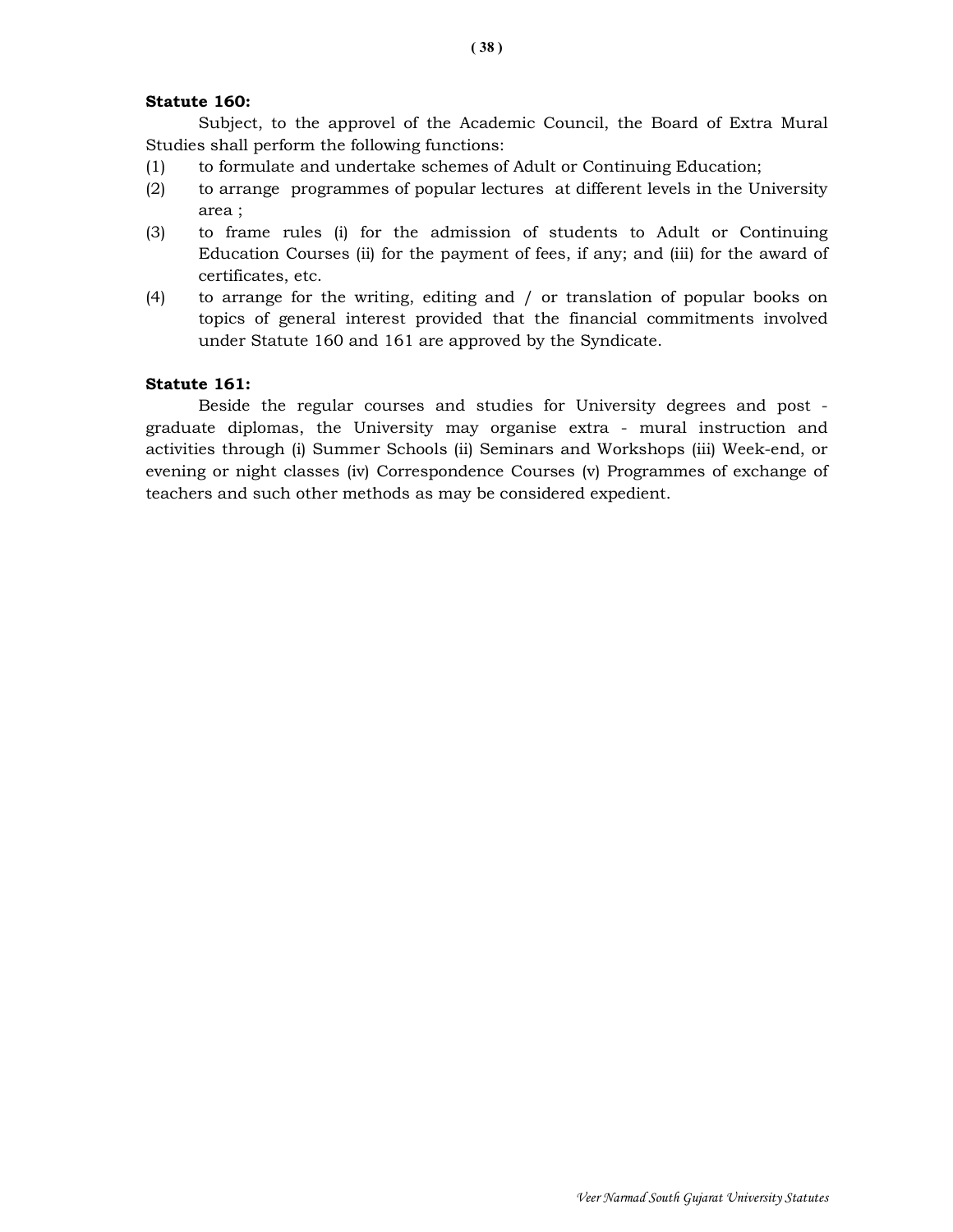**Statute 160:**

Subject, to the approvel of the Academic Council, the Board of Extra Mural Studies shall perform the following functions:

(1) to formulate and undertake schemes of Adult or Continuing Education;

(2) to arrange programmes of popular lectures at different levels in the University area ;

(3) to frame rules (i) for the admission of students to Adult or Continuing Education Courses (ii) for the payment of fees, if any; and (iii) for the award of certificates, etc.

(4) to arrange for the writing, editing and / or translation of popular books on topics of general interest provided that the financial commitments involved under Statute 160 and 161 are approved by the Syndicate.

**Statute 161:**

Beside the regular courses and studies for University degrees and post - graduate diplomas, the University may organise extra - mural instruction and activities through (i) Summer Schools (ii) Seminars and Workshops (iii) Week-end, or evening or night classes (iv) Correspondence Courses (v) Programmes of exchange of teachers and such other methods as may be considered expedient.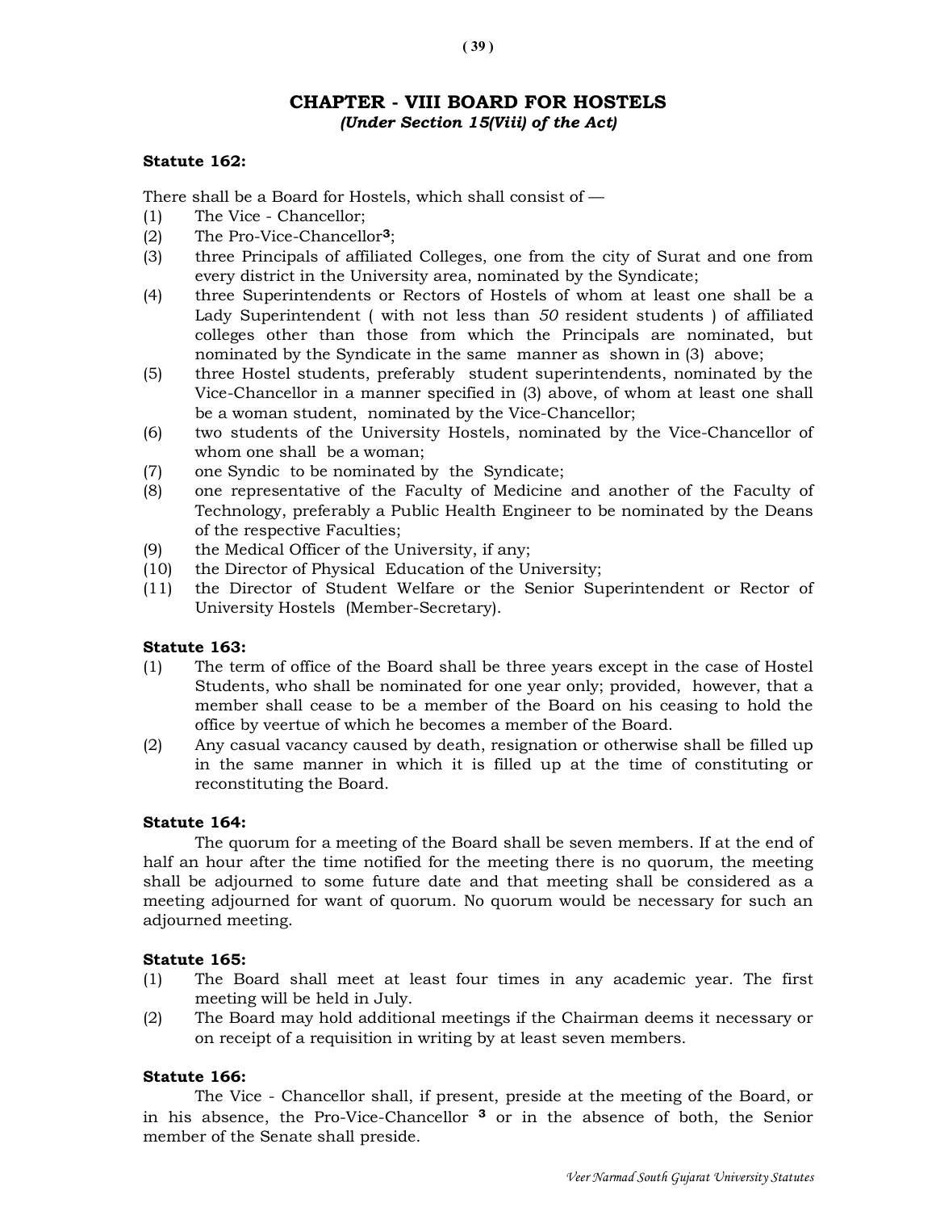# CHAPTER - VIII BOARD FOR HOSTELS

*(Under Section 15(Viii) of the Act)*

**Statute 162:**

There shall be a Board for Hostels, which shall consist of —

(1) The Vice - Chancellor;

(2) The Pro-Vice-Chancellor[3];

(3) three Principals of affiliated Colleges, one from the city of Surat and one from every district in the University area, nominated by the Syndicate;

(4) three Superintendents or Rectors of Hostels of whom at least one shall be a Lady Superintendent ( with not less than *50* resident students ) of affiliated colleges other than those from which the Principals are nominated, but nominated by the Syndicate in the same manner as shown in (3) above;

(5) three Hostel students, preferably student superintendents, nominated by the Vice-Chancellor in a manner specified in (3) above, of whom at least one shall be a woman student, nominated by the Vice-Chancellor;

(6) two students of the University Hostels, nominated by the Vice-Chancellor of whom one shall be a woman;

(7) one Syndic to be nominated by the Syndicate;

(8) one representative of the Faculty of Medicine and another of the Faculty of Technology, preferably a Public Health Engineer to be nominated by the Deans of the respective Faculties;

(9) the Medical Officer of the University, if any;

(10) the Director of Physical Education of the University;

(11) the Director of Student Welfare or the Senior Superintendent or Rector of University Hostels (Member-Secretary).

**Statute 163:**

(1) The term of office of the Board shall be three years except in the case of Hostel Students, who shall be nominated for one year only; provided, however, that a member shall cease to be a member of the Board on his ceasing to hold the office by veertue of which he becomes a member of the Board.

(2) Any casual vacancy caused by death, resignation or otherwise shall be filled up in the same manner in which it is filled up at the time of constituting or reconstituting the Board.

**Statute 164:**

The quorum for a meeting of the Board shall be seven members. If at the end of half an hour after the time notified for the meeting there is no quorum, the meeting shall be adjourned to some future date and that meeting shall be considered as a meeting adjourned for want of quorum. No quorum would be necessary for such an adjourned meeting.

**Statute 165:**

(1) The Board shall meet at least four times in any academic year. The first meeting will be held in July.

(2) The Board may hold additional meetings if the Chairman deems it necessary or on receipt of a requisition in writing by at least seven members.

**Statute 166:**

The Vice - Chancellor shall, if present, preside at the meeting of the Board, or in his absence, the Pro-Vice-Chancellor [3] or in the absence of both, the Senior member of the Senate shall preside.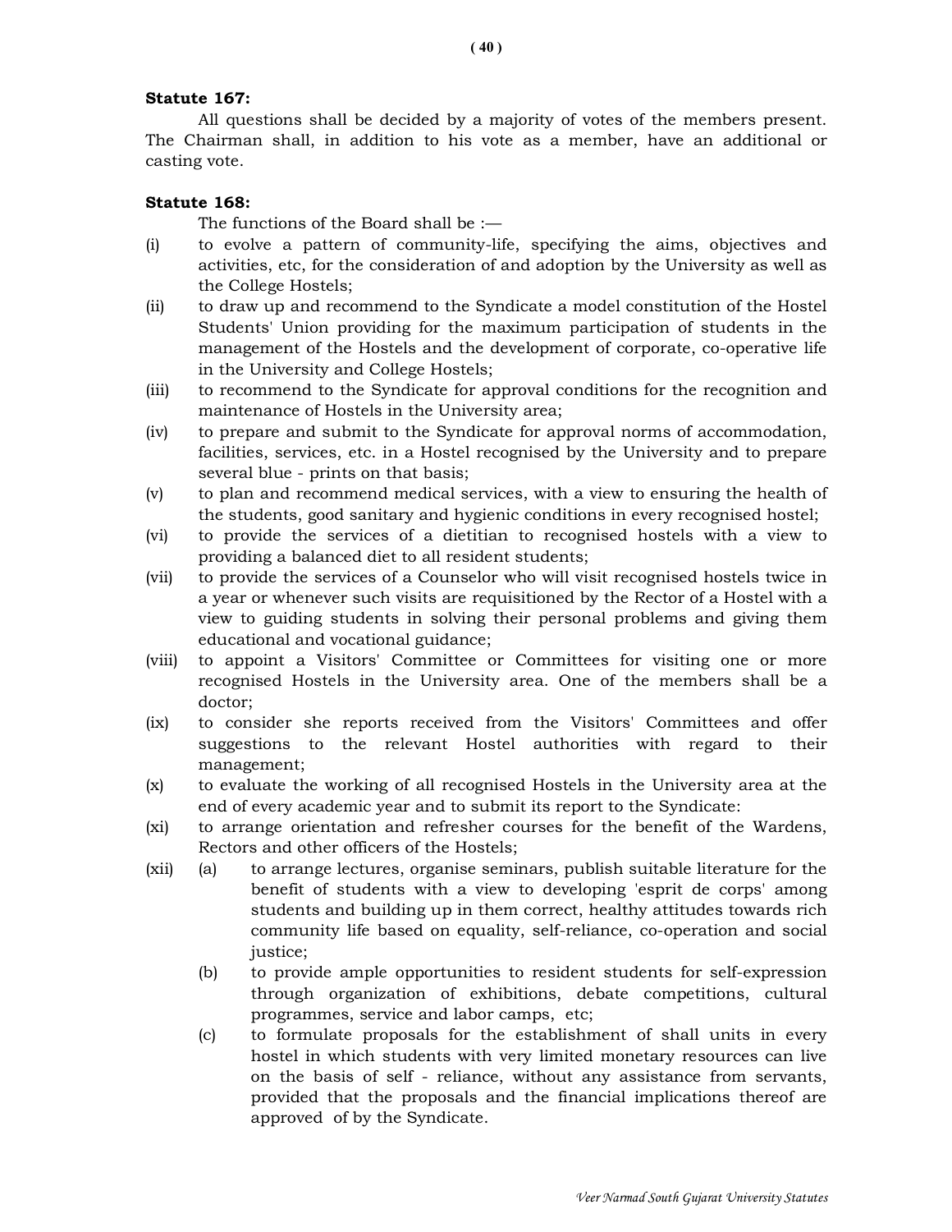**Statute 167:**

All questions shall be decided by a majority of votes of the members present. The Chairman shall, in addition to his vote as a member, have an additional or casting vote.

**Statute 168:**

The functions of the Board shall be :—

(i) to evolve a pattern of community-life, specifying the aims, objectives and activities, etc, for the consideration of and adoption by the University as well as the College Hostels;

(ii) to draw up and recommend to the Syndicate a model constitution of the Hostel Students' Union providing for the maximum participation of students in the management of the Hostels and the development of corporate, co-operative life in the University and College Hostels;

(iii) to recommend to the Syndicate for approval conditions for the recognition and maintenance of Hostels in the University area;

(iv) to prepare and submit to the Syndicate for approval norms of accommodation, facilities, services, etc. in a Hostel recognised by the University and to prepare several blue - prints on that basis;

(v) to plan and recommend medical services, with a view to ensuring the health of the students, good sanitary and hygienic conditions in every recognised hostel;

(vi) to provide the services of a dietitian to recognised hostels with a view to providing a balanced diet to all resident students;

(vii) to provide the services of a Counselor who will visit recognised hostels twice in a year or whenever such visits are requisitioned by the Rector of a Hostel with a view to guiding students in solving their personal problems and giving them educational and vocational guidance;

(viii) to appoint a Visitors' Committee or Committees for visiting one or more recognised Hostels in the University area. One of the members shall be a doctor;

(ix) to consider she reports received from the Visitors' Committees and offer suggestions to the relevant Hostel authorities with regard to their management;

(x) to evaluate the working of all recognised Hostels in the University area at the end of every academic year and to submit its report to the Syndicate:

(xi) to arrange orientation and refresher courses for the benefit of the Wardens, Rectors and other officers of the Hostels;

(xii)
  (a) to arrange lectures, organise seminars, publish suitable literature for the benefit of students with a view to developing 'esprit de corps' among students and building up in them correct, healthy attitudes towards rich community life based on equality, self-reliance, co-operation and social justice;

  (b) to provide ample opportunities to resident students for self-expression through organization of exhibitions, debate competitions, cultural programmes, service and labor camps, etc;

  (c) to formulate proposals for the establishment of shall units in every hostel in which students with very limited monetary resources can live on the basis of self - reliance, without any assistance from servants, provided that the proposals and the financial implications thereof are approved of by the Syndicate.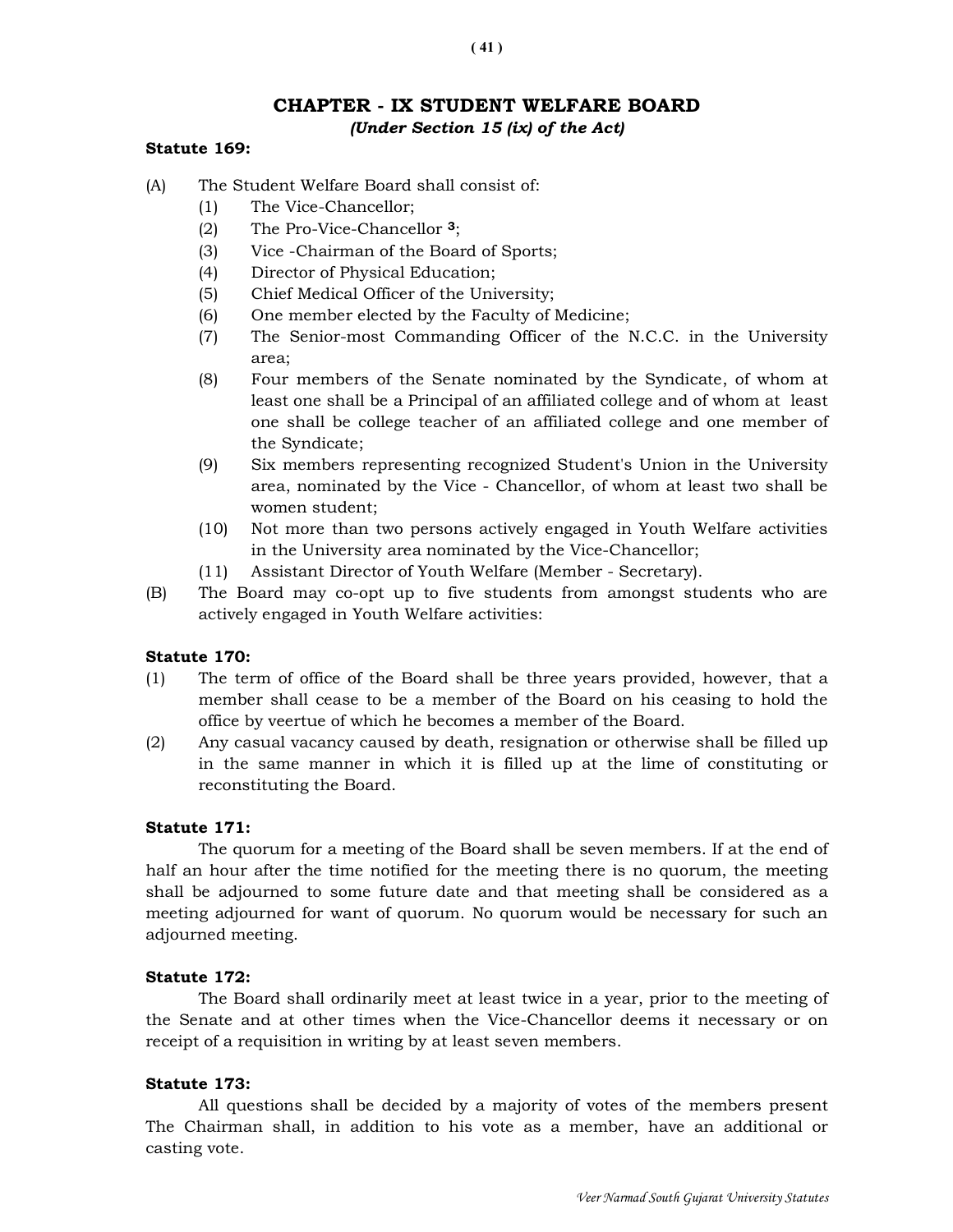## CHAPTER - IX STUDENT WELFARE BOARD

*(Under Section 15 (ix) of the Act)*

**Statute 169:**

(A) The Student Welfare Board shall consist of:

(1) The Vice-Chancellor;

(2) The Pro-Vice-Chancellor [3];

(3) Vice -Chairman of the Board of Sports;

(4) Director of Physical Education;

(5) Chief Medical Officer of the University;

(6) One member elected by the Faculty of Medicine;

(7) The Senior-most Commanding Officer of the N.C.C. in the University area;

(8) Four members of the Senate nominated by the Syndicate, of whom at least one shall be a Principal of an affiliated college and of whom at least one shall be college teacher of an affiliated college and one member of the Syndicate;

(9) Six members representing recognized Student's Union in the University area, nominated by the Vice - Chancellor, of whom at least two shall be women student;

(10) Not more than two persons actively engaged in Youth Welfare activities in the University area nominated by the Vice-Chancellor;

(11) Assistant Director of Youth Welfare (Member - Secretary).

(B) The Board may co-opt up to five students from amongst students who are actively engaged in Youth Welfare activities:

**Statute 170:**

(1) The term of office of the Board shall be three years provided, however, that a member shall cease to be a member of the Board on his ceasing to hold the office by veertue of which he becomes a member of the Board.

(2) Any casual vacancy caused by death, resignation or otherwise shall be filled up in the same manner in which it is filled up at the lime of constituting or reconstituting the Board.

**Statute 171:**

The quorum for a meeting of the Board shall be seven members. If at the end of half an hour after the time notified for the meeting there is no quorum, the meeting shall be adjourned to some future date and that meeting shall be considered as a meeting adjourned for want of quorum. No quorum would be necessary for such an adjourned meeting.

**Statute 172:**

The Board shall ordinarily meet at least twice in a year, prior to the meeting of the Senate and at other times when the Vice-Chancellor deems it necessary or on receipt of a requisition in writing by at least seven members.

**Statute 173:**

All questions shall be decided by a majority of votes of the members present The Chairman shall, in addition to his vote as a member, have an additional or casting vote.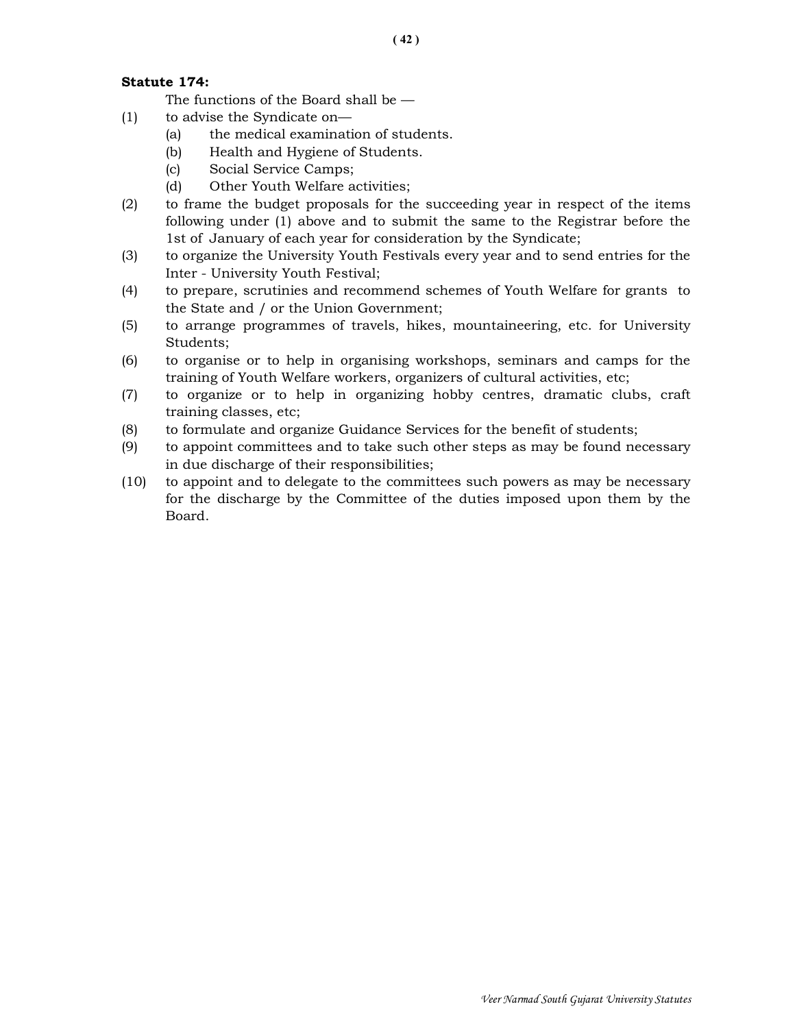**Statute 174:**

The functions of the Board shall be —

(1) to advise the Syndicate on—
   (a) the medical examination of students.
   (b) Health and Hygiene of Students.
   (c) Social Service Camps;
   (d) Other Youth Welfare activities;

(2) to frame the budget proposals for the succeeding year in respect of the items following under (1) above and to submit the same to the Registrar before the 1st of January of each year for consideration by the Syndicate;

(3) to organize the University Youth Festivals every year and to send entries for the Inter - University Youth Festival;

(4) to prepare, scrutinies and recommend schemes of Youth Welfare for grants to the State and / or the Union Government;

(5) to arrange programmes of travels, hikes, mountaineering, etc. for University Students;

(6) to organise or to help in organising workshops, seminars and camps for the training of Youth Welfare workers, organizers of cultural activities, etc;

(7) to organize or to help in organizing hobby centres, dramatic clubs, craft training classes, etc;

(8) to formulate and organize Guidance Services for the benefit of students;

(9) to appoint committees and to take such other steps as may be found necessary in due discharge of their responsibilities;

(10) to appoint and to delegate to the committees such powers as may be necessary for the discharge by the Committee of the duties imposed upon them by the Board.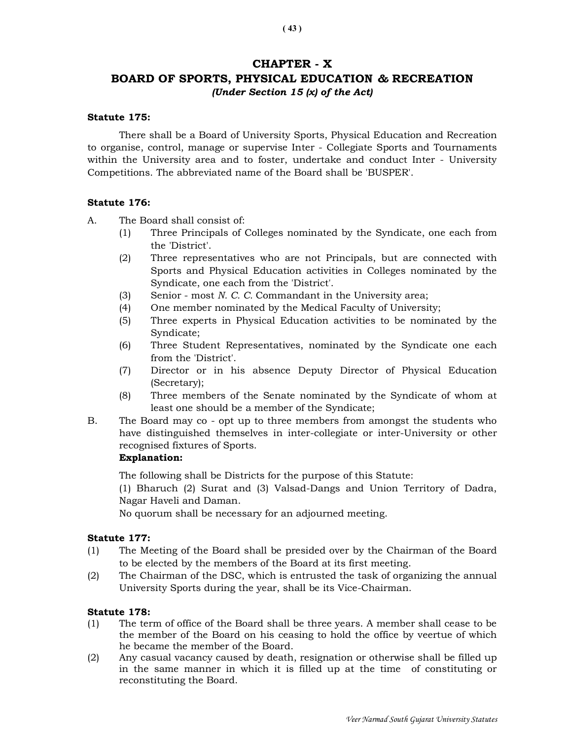# CHAPTER - X

## BOARD OF SPORTS, PHYSICAL EDUCATION & RECREATION

*(Under Section 15 (x) of the Act)*

**Statute 175:**

There shall be a Board of University Sports, Physical Education and Recreation to organise, control, manage or supervise Inter - Collegiate Sports and Tournaments within the University area and to foster, undertake and conduct Inter - University Competitions. The abbreviated name of the Board shall be 'BUSPER'.

**Statute 176:**

A. The Board shall consist of:

   (1) Three Principals of Colleges nominated by the Syndicate, one each from the 'District'.

   (2) Three representatives who are not Principals, but are connected with Sports and Physical Education activities in Colleges nominated by the Syndicate, one each from the 'District'.

   (3) Senior - most *N. C. C.* Commandant in the University area;

   (4) One member nominated by the Medical Faculty of University;

   (5) Three experts in Physical Education activities to be nominated by the Syndicate;

   (6) Three Student Representatives, nominated by the Syndicate one each from the 'District'.

   (7) Director or in his absence Deputy Director of Physical Education (Secretary);

   (8) Three members of the Senate nominated by the Syndicate of whom at least one should be a member of the Syndicate;

B. The Board may co - opt up to three members from amongst the students who have distinguished themselves in inter-collegiate or inter-University or other recognised fixtures of Sports.

   **Explanation:**

   The following shall be Districts for the purpose of this Statute:

   (1) Bharuch (2) Surat and (3) Valsad-Dangs and Union Territory of Dadra, Nagar Haveli and Daman.

   No quorum shall be necessary for an adjourned meeting.

**Statute 177:**

(1) The Meeting of the Board shall be presided over by the Chairman of the Board to be elected by the members of the Board at its first meeting.

(2) The Chairman of the DSC, which is entrusted the task of organizing the annual University Sports during the year, shall be its Vice-Chairman.

**Statute 178:**

(1) The term of office of the Board shall be three years. A member shall cease to be the member of the Board on his ceasing to hold the office by veertue of which he became the member of the Board.

(2) Any casual vacancy caused by death, resignation or otherwise shall be filled up in the same manner in which it is filled up at the time of constituting or reconstituting the Board.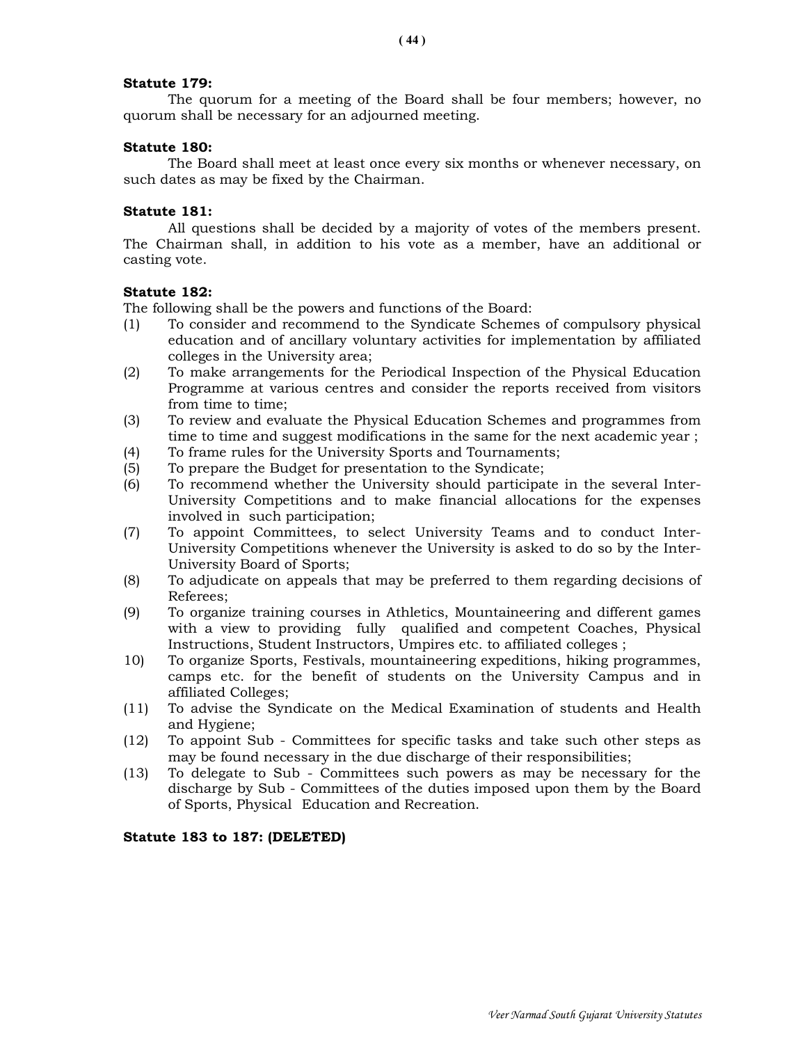**Statute 179:**

The quorum for a meeting of the Board shall be four members; however, no quorum shall be necessary for an adjourned meeting.

**Statute 180:**

The Board shall meet at least once every six months or whenever necessary, on such dates as may be fixed by the Chairman.

**Statute 181:**

All questions shall be decided by a majority of votes of the members present. The Chairman shall, in addition to his vote as a member, have an additional or casting vote.

**Statute 182:**

The following shall be the powers and functions of the Board:

(1) To consider and recommend to the Syndicate Schemes of compulsory physical education and of ancillary voluntary activities for implementation by affiliated colleges in the University area;

(2) To make arrangements for the Periodical Inspection of the Physical Education Programme at various centres and consider the reports received from visitors from time to time;

(3) To review and evaluate the Physical Education Schemes and programmes from time to time and suggest modifications in the same for the next academic year ;

(4) To frame rules for the University Sports and Tournaments;

(5) To prepare the Budget for presentation to the Syndicate;

(6) To recommend whether the University should participate in the several Inter-University Competitions and to make financial allocations for the expenses involved in such participation;

(7) To appoint Committees, to select University Teams and to conduct Inter-University Competitions whenever the University is asked to do so by the Inter-University Board of Sports;

(8) To adjudicate on appeals that may be preferred to them regarding decisions of Referees;

(9) To organize training courses in Athletics, Mountaineering and different games with a view to providing fully qualified and competent Coaches, Physical Instructions, Student Instructors, Umpires etc. to affiliated colleges ;

10) To organize Sports, Festivals, mountaineering expeditions, hiking programmes, camps etc. for the benefit of students on the University Campus and in affiliated Colleges;

(11) To advise the Syndicate on the Medical Examination of students and Health and Hygiene;

(12) To appoint Sub - Committees for specific tasks and take such other steps as may be found necessary in the due discharge of their responsibilities;

(13) To delegate to Sub - Committees such powers as may be necessary for the discharge by Sub - Committees of the duties imposed upon them by the Board of Sports, Physical Education and Recreation.

**Statute 183 to 187: (DELETED)**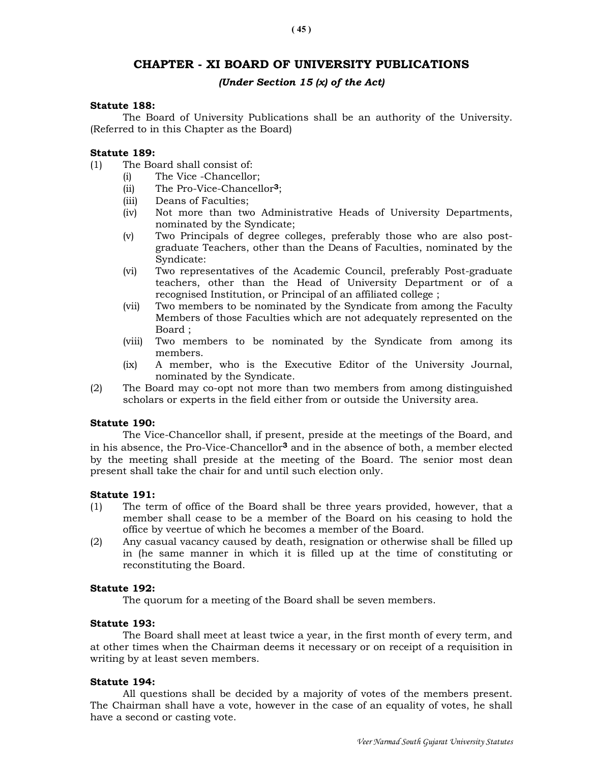## CHAPTER - XI BOARD OF UNIVERSITY PUBLICATIONS

***(Under Section 15 (x) of the Act)***

**Statute 188:**

The Board of University Publications shall be an authority of the University. (Referred to in this Chapter as the Board)

**Statute 189:**

(1) The Board shall consist of:
   - (i) The Vice -Chancellor;
   - (ii) The Pro-Vice-Chancellor[3];
   - (iii) Deans of Faculties;
   - (iv) Not more than two Administrative Heads of University Departments, nominated by the Syndicate;
   - (v) Two Principals of degree colleges, preferably those who are also post-graduate Teachers, other than the Deans of Faculties, nominated by the Syndicate:
   - (vi) Two representatives of the Academic Council, preferably Post-graduate teachers, other than the Head of University Department or of a recognised Institution, or Principal of an affiliated college ;
   - (vii) Two members to be nominated by the Syndicate from among the Faculty Members of those Faculties which are not adequately represented on the Board ;
   - (viii) Two members to be nominated by the Syndicate from among its members.
   - (ix) A member, who is the Executive Editor of the University Journal, nominated by the Syndicate.

(2) The Board may co-opt not more than two members from among distinguished scholars or experts in the field either from or outside the University area.

**Statute 190:**

The Vice-Chancellor shall, if present, preside at the meetings of the Board, and in his absence, the Pro-Vice-Chancellor[3] and in the absence of both, a member elected by the meeting shall preside at the meeting of the Board. The senior most dean present shall take the chair for and until such election only.

**Statute 191:**

(1) The term of office of the Board shall be three years provided, however, that a member shall cease to be a member of the Board on his ceasing to hold the office by veertue of which he becomes a member of the Board.

(2) Any casual vacancy caused by death, resignation or otherwise shall be filled up in (he same manner in which it is filled up at the time of constituting or reconstituting the Board.

**Statute 192:**

The quorum for a meeting of the Board shall be seven members.

**Statute 193:**

The Board shall meet at least twice a year, in the first month of every term, and at other times when the Chairman deems it necessary or on receipt of a requisition in writing by at least seven members.

**Statute 194:**

All questions shall be decided by a majority of votes of the members present. The Chairman shall have a vote, however in the case of an equality of votes, he shall have a second or casting vote.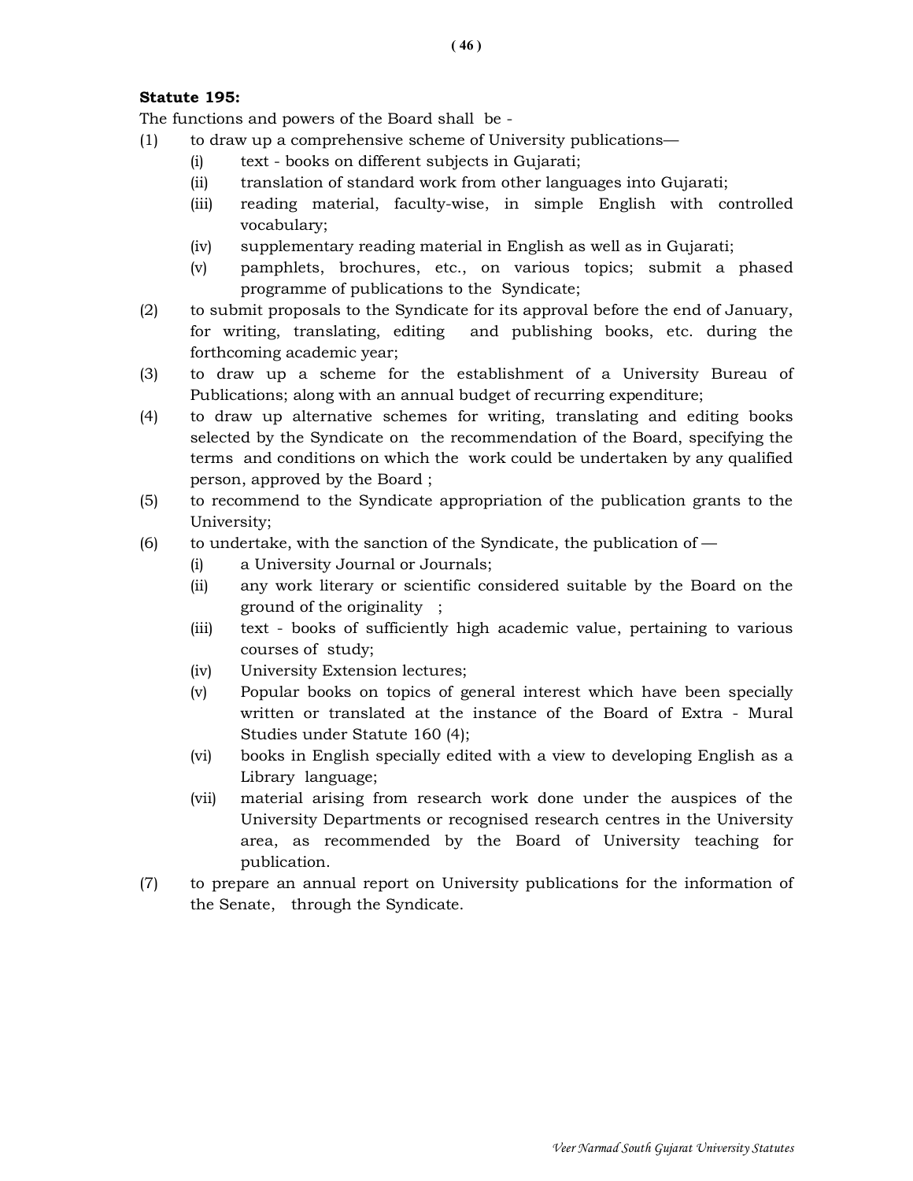**Statute 195:**

The functions and powers of the Board shall be -

(1) to draw up a comprehensive scheme of University publications—
   (i) text - books on different subjects in Gujarati;
   (ii) translation of standard work from other languages into Gujarati;
   (iii) reading material, faculty-wise, in simple English with controlled vocabulary;
   (iv) supplementary reading material in English as well as in Gujarati;
   (v) pamphlets, brochures, etc., on various topics; submit a phased programme of publications to the Syndicate;

(2) to submit proposals to the Syndicate for its approval before the end of January, for writing, translating, editing and publishing books, etc. during the forthcoming academic year;

(3) to draw up a scheme for the establishment of a University Bureau of Publications; along with an annual budget of recurring expenditure;

(4) to draw up alternative schemes for writing, translating and editing books selected by the Syndicate on the recommendation of the Board, specifying the terms and conditions on which the work could be undertaken by any qualified person, approved by the Board ;

(5) to recommend to the Syndicate appropriation of the publication grants to the University;

(6) to undertake, with the sanction of the Syndicate, the publication of —
   (i) a University Journal or Journals;
   (ii) any work literary or scientific considered suitable by the Board on the ground of the originality ;
   (iii) text - books of sufficiently high academic value, pertaining to various courses of study;
   (iv) University Extension lectures;
   (v) Popular books on topics of general interest which have been specially written or translated at the instance of the Board of Extra - Mural Studies under Statute 160 (4);
   (vi) books in English specially edited with a view to developing English as a Library language;
   (vii) material arising from research work done under the auspices of the University Departments or recognised research centres in the University area, as recommended by the Board of University teaching for publication.

(7) to prepare an annual report on University publications for the information of the Senate, through the Syndicate.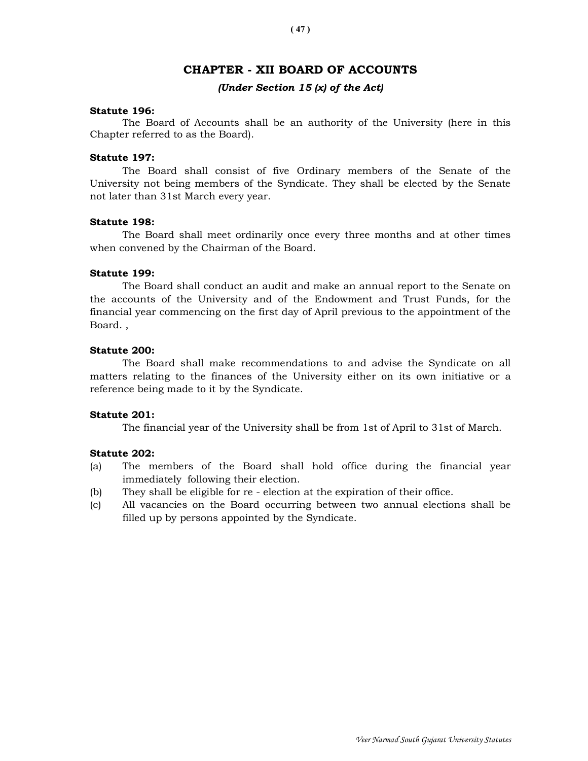## CHAPTER - XII BOARD OF ACCOUNTS

***(Under Section 15 (x) of the Act)***

**Statute 196:**

The Board of Accounts shall be an authority of the University (here in this Chapter referred to as the Board).

**Statute 197:**

The Board shall consist of five Ordinary members of the Senate of the University not being members of the Syndicate. They shall be elected by the Senate not later than 31st March every year.

**Statute 198:**

The Board shall meet ordinarily once every three months and at other times when convened by the Chairman of the Board.

**Statute 199:**

The Board shall conduct an audit and make an annual report to the Senate on the accounts of the University and of the Endowment and Trust Funds, for the financial year commencing on the first day of April previous to the appointment of the Board. ,

**Statute 200:**

The Board shall make recommendations to and advise the Syndicate on all matters relating to the finances of the University either on its own initiative or a reference being made to it by the Syndicate.

**Statute 201:**

The financial year of the University shall be from 1st of April to 31st of March.

**Statute 202:**

(a) The members of the Board shall hold office during the financial year immediately following their election.

(b) They shall be eligible for re - election at the expiration of their office.

(c) All vacancies on the Board occurring between two annual elections shall be filled up by persons appointed by the Syndicate.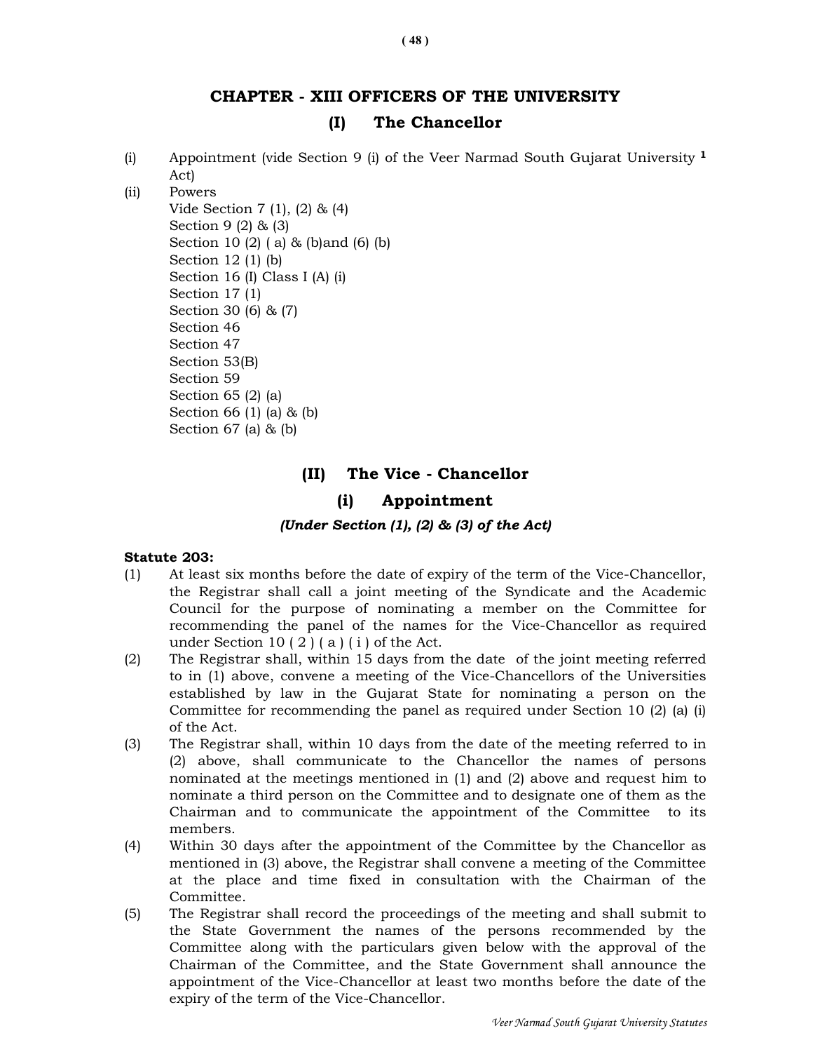# CHAPTER - XIII OFFICERS OF THE UNIVERSITY

## (I) The Chancellor

(i) Appointment (vide Section 9 (i) of the Veer Narmad South Gujarat University [1] Act)

(ii) Powers
Vide Section 7 (1), (2) & (4)
Section 9 (2) & (3)
Section 10 (2) ( a) & (b)and (6) (b)
Section 12 (1) (b)
Section 16 (I) Class I (A) (i)
Section 17 (1)
Section 30 (6) & (7)
Section 46
Section 47
Section 53(B)
Section 59
Section 65 (2) (a)
Section 66 (1) (a) & (b)
Section 67 (a) & (b)

## (II) The Vice - Chancellor

### (i) Appointment

***(Under Section (1), (2) & (3) of the Act)***

**Statute 203:**

(1) At least six months before the date of expiry of the term of the Vice-Chancellor, the Registrar shall call a joint meeting of the Syndicate and the Academic Council for the purpose of nominating a member on the Committee for recommending the panel of the names for the Vice-Chancellor as required under Section 10 ( 2 ) ( a ) ( i ) of the Act.

(2) The Registrar shall, within 15 days from the date of the joint meeting referred to in (1) above, convene a meeting of the Vice-Chancellors of the Universities established by law in the Gujarat State for nominating a person on the Committee for recommending the panel as required under Section 10 (2) (a) (i) of the Act.

(3) The Registrar shall, within 10 days from the date of the meeting referred to in (2) above, shall communicate to the Chancellor the names of persons nominated at the meetings mentioned in (1) and (2) above and request him to nominate a third person on the Committee and to designate one of them as the Chairman and to communicate the appointment of the Committee to its members.

(4) Within 30 days after the appointment of the Committee by the Chancellor as mentioned in (3) above, the Registrar shall convene a meeting of the Committee at the place and time fixed in consultation with the Chairman of the Committee.

(5) The Registrar shall record the proceedings of the meeting and shall submit to the State Government the names of the persons recommended by the Committee along with the particulars given below with the approval of the Chairman of the Committee, and the State Government shall announce the appointment of the Vice-Chancellor at least two months before the date of the expiry of the term of the Vice-Chancellor.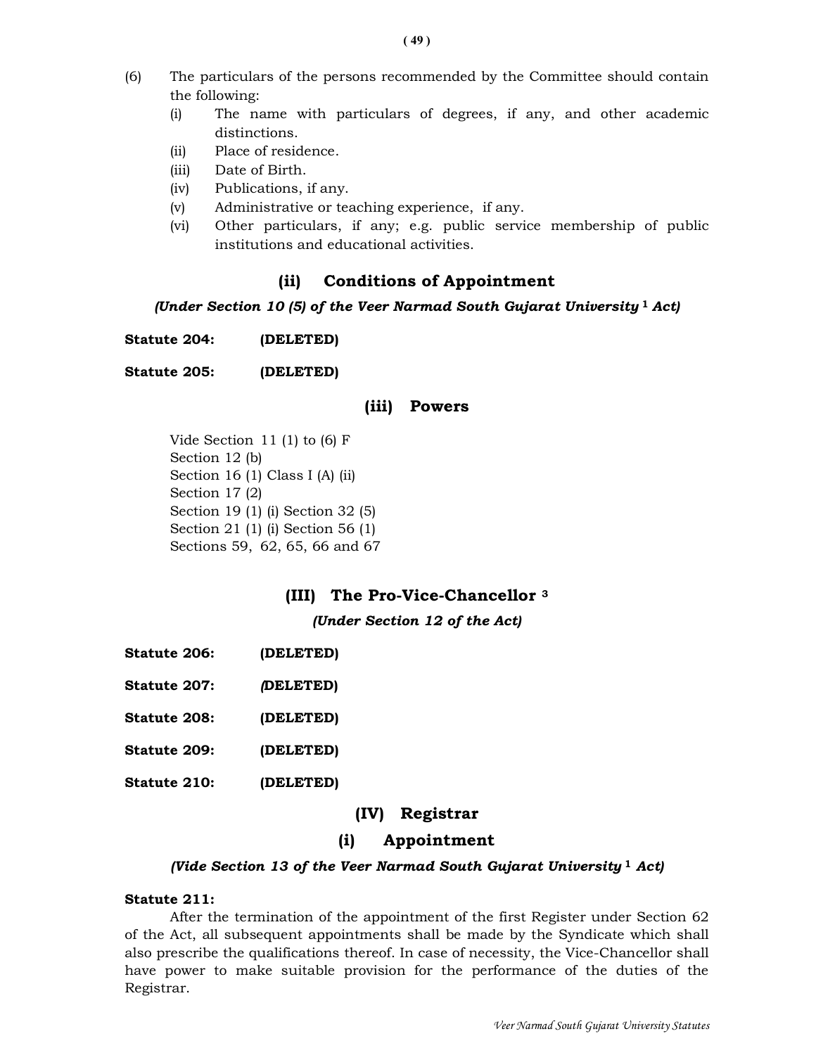(6) The particulars of the persons recommended by the Committee should contain the following:

- (i) The name with particulars of degrees, if any, and other academic distinctions.
- (ii) Place of residence.
- (iii) Date of Birth.
- (iv) Publications, if any.
- (v) Administrative or teaching experience, if any.
- (vi) Other particulars, if any; e.g. public service membership of public institutions and educational activities.

### (ii) Conditions of Appointment

***(Under Section 10 (5) of the Veer Narmad South Gujarat University [1] Act)***

**Statute 204:** **(DELETED)**

**Statute 205:** **(DELETED)**

### (iii) Powers

Vide Section 11 (1) to (6) F
Section 12 (b)
Section 16 (1) Class I (A) (ii)
Section 17 (2)
Section 19 (1) (i) Section 32 (5)
Section 21 (1) (i) Section 56 (1)
Sections 59, 62, 65, 66 and 67

## (III) The Pro-Vice-Chancellor [3]

***(Under Section 12 of the Act)***

**Statute 206:** **(DELETED)**

**Statute 207:** **(DELETED)**

**Statute 208:** **(DELETED)**

**Statute 209:** **(DELETED)**

**Statute 210:** **(DELETED)**

## (IV) Registrar

### (i) Appointment

***(Vide Section 13 of the Veer Narmad South Gujarat University [1] Act)***

**Statute 211:**

After the termination of the appointment of the first Register under Section 62 of the Act, all subsequent appointments shall be made by the Syndicate which shall also prescribe the qualifications thereof. In case of necessity, the Vice-Chancellor shall have power to make suitable provision for the performance of the duties of the Registrar.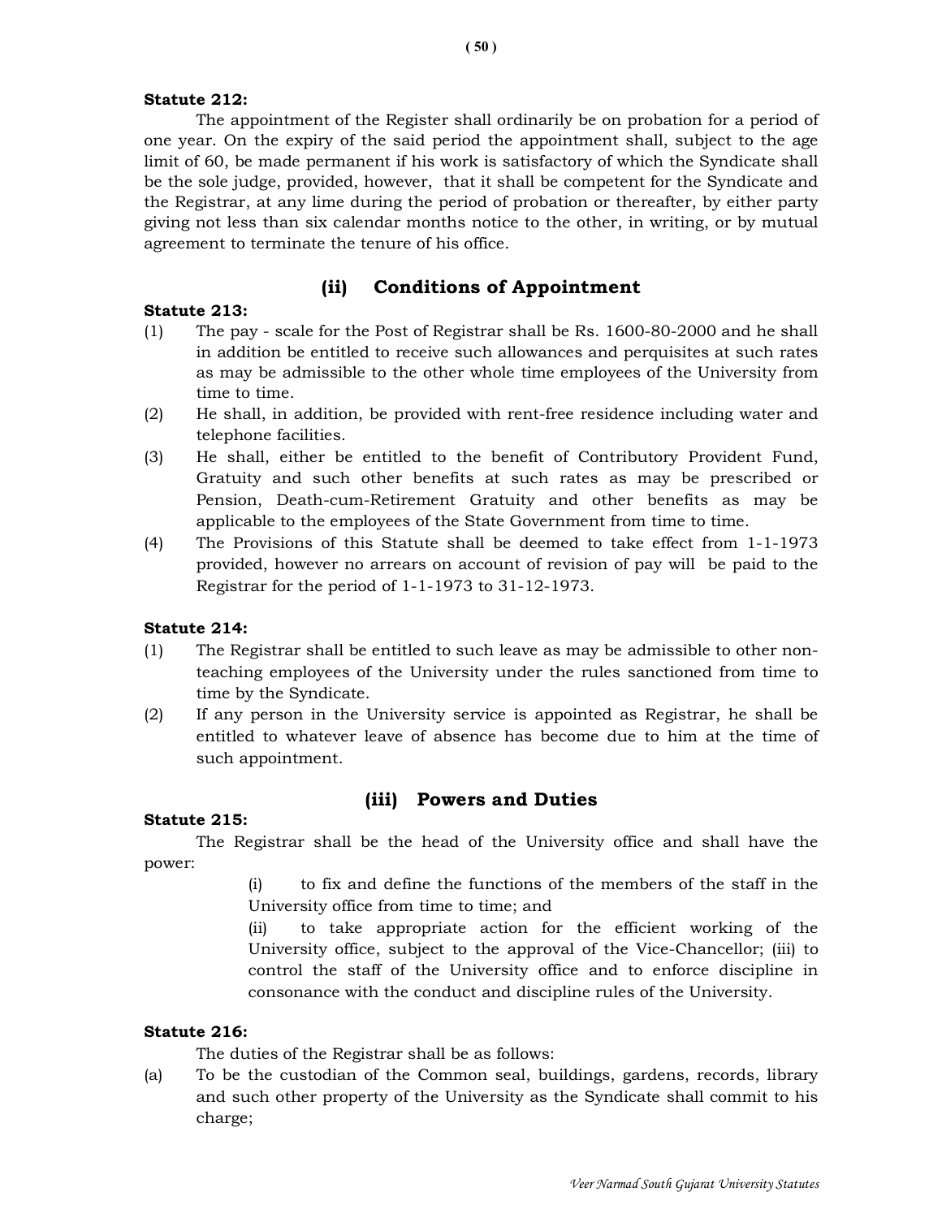**Statute 212:**

The appointment of the Register shall ordinarily be on probation for a period of one year. On the expiry of the said period the appointment shall, subject to the age limit of 60, be made permanent if his work is satisfactory of which the Syndicate shall be the sole judge, provided, however, that it shall be competent for the Syndicate and the Registrar, at any lime during the period of probation or thereafter, by either party giving not less than six calendar months notice to the other, in writing, or by mutual agreement to terminate the tenure of his office.

## (ii) Conditions of Appointment

**Statute 213:**

(1) The pay - scale for the Post of Registrar shall be Rs. 1600-80-2000 and he shall in addition be entitled to receive such allowances and perquisites at such rates as may be admissible to the other whole time employees of the University from time to time.

(2) He shall, in addition, be provided with rent-free residence including water and telephone facilities.

(3) He shall, either be entitled to the benefit of Contributory Provident Fund, Gratuity and such other benefits at such rates as may be prescribed or Pension, Death-cum-Retirement Gratuity and other benefits as may be applicable to the employees of the State Government from time to time.

(4) The Provisions of this Statute shall be deemed to take effect from 1-1-1973 provided, however no arrears on account of revision of pay will be paid to the Registrar for the period of 1-1-1973 to 31-12-1973.

**Statute 214:**

(1) The Registrar shall be entitled to such leave as may be admissible to other non-teaching employees of the University under the rules sanctioned from time to time by the Syndicate.

(2) If any person in the University service is appointed as Registrar, he shall be entitled to whatever leave of absence has become due to him at the time of such appointment.

## (iii) Powers and Duties

**Statute 215:**

The Registrar shall be the head of the University office and shall have the power:

(i) to fix and define the functions of the members of the staff in the University office from time to time; and

(ii) to take appropriate action for the efficient working of the University office, subject to the approval of the Vice-Chancellor; (iii) to control the staff of the University office and to enforce discipline in consonance with the conduct and discipline rules of the University.

**Statute 216:**

The duties of the Registrar shall be as follows:

(a) To be the custodian of the Common seal, buildings, gardens, records, library and such other property of the University as the Syndicate shall commit to his charge;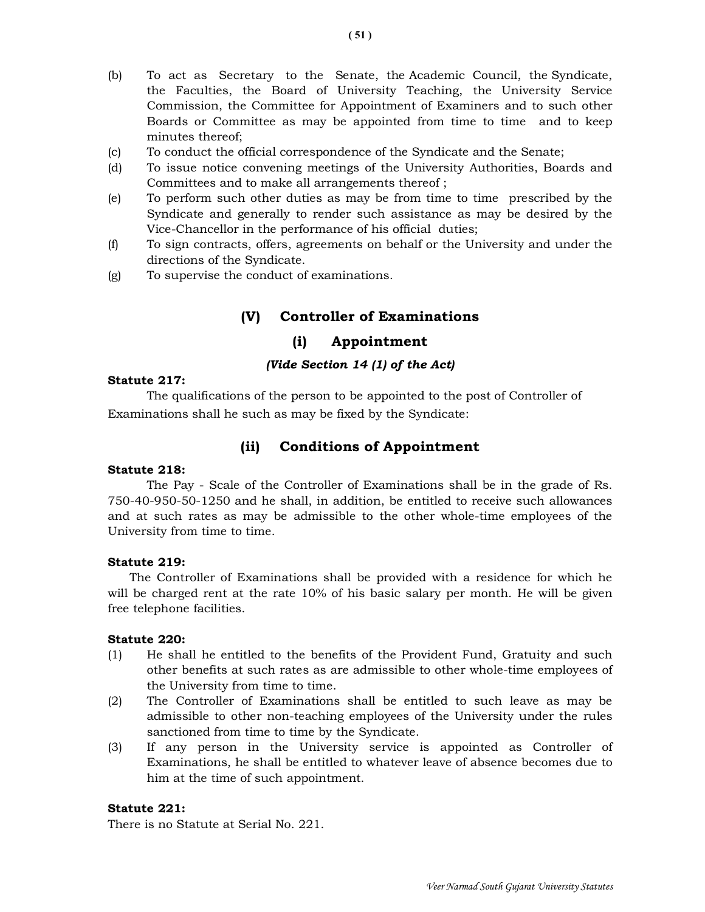(b) To act as Secretary to the Senate, the Academic Council, the Syndicate, the Faculties, the Board of University Teaching, the University Service Commission, the Committee for Appointment of Examiners and to such other Boards or Committee as may be appointed from time to time and to keep minutes thereof;

(c) To conduct the official correspondence of the Syndicate and the Senate;

(d) To issue notice convening meetings of the University Authorities, Boards and Committees and to make all arrangements thereof ;

(e) To perform such other duties as may be from time to time prescribed by the Syndicate and generally to render such assistance as may be desired by the Vice-Chancellor in the performance of his official duties;

(f) To sign contracts, offers, agreements on behalf or the University and under the directions of the Syndicate.

(g) To supervise the conduct of examinations.

## (V) Controller of Examinations

### (i) Appointment

***(Vide Section 14 (1) of the Act)***

**Statute 217:**

The qualifications of the person to be appointed to the post of Controller of Examinations shall he such as may be fixed by the Syndicate:

### (ii) Conditions of Appointment

**Statute 218:**

The Pay - Scale of the Controller of Examinations shall be in the grade of Rs. 750-40-950-50-1250 and he shall, in addition, be entitled to receive such allowances and at such rates as may be admissible to the other whole-time employees of the University from time to time.

**Statute 219:**

The Controller of Examinations shall be provided with a residence for which he will be charged rent at the rate 10% of his basic salary per month. He will be given free telephone facilities.

**Statute 220:**

(1) He shall he entitled to the benefits of the Provident Fund, Gratuity and such other benefits at such rates as are admissible to other whole-time employees of the University from time to time.

(2) The Controller of Examinations shall be entitled to such leave as may be admissible to other non-teaching employees of the University under the rules sanctioned from time to time by the Syndicate.

(3) If any person in the University service is appointed as Controller of Examinations, he shall be entitled to whatever leave of absence becomes due to him at the time of such appointment.

**Statute 221:**

There is no Statute at Serial No. 221.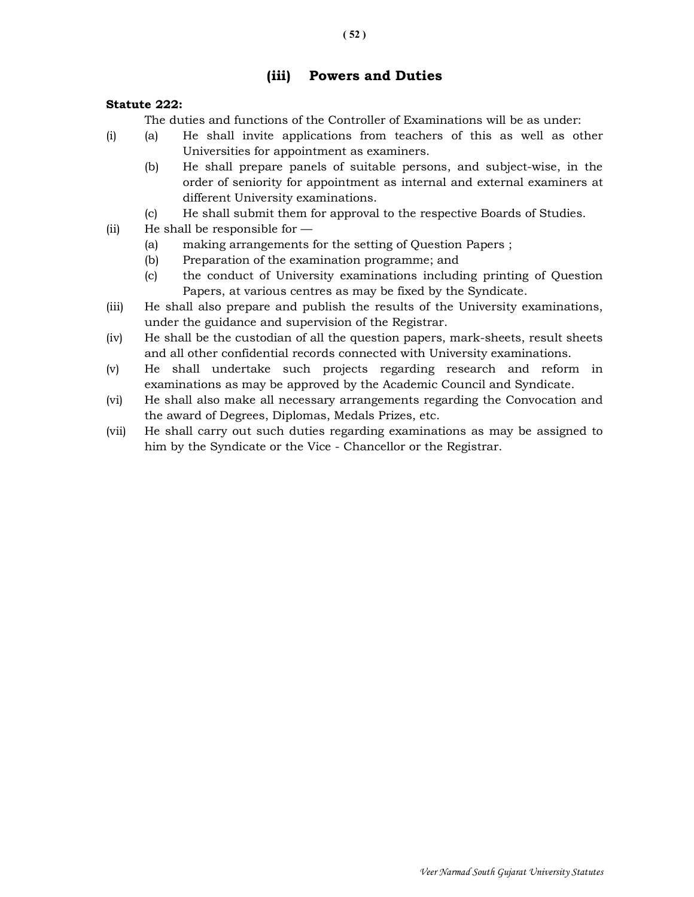## (iii) Powers and Duties

**Statute 222:**

The duties and functions of the Controller of Examinations will be as under:

(i) (a) He shall invite applications from teachers of this as well as other Universities for appointment as examiners.

(b) He shall prepare panels of suitable persons, and subject-wise, in the order of seniority for appointment as internal and external examiners at different University examinations.

(c) He shall submit them for approval to the respective Boards of Studies.

(ii) He shall be responsible for —

(a) making arrangements for the setting of Question Papers ;

(b) Preparation of the examination programme; and

(c) the conduct of University examinations including printing of Question Papers, at various centres as may be fixed by the Syndicate.

(iii) He shall also prepare and publish the results of the University examinations, under the guidance and supervision of the Registrar.

(iv) He shall be the custodian of all the question papers, mark-sheets, result sheets and all other confidential records connected with University examinations.

(v) He shall undertake such projects regarding research and reform in examinations as may be approved by the Academic Council and Syndicate.

(vi) He shall also make all necessary arrangements regarding the Convocation and the award of Degrees, Diplomas, Medals Prizes, etc.

(vii) He shall carry out such duties regarding examinations as may be assigned to him by the Syndicate or the Vice - Chancellor or the Registrar.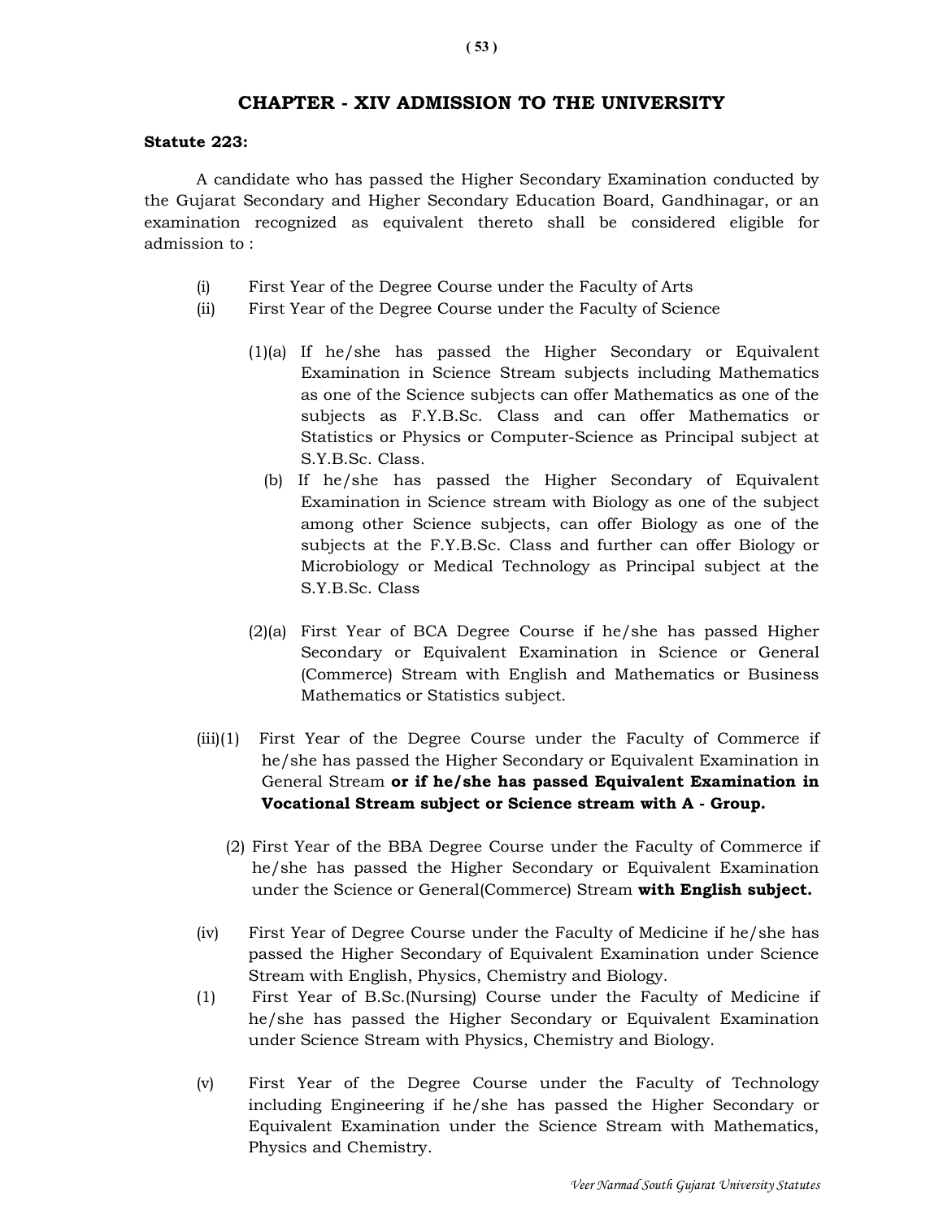# CHAPTER - XIV ADMISSION TO THE UNIVERSITY

**Statute 223:**

A candidate who has passed the Higher Secondary Examination conducted by the Gujarat Secondary and Higher Secondary Education Board, Gandhinagar, or an examination recognized as equivalent thereto shall be considered eligible for admission to :

(i) First Year of the Degree Course under the Faculty of Arts

(ii) First Year of the Degree Course under the Faculty of Science

(1)(a) If he/she has passed the Higher Secondary or Equivalent Examination in Science Stream subjects including Mathematics as one of the Science subjects can offer Mathematics as one of the subjects as F.Y.B.Sc. Class and can offer Mathematics or Statistics or Physics or Computer-Science as Principal subject at S.Y.B.Sc. Class.

(b) If he/she has passed the Higher Secondary of Equivalent Examination in Science stream with Biology as one of the subject among other Science subjects, can offer Biology as one of the subjects at the F.Y.B.Sc. Class and further can offer Biology or Microbiology or Medical Technology as Principal subject at the S.Y.B.Sc. Class

(2)(a) First Year of BCA Degree Course if he/she has passed Higher Secondary or Equivalent Examination in Science or General (Commerce) Stream with English and Mathematics or Business Mathematics or Statistics subject.

(iii)(1) First Year of the Degree Course under the Faculty of Commerce if he/she has passed the Higher Secondary or Equivalent Examination in General Stream **or if he/she has passed Equivalent Examination in Vocational Stream subject or Science stream with A - Group.**

(2) First Year of the BBA Degree Course under the Faculty of Commerce if he/she has passed the Higher Secondary or Equivalent Examination under the Science or General(Commerce) Stream **with English subject.**

(iv) First Year of Degree Course under the Faculty of Medicine if he/she has passed the Higher Secondary of Equivalent Examination under Science Stream with English, Physics, Chemistry and Biology.

(1) First Year of B.Sc.(Nursing) Course under the Faculty of Medicine if he/she has passed the Higher Secondary or Equivalent Examination under Science Stream with Physics, Chemistry and Biology.

(v) First Year of the Degree Course under the Faculty of Technology including Engineering if he/she has passed the Higher Secondary or Equivalent Examination under the Science Stream with Mathematics, Physics and Chemistry.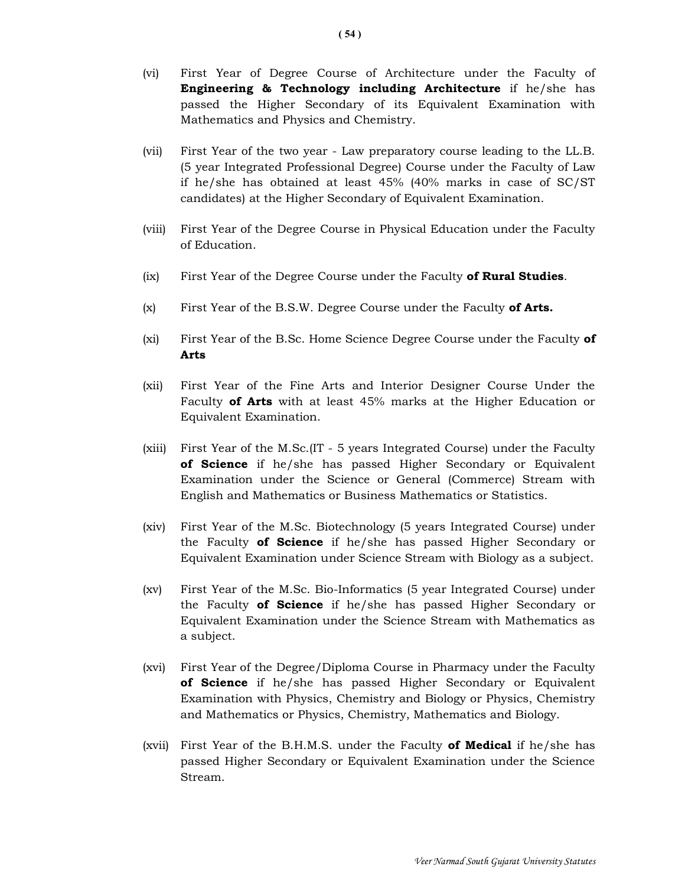(vi) First Year of Degree Course of Architecture under the Faculty of **Engineering & Technology including Architecture** if he/she has passed the Higher Secondary of its Equivalent Examination with Mathematics and Physics and Chemistry.

(vii) First Year of the two year - Law preparatory course leading to the LL.B. (5 year Integrated Professional Degree) Course under the Faculty of Law if he/she has obtained at least 45% (40% marks in case of SC/ST candidates) at the Higher Secondary of Equivalent Examination.

(viii) First Year of the Degree Course in Physical Education under the Faculty of Education.

(ix) First Year of the Degree Course under the Faculty **of Rural Studies**.

(x) First Year of the B.S.W. Degree Course under the Faculty **of Arts.**

(xi) First Year of the B.Sc. Home Science Degree Course under the Faculty **of Arts**

(xii) First Year of the Fine Arts and Interior Designer Course Under the Faculty **of Arts** with at least 45% marks at the Higher Education or Equivalent Examination.

(xiii) First Year of the M.Sc.(IT - 5 years Integrated Course) under the Faculty **of Science** if he/she has passed Higher Secondary or Equivalent Examination under the Science or General (Commerce) Stream with English and Mathematics or Business Mathematics or Statistics.

(xiv) First Year of the M.Sc. Biotechnology (5 years Integrated Course) under the Faculty **of Science** if he/she has passed Higher Secondary or Equivalent Examination under Science Stream with Biology as a subject.

(xv) First Year of the M.Sc. Bio-Informatics (5 year Integrated Course) under the Faculty **of Science** if he/she has passed Higher Secondary or Equivalent Examination under the Science Stream with Mathematics as a subject.

(xvi) First Year of the Degree/Diploma Course in Pharmacy under the Faculty **of Science** if he/she has passed Higher Secondary or Equivalent Examination with Physics, Chemistry and Biology or Physics, Chemistry and Mathematics or Physics, Chemistry, Mathematics and Biology.

(xvii) First Year of the B.H.M.S. under the Faculty **of Medical** if he/she has passed Higher Secondary or Equivalent Examination under the Science Stream.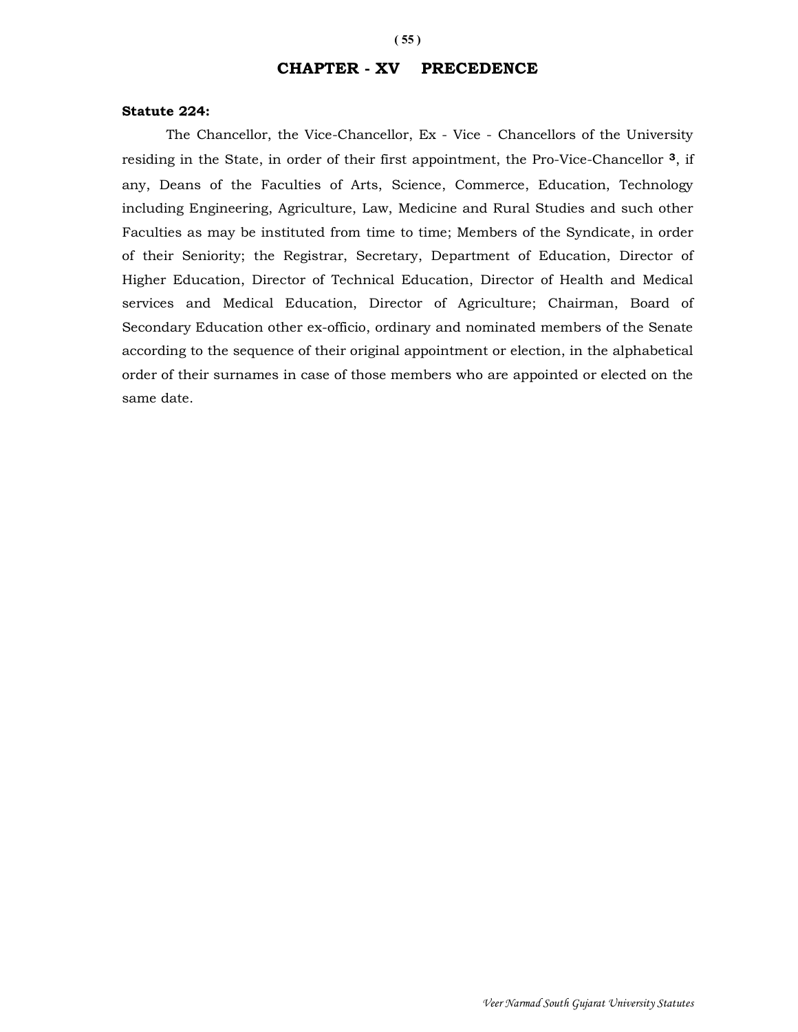# CHAPTER - XV PRECEDENCE

**Statute 224:**

The Chancellor, the Vice-Chancellor, Ex - Vice - Chancellors of the University residing in the State, in order of their first appointment, the Pro-Vice-Chancellor [3], if any, Deans of the Faculties of Arts, Science, Commerce, Education, Technology including Engineering, Agriculture, Law, Medicine and Rural Studies and such other Faculties as may be instituted from time to time; Members of the Syndicate, in order of their Seniority; the Registrar, Secretary, Department of Education, Director of Higher Education, Director of Technical Education, Director of Health and Medical services and Medical Education, Director of Agriculture; Chairman, Board of Secondary Education other ex-officio, ordinary and nominated members of the Senate according to the sequence of their original appointment or election, in the alphabetical order of their surnames in case of those members who are appointed or elected on the same date.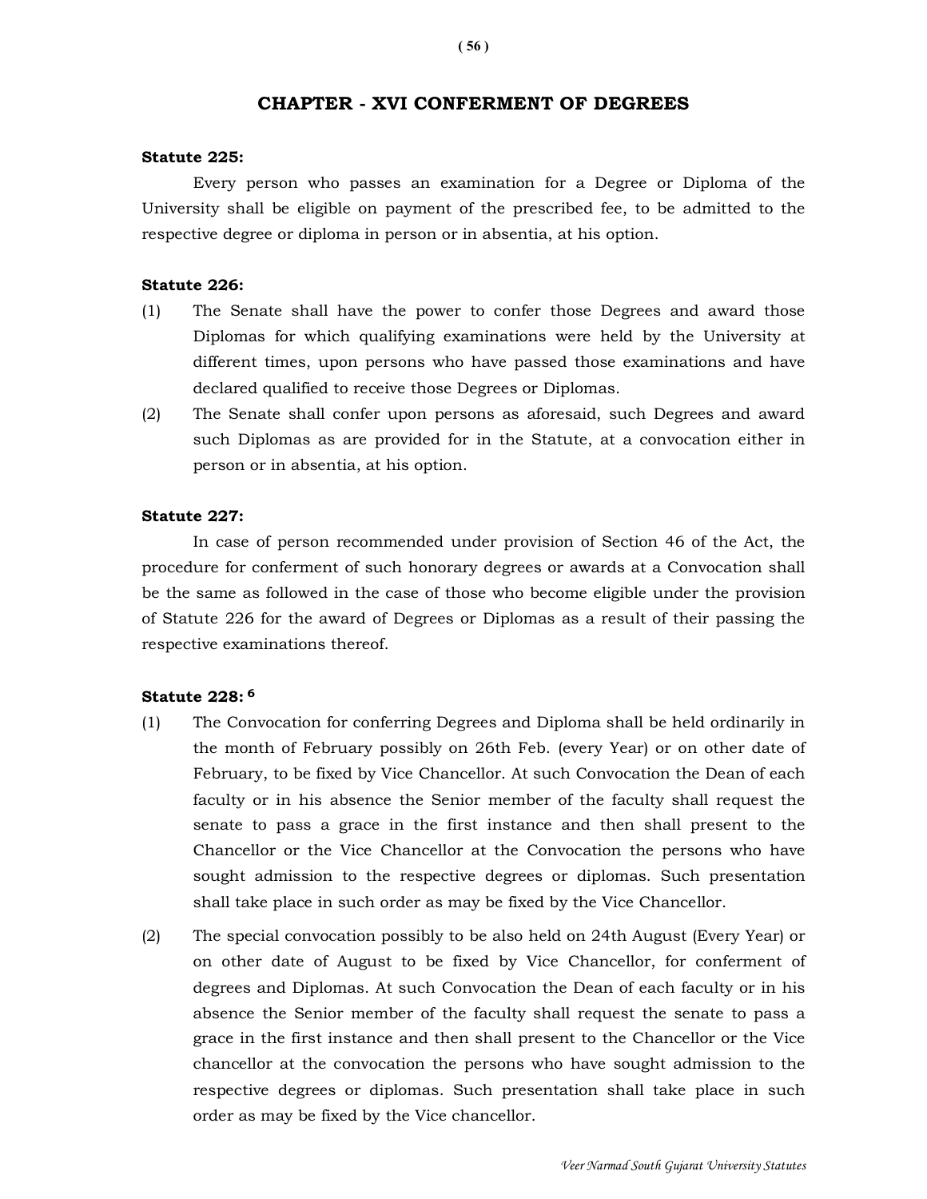# CHAPTER - XVI CONFERMENT OF DEGREES

**Statute 225:**

Every person who passes an examination for a Degree or Diploma of the University shall be eligible on payment of the prescribed fee, to be admitted to the respective degree or diploma in person or in absentia, at his option.

**Statute 226:**

(1) The Senate shall have the power to confer those Degrees and award those Diplomas for which qualifying examinations were held by the University at different times, upon persons who have passed those examinations and have declared qualified to receive those Degrees or Diplomas.

(2) The Senate shall confer upon persons as aforesaid, such Degrees and award such Diplomas as are provided for in the Statute, at a convocation either in person or in absentia, at his option.

**Statute 227:**

In case of person recommended under provision of Section 46 of the Act, the procedure for conferment of such honorary degrees or awards at a Convocation shall be the same as followed in the case of those who become eligible under the provision of Statute 226 for the award of Degrees or Diplomas as a result of their passing the respective examinations thereof.

**Statute 228:** [6]

(1) The Convocation for conferring Degrees and Diploma shall be held ordinarily in the month of February possibly on 26th Feb. (every Year) or on other date of February, to be fixed by Vice Chancellor. At such Convocation the Dean of each faculty or in his absence the Senior member of the faculty shall request the senate to pass a grace in the first instance and then shall present to the Chancellor or the Vice Chancellor at the Convocation the persons who have sought admission to the respective degrees or diplomas. Such presentation shall take place in such order as may be fixed by the Vice Chancellor.

(2) The special convocation possibly to be also held on 24th August (Every Year) or on other date of August to be fixed by Vice Chancellor, for conferment of degrees and Diplomas. At such Convocation the Dean of each faculty or in his absence the Senior member of the faculty shall request the senate to pass a grace in the first instance and then shall present to the Chancellor or the Vice chancellor at the convocation the persons who have sought admission to the respective degrees or diplomas. Such presentation shall take place in such order as may be fixed by the Vice chancellor.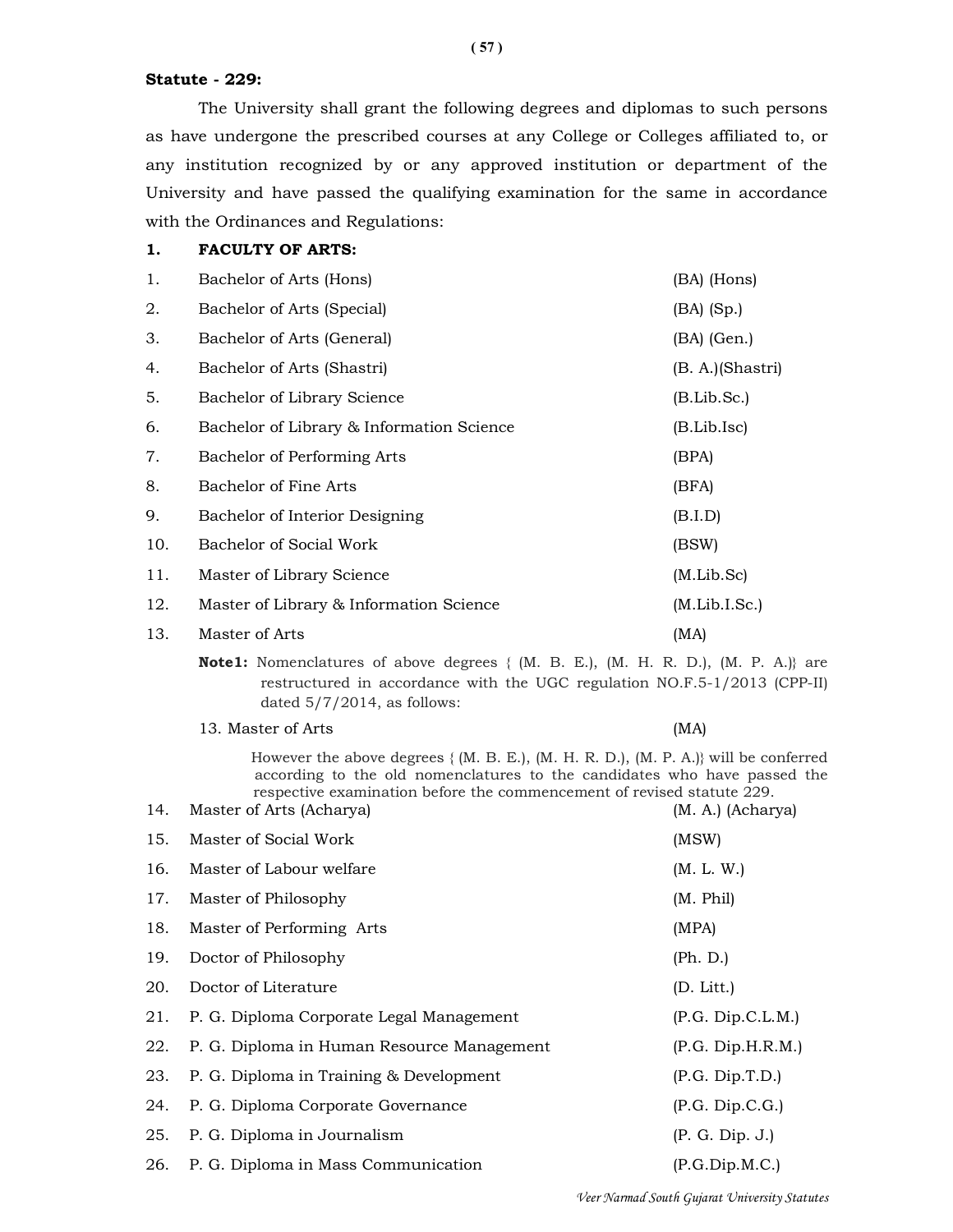**Statute - 229:**

The University shall grant the following degrees and diplomas to such persons as have undergone the prescribed courses at any College or Colleges affiliated to, or any institution recognized by or any approved institution or department of the University and have passed the qualifying examination for the same in accordance with the Ordinances and Regulations:

**1. FACULTY OF ARTS:**

| No. | Degree / Diploma | Abbreviation |
|---|---|---|
| 1. | Bachelor of Arts (Hons) | (BA) (Hons) |
| 2. | Bachelor of Arts (Special) | (BA) (Sp.) |
| 3. | Bachelor of Arts (General) | (BA) (Gen.) |
| 4. | Bachelor of Arts (Shastri) | (B. A.)(Shastri) |
| 5. | Bachelor of Library Science | (B.Lib.Sc.) |
| 6. | Bachelor of Library & Information Science | (B.Lib.Isc) |
| 7. | Bachelor of Performing Arts | (BPA) |
| 8. | Bachelor of Fine Arts | (BFA) |
| 9. | Bachelor of Interior Designing | (B.I.D) |
| 10. | Bachelor of Social Work | (BSW) |
| 11. | Master of Library Science | (M.Lib.Sc) |
| 12. | Master of Library & Information Science | (M.Lib.I.Sc.) |
| 13. | Master of Arts | (MA) |

**Note1:** Nomenclatures of above degrees { (M. B. E.), (M. H. R. D.), (M. P. A.)} are restructured in accordance with the UGC regulation NO.F.5-1/2013 (CPP-II) dated 5/7/2014, as follows:

13. Master of Arts (MA)

However the above degrees { (M. B. E.), (M. H. R. D.), (M. P. A.)} will be conferred according to the old nomenclatures to the candidates who have passed the respective examination before the commencement of revised statute 229.

| No. | Degree / Diploma | Abbreviation |
|---|---|---|
| 14. | Master of Arts (Acharya) | (M. A.) (Acharya) |
| 15. | Master of Social Work | (MSW) |
| 16. | Master of Labour welfare | (M. L. W.) |
| 17. | Master of Philosophy | (M. Phil) |
| 18. | Master of Performing Arts | (MPA) |
| 19. | Doctor of Philosophy | (Ph. D.) |
| 20. | Doctor of Literature | (D. Litt.) |
| 21. | P. G. Diploma Corporate Legal Management | (P.G. Dip.C.L.M.) |
| 22. | P. G. Diploma in Human Resource Management | (P.G. Dip.H.R.M.) |
| 23. | P. G. Diploma in Training & Development | (P.G. Dip.T.D.) |
| 24. | P. G. Diploma Corporate Governance | (P.G. Dip.C.G.) |
| 25. | P. G. Diploma in Journalism | (P. G. Dip. J.) |
| 26. | P. G. Diploma in Mass Communication | (P.G.Dip.M.C.) |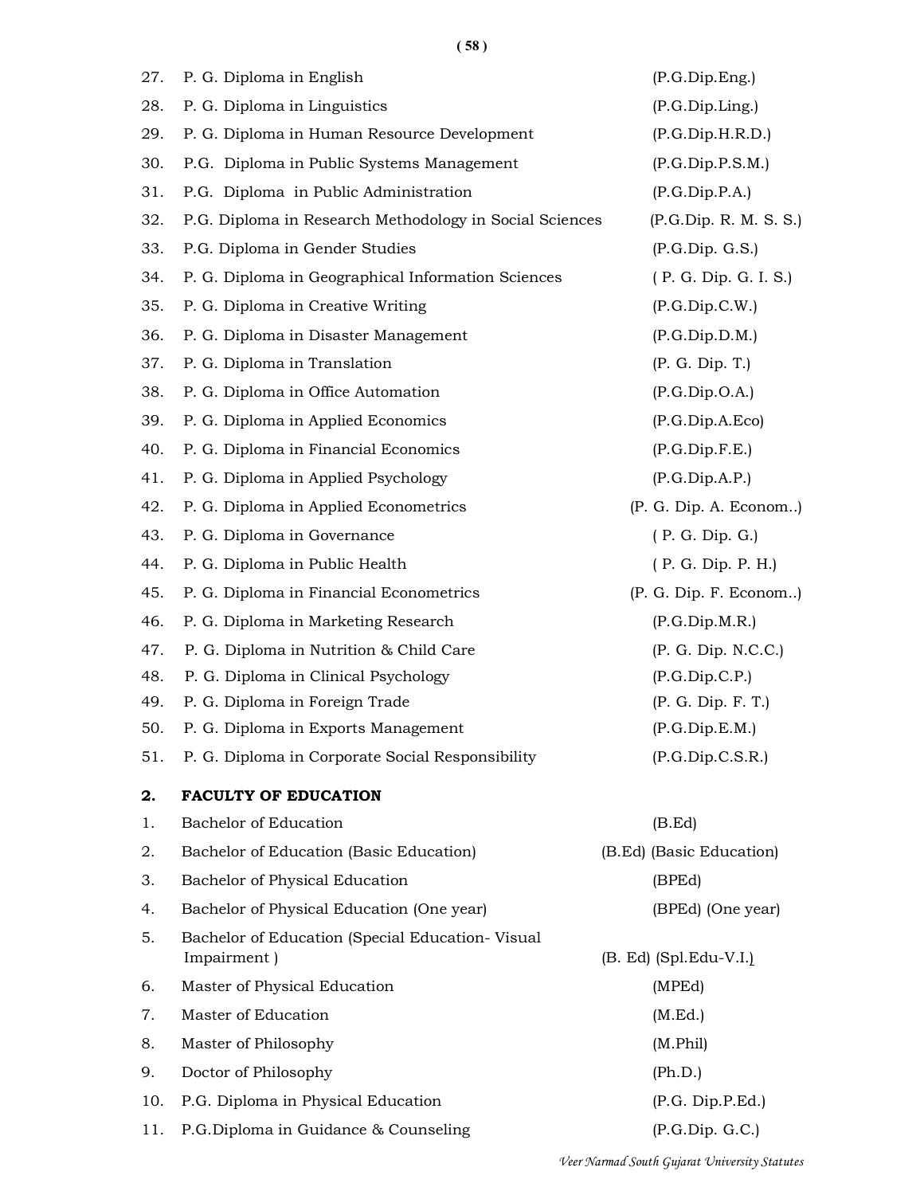27. P. G. Diploma in English (P.G.Dip.Eng.)
28. P. G. Diploma in Linguistics (P.G.Dip.Ling.)
29. P. G. Diploma in Human Resource Development (P.G.Dip.H.R.D.)
30. P.G. Diploma in Public Systems Management (P.G.Dip.P.S.M.)
31. P.G. Diploma in Public Administration (P.G.Dip.P.A.)
32. P.G. Diploma in Research Methodology in Social Sciences (P.G.Dip. R. M. S. S.)
33. P.G. Diploma in Gender Studies (P.G.Dip. G.S.)
34. P. G. Diploma in Geographical Information Sciences ( P. G. Dip. G. I. S.)
35. P. G. Diploma in Creative Writing (P.G.Dip.C.W.)
36. P. G. Diploma in Disaster Management (P.G.Dip.D.M.)
37. P. G. Diploma in Translation (P. G. Dip. T.)
38. P. G. Diploma in Office Automation (P.G.Dip.O.A.)
39. P. G. Diploma in Applied Economics (P.G.Dip.A.Eco)
40. P. G. Diploma in Financial Economics (P.G.Dip.F.E.)
41. P. G. Diploma in Applied Psychology (P.G.Dip.A.P.)
42. P. G. Diploma in Applied Econometrics (P. G. Dip. A. Econom..)
43. P. G. Diploma in Governance ( P. G. Dip. G.)
44. P. G. Diploma in Public Health ( P. G. Dip. P. H.)
45. P. G. Diploma in Financial Econometrics (P. G. Dip. F. Econom..)
46. P. G. Diploma in Marketing Research (P.G.Dip.M.R.)
47. P. G. Diploma in Nutrition & Child Care (P. G. Dip. N.C.C.)
48. P. G. Diploma in Clinical Psychology (P.G.Dip.C.P.)
49. P. G. Diploma in Foreign Trade (P. G. Dip. F. T.)
50. P. G. Diploma in Exports Management (P.G.Dip.E.M.)
51. P. G. Diploma in Corporate Social Responsibility (P.G.Dip.C.S.R.)

**2. FACULTY OF EDUCATION**

1. Bachelor of Education (B.Ed)
2. Bachelor of Education (Basic Education) (B.Ed) (Basic Education)
3. Bachelor of Physical Education (BPEd)
4. Bachelor of Physical Education (One year) (BPEd) (One year)
5. Bachelor of Education (Special Education- Visual Impairment ) (B. Ed) (Spl.Edu-V.I.)
6. Master of Physical Education (MPEd)
7. Master of Education (M.Ed.)
8. Master of Philosophy (M.Phil)
9. Doctor of Philosophy (Ph.D.)
10. P.G. Diploma in Physical Education (P.G. Dip.P.Ed.)
11. P.G.Diploma in Guidance & Counseling (P.G.Dip. G.C.)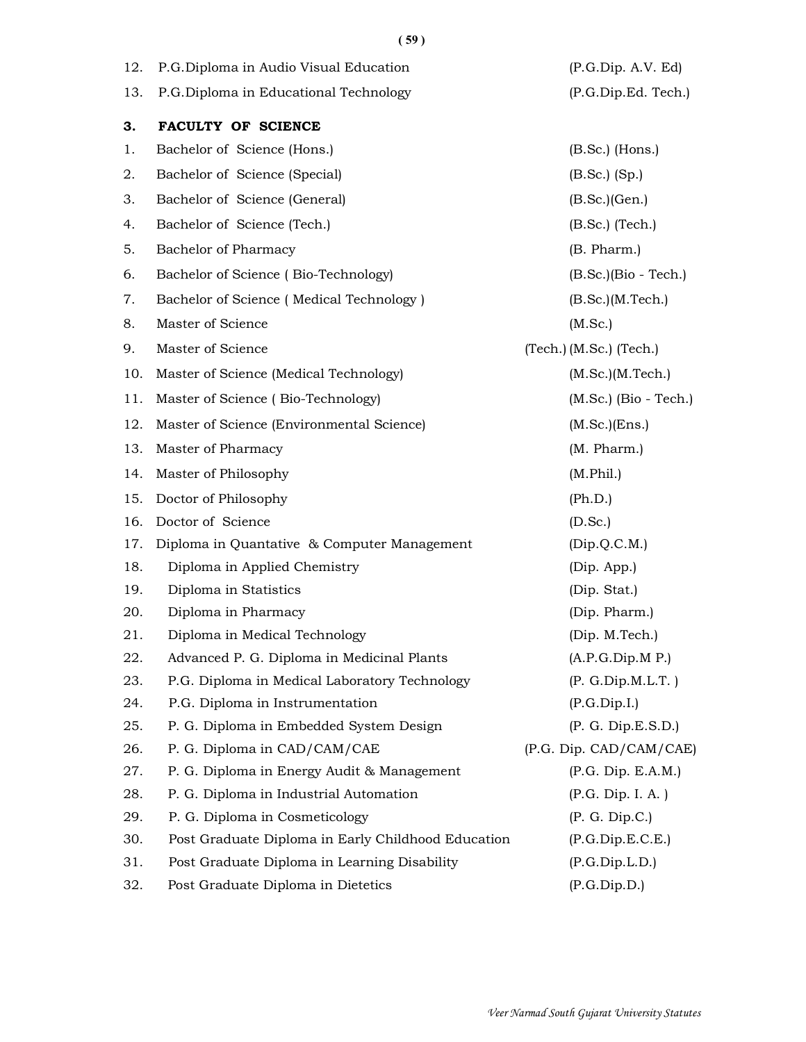| | | |
|---|---|---|
| 12. | P.G.Diploma in Audio Visual Education | (P.G.Dip. A.V. Ed) |
| 13. | P.G.Diploma in Educational Technology | (P.G.Dip.Ed. Tech.) |

### 3. FACULTY OF SCIENCE

| | | |
|---|---|---|
| 1. | Bachelor of Science (Hons.) | (B.Sc.) (Hons.) |
| 2. | Bachelor of Science (Special) | (B.Sc.) (Sp.) |
| 3. | Bachelor of Science (General) | (B.Sc.)(Gen.) |
| 4. | Bachelor of Science (Tech.) | (B.Sc.) (Tech.) |
| 5. | Bachelor of Pharmacy | (B. Pharm.) |
| 6. | Bachelor of Science ( Bio-Technology) | (B.Sc.)(Bio - Tech.) |
| 7. | Bachelor of Science ( Medical Technology ) | (B.Sc.)(M.Tech.) |
| 8. | Master of Science | (M.Sc.) |
| 9. | Master of Science | (Tech.) (M.Sc.) (Tech.) |
| 10. | Master of Science (Medical Technology) | (M.Sc.)(M.Tech.) |
| 11. | Master of Science ( Bio-Technology) | (M.Sc.) (Bio - Tech.) |
| 12. | Master of Science (Environmental Science) | (M.Sc.)(Ens.) |
| 13. | Master of Pharmacy | (M. Pharm.) |
| 14. | Master of Philosophy | (M.Phil.) |
| 15. | Doctor of Philosophy | (Ph.D.) |
| 16. | Doctor of Science | (D.Sc.) |
| 17. | Diploma in Quantative & Computer Management | (Dip.Q.C.M.) |
| 18. | Diploma in Applied Chemistry | (Dip. App.) |
| 19. | Diploma in Statistics | (Dip. Stat.) |
| 20. | Diploma in Pharmacy | (Dip. Pharm.) |
| 21. | Diploma in Medical Technology | (Dip. M.Tech.) |
| 22. | Advanced P. G. Diploma in Medicinal Plants | (A.P.G.Dip.M P.) |
| 23. | P.G. Diploma in Medical Laboratory Technology | (P. G.Dip.M.L.T. ) |
| 24. | P.G. Diploma in Instrumentation | (P.G.Dip.I.) |
| 25. | P. G. Diploma in Embedded System Design | (P. G. Dip.E.S.D.) |
| 26. | P. G. Diploma in CAD/CAM/CAE | (P.G. Dip. CAD/CAM/CAE) |
| 27. | P. G. Diploma in Energy Audit & Management | (P.G. Dip. E.A.M.) |
| 28. | P. G. Diploma in Industrial Automation | (P.G. Dip. I. A. ) |
| 29. | P. G. Diploma in Cosmeticology | (P. G. Dip.C.) |
| 30. | Post Graduate Diploma in Early Childhood Education | (P.G.Dip.E.C.E.) |
| 31. | Post Graduate Diploma in Learning Disability | (P.G.Dip.L.D.) |
| 32. | Post Graduate Diploma in Dietetics | (P.G.Dip.D.) |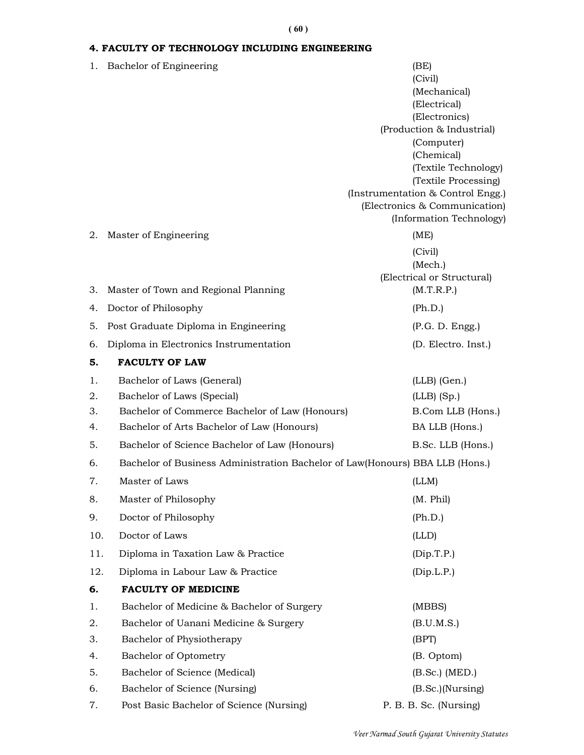## 4. FACULTY OF TECHNOLOGY INCLUDING ENGINEERING

| | | |
|---|---|---|
| 1. | Bachelor of Engineering | (BE) |
| | | (Civil) |
| | | (Mechanical) |
| | | (Electrical) |
| | | (Electronics) |
| | | (Production & Industrial) |
| | | (Computer) |
| | | (Chemical) |
| | | (Textile Technology) |
| | | (Textile Processing) |
| | | (Instrumentation & Control Engg.) |
| | | (Electronics & Communication) |
| | | (Information Technology) |
| 2. | Master of Engineering | (ME) |
| | | (Civil) |
| | | (Mech.) |
| | | (Electrical or Structural) |
| 3. | Master of Town and Regional Planning | (M.T.R.P.) |
| 4. | Doctor of Philosophy | (Ph.D.) |
| 5. | Post Graduate Diploma in Engineering | (P.G. D. Engg.) |
| 6. | Diploma in Electronics Instrumentation | (D. Electro. Inst.) |

## 5. FACULTY OF LAW

| | | |
|---|---|---|
| 1. | Bachelor of Laws (General) | (LLB) (Gen.) |
| 2. | Bachelor of Laws (Special) | (LLB) (Sp.) |
| 3. | Bachelor of Commerce Bachelor of Law (Honours) | B.Com LLB (Hons.) |
| 4. | Bachelor of Arts Bachelor of Law (Honours) | BA LLB (Hons.) |
| 5. | Bachelor of Science Bachelor of Law (Honours) | B.Sc. LLB (Hons.) |
| 6. | Bachelor of Business Administration Bachelor of Law(Honours) | BBA LLB (Hons.) |
| 7. | Master of Laws | (LLM) |
| 8. | Master of Philosophy | (M. Phil) |
| 9. | Doctor of Philosophy | (Ph.D.) |
| 10. | Doctor of Laws | (LLD) |
| 11. | Diploma in Taxation Law & Practice | (Dip.T.P.) |
| 12. | Diploma in Labour Law & Practice | (Dip.L.P.) |

## 6. FACULTY OF MEDICINE

| | | |
|---|---|---|
| 1. | Bachelor of Medicine & Bachelor of Surgery | (MBBS) |
| 2. | Bachelor of Uanani Medicine & Surgery | (B.U.M.S.) |
| 3. | Bachelor of Physiotherapy | (BPT) |
| 4. | Bachelor of Optometry | (B. Optom) |
| 5. | Bachelor of Science (Medical) | (B.Sc.) (MED.) |
| 6. | Bachelor of Science (Nursing) | (B.Sc.)(Nursing) |
| 7. | Post Basic Bachelor of Science (Nursing) | P. B. B. Sc. (Nursing) |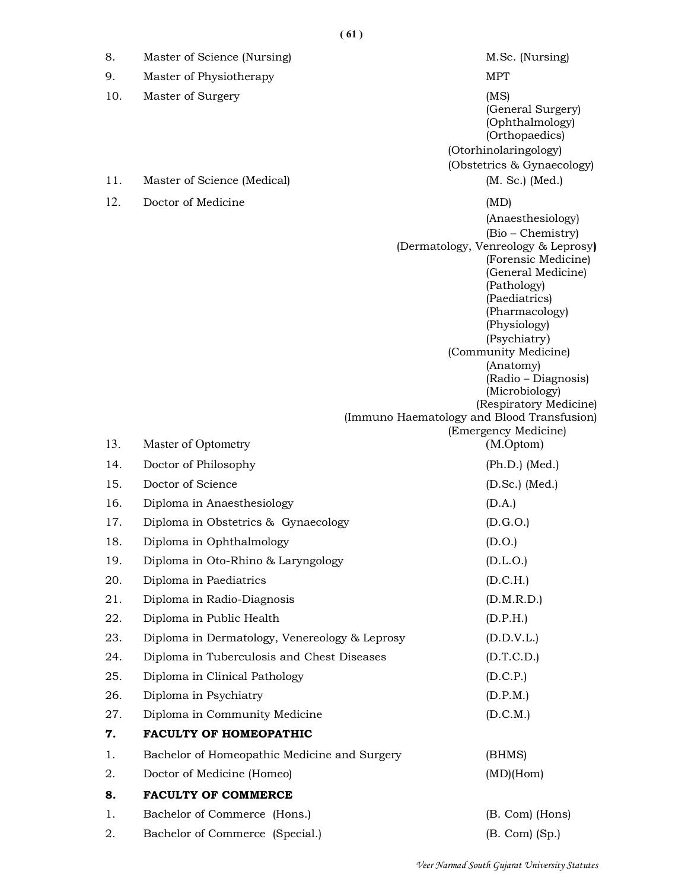| | | |
|---|---|---|
| 8. | Master of Science (Nursing) | M.Sc. (Nursing) |
| 9. | Master of Physiotherapy | MPT |
| 10. | Master of Surgery | (MS)<br>(General Surgery)<br>(Ophthalmology)<br>(Orthopaedics)<br>(Otorhinolaringology)<br>(Obstetrics & Gynaecology) |
| 11. | Master of Science (Medical) | (M. Sc.) (Med.) |
| 12. | Doctor of Medicine | (MD)<br>(Anaesthesiology)<br>(Bio – Chemistry)<br>(Dermatology, Venreology & Leprosy)<br>(Forensic Medicine)<br>(General Medicine)<br>(Pathology)<br>(Paediatrics)<br>(Pharmacology)<br>(Physiology)<br>(Psychiatry)<br>(Community Medicine)<br>(Anatomy)<br>(Radio – Diagnosis)<br>(Microbiology)<br>(Respiratory Medicine)<br>(Immuno Haematology and Blood Transfusion)<br>(Emergency Medicine) |
| 13. | Master of Optometry | (M.Optom) |
| 14. | Doctor of Philosophy | (Ph.D.) (Med.) |
| 15. | Doctor of Science | (D.Sc.) (Med.) |
| 16. | Diploma in Anaesthesiology | (D.A.) |
| 17. | Diploma in Obstetrics & Gynaecology | (D.G.O.) |
| 18. | Diploma in Ophthalmology | (D.O.) |
| 19. | Diploma in Oto-Rhino & Laryngology | (D.L.O.) |
| 20. | Diploma in Paediatrics | (D.C.H.) |
| 21. | Diploma in Radio-Diagnosis | (D.M.R.D.) |
| 22. | Diploma in Public Health | (D.P.H.) |
| 23. | Diploma in Dermatology, Venereology & Leprosy | (D.D.V.L.) |
| 24. | Diploma in Tuberculosis and Chest Diseases | (D.T.C.D.) |
| 25. | Diploma in Clinical Pathology | (D.C.P.) |
| 26. | Diploma in Psychiatry | (D.P.M.) |
| 27. | Diploma in Community Medicine | (D.C.M.) |
| **7.** | **FACULTY OF HOMEOPATHIC** | |
| 1. | Bachelor of Homeopathic Medicine and Surgery | (BHMS) |
| 2. | Doctor of Medicine (Homeo) | (MD)(Hom) |
| **8.** | **FACULTY OF COMMERCE** | |
| 1. | Bachelor of Commerce (Hons.) | (B. Com) (Hons) |
| 2. | Bachelor of Commerce (Special.) | (B. Com) (Sp.) |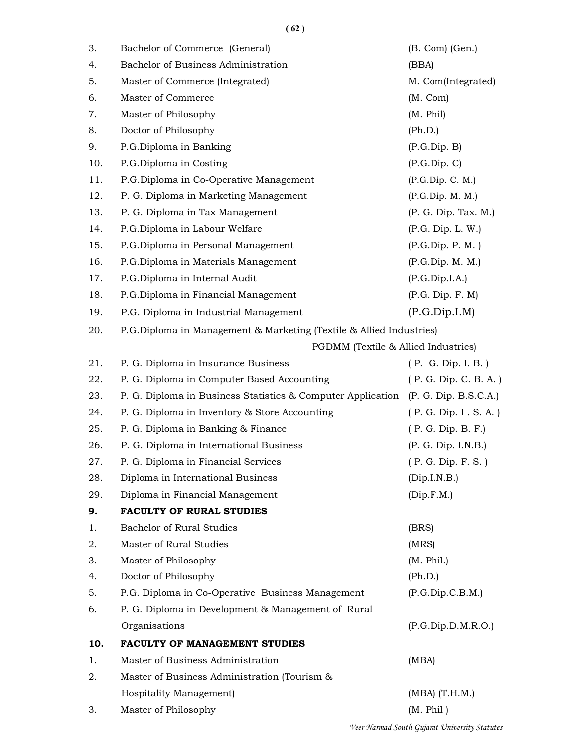| | | |
|---|---|---|
| 3. | Bachelor of Commerce (General) | (B. Com) (Gen.) |
| 4. | Bachelor of Business Administration | (BBA) |
| 5. | Master of Commerce (Integrated) | M. Com(Integrated) |
| 6. | Master of Commerce | (M. Com) |
| 7. | Master of Philosophy | (M. Phil) |
| 8. | Doctor of Philosophy | (Ph.D.) |
| 9. | P.G.Diploma in Banking | (P.G.Dip. B) |
| 10. | P.G.Diploma in Costing | (P.G.Dip. C) |
| 11. | P.G.Diploma in Co-Operative Management | (P.G.Dip. C. M.) |
| 12. | P. G. Diploma in Marketing Management | (P.G.Dip. M. M.) |
| 13. | P. G. Diploma in Tax Management | (P. G. Dip. Tax. M.) |
| 14. | P.G.Diploma in Labour Welfare | (P.G. Dip. L. W.) |
| 15. | P.G.Diploma in Personal Management | (P.G.Dip. P. M. ) |
| 16. | P.G.Diploma in Materials Management | (P.G.Dip. M. M.) |
| 17. | P.G.Diploma in Internal Audit | (P.G.Dip.I.A.) |
| 18. | P.G.Diploma in Financial Management | (P.G. Dip. F. M) |
| 19. | P.G. Diploma in Industrial Management | (P.G.Dip.I.M) |
| 20. | P.G.Diploma in Management & Marketing (Textile & Allied Industries) | PGDMM (Textile & Allied Industries) |
| 21. | P. G. Diploma in Insurance Business | ( P. G. Dip. I. B. ) |
| 22. | P. G. Diploma in Computer Based Accounting | ( P. G. Dip. C. B. A. ) |
| 23. | P. G. Diploma in Business Statistics & Computer Application | (P. G. Dip. B.S.C.A.) |
| 24. | P. G. Diploma in Inventory & Store Accounting | ( P. G. Dip. I . S. A. ) |
| 25. | P. G. Diploma in Banking & Finance | ( P. G. Dip. B. F.) |
| 26. | P. G. Diploma in International Business | (P. G. Dip. I.N.B.) |
| 27. | P. G. Diploma in Financial Services | ( P. G. Dip. F. S. ) |
| 28. | Diploma in International Business | (Dip.I.N.B.) |
| 29. | Diploma in Financial Management | (Dip.F.M.) |

**9. FACULTY OF RURAL STUDIES**

| | | |
|---|---|---|
| 1. | Bachelor of Rural Studies | (BRS) |
| 2. | Master of Rural Studies | (MRS) |
| 3. | Master of Philosophy | (M. Phil.) |
| 4. | Doctor of Philosophy | (Ph.D.) |
| 5. | P.G. Diploma in Co-Operative Business Management | (P.G.Dip.C.B.M.) |
| 6. | P. G. Diploma in Development & Management of Rural Organisations | (P.G.Dip.D.M.R.O.) |

**10. FACULTY OF MANAGEMENT STUDIES**

| | | |
|---|---|---|
| 1. | Master of Business Administration | (MBA) |
| 2. | Master of Business Administration (Tourism & Hospitality Management) | (MBA) (T.H.M.) |
| 3. | Master of Philosophy | (M. Phil ) |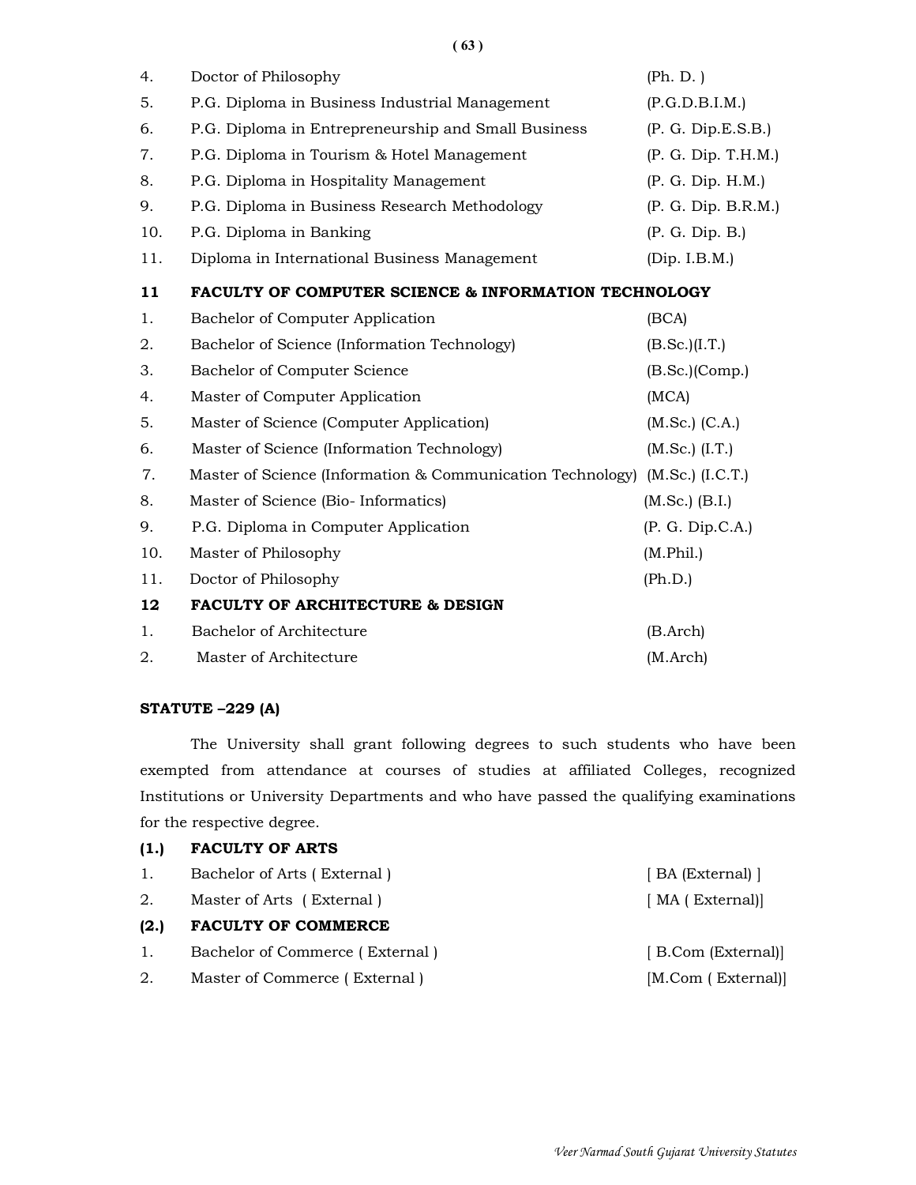| | | |
|---|---|---|
| 4. | Doctor of Philosophy | (Ph. D. ) |
| 5. | P.G. Diploma in Business Industrial Management | (P.G.D.B.I.M.) |
| 6. | P.G. Diploma in Entrepreneurship and Small Business | (P. G. Dip.E.S.B.) |
| 7. | P.G. Diploma in Tourism & Hotel Management | (P. G. Dip. T.H.M.) |
| 8. | P.G. Diploma in Hospitality Management | (P. G. Dip. H.M.) |
| 9. | P.G. Diploma in Business Research Methodology | (P. G. Dip. B.R.M.) |
| 10. | P.G. Diploma in Banking | (P. G. Dip. B.) |
| 11. | Diploma in International Business Management | (Dip. I.B.M.) |
| **11** | **FACULTY OF COMPUTER SCIENCE & INFORMATION TECHNOLOGY** | |
| 1. | Bachelor of Computer Application | (BCA) |
| 2. | Bachelor of Science (Information Technology) | (B.Sc.)(I.T.) |
| 3. | Bachelor of Computer Science | (B.Sc.)(Comp.) |
| 4. | Master of Computer Application | (MCA) |
| 5. | Master of Science (Computer Application) | (M.Sc.) (C.A.) |
| 6. | Master of Science (Information Technology) | (M.Sc.) (I.T.) |
| 7. | Master of Science (Information & Communication Technology) | (M.Sc.) (I.C.T.) |
| 8. | Master of Science (Bio- Informatics) | (M.Sc.) (B.I.) |
| 9. | P.G. Diploma in Computer Application | (P. G. Dip.C.A.) |
| 10. | Master of Philosophy | (M.Phil.) |
| 11. | Doctor of Philosophy | (Ph.D.) |
| **12** | **FACULTY OF ARCHITECTURE & DESIGN** | |
| 1. | Bachelor of Architecture | (B.Arch) |
| 2. | Master of Architecture | (M.Arch) |

**STATUTE –229 (A)**

The University shall grant following degrees to such students who have been exempted from attendance at courses of studies at affiliated Colleges, recognized Institutions or University Departments and who have passed the qualifying examinations for the respective degree.

| | | |
|---|---|---|
| **(1.)** | **FACULTY OF ARTS** | |
| 1. | Bachelor of Arts ( External ) | [ BA (External) ] |
| 2. | Master of Arts ( External ) | [ MA ( External)] |
| **(2.)** | **FACULTY OF COMMERCE** | |
| 1. | Bachelor of Commerce ( External ) | [ B.Com (External)] |
| 2. | Master of Commerce ( External ) | [M.Com ( External)] |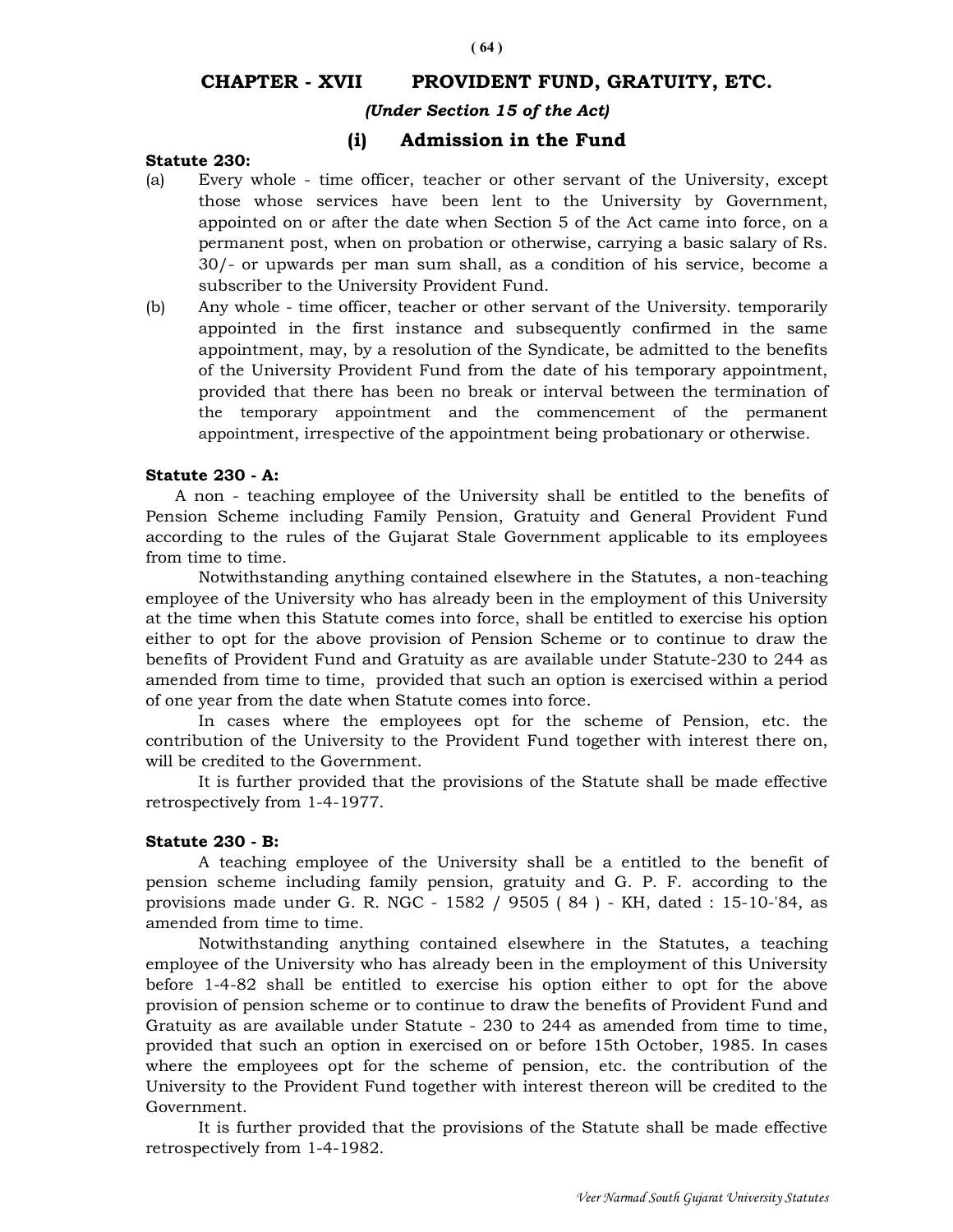# CHAPTER - XVII PROVIDENT FUND, GRATUITY, ETC.

*(Under Section 15 of the Act)*

## (i) Admission in the Fund

**Statute 230:**

(a) Every whole - time officer, teacher or other servant of the University, except those whose services have been lent to the University by Government, appointed on or after the date when Section 5 of the Act came into force, on a permanent post, when on probation or otherwise, carrying a basic salary of Rs. 30/- or upwards per man sum shall, as a condition of his service, become a subscriber to the University Provident Fund.

(b) Any whole - time officer, teacher or other servant of the University. temporarily appointed in the first instance and subsequently confirmed in the same appointment, may, by a resolution of the Syndicate, be admitted to the benefits of the University Provident Fund from the date of his temporary appointment, provided that there has been no break or interval between the termination of the temporary appointment and the commencement of the permanent appointment, irrespective of the appointment being probationary or otherwise.

**Statute 230 - A:**

A non - teaching employee of the University shall be entitled to the benefits of Pension Scheme including Family Pension, Gratuity and General Provident Fund according to the rules of the Gujarat Stale Government applicable to its employees from time to time.

Notwithstanding anything contained elsewhere in the Statutes, a non-teaching employee of the University who has already been in the employment of this University at the time when this Statute comes into force, shall be entitled to exercise his option either to opt for the above provision of Pension Scheme or to continue to draw the benefits of Provident Fund and Gratuity as are available under Statute-230 to 244 as amended from time to time, provided that such an option is exercised within a period of one year from the date when Statute comes into force.

In cases where the employees opt for the scheme of Pension, etc. the contribution of the University to the Provident Fund together with interest there on, will be credited to the Government.

It is further provided that the provisions of the Statute shall be made effective retrospectively from 1-4-1977.

**Statute 230 - B:**

A teaching employee of the University shall be a entitled to the benefit of pension scheme including family pension, gratuity and G. P. F. according to the provisions made under G. R. NGC - 1582 / 9505 ( 84 ) - KH, dated : 15-10-'84, as amended from time to time.

Notwithstanding anything contained elsewhere in the Statutes, a teaching employee of the University who has already been in the employment of this University before 1-4-82 shall be entitled to exercise his option either to opt for the above provision of pension scheme or to continue to draw the benefits of Provident Fund and Gratuity as are available under Statute - 230 to 244 as amended from time to time, provided that such an option in exercised on or before 15th October, 1985. In cases where the employees opt for the scheme of pension, etc. the contribution of the University to the Provident Fund together with interest thereon will be credited to the Government.

It is further provided that the provisions of the Statute shall be made effective retrospectively from 1-4-1982.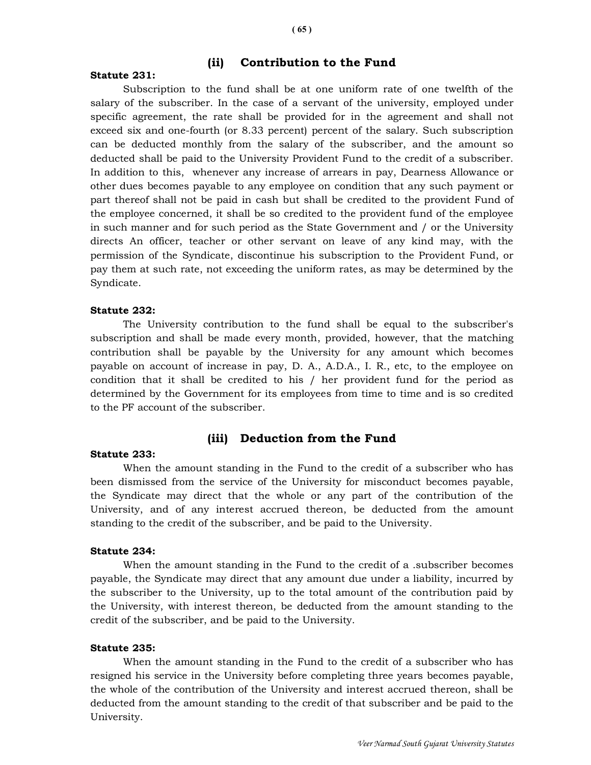## (ii) Contribution to the Fund

**Statute 231:**

Subscription to the fund shall be at one uniform rate of one twelfth of the salary of the subscriber. In the case of a servant of the university, employed under specific agreement, the rate shall be provided for in the agreement and shall not exceed six and one-fourth (or 8.33 percent) percent of the salary. Such subscription can be deducted monthly from the salary of the subscriber, and the amount so deducted shall be paid to the University Provident Fund to the credit of a subscriber. In addition to this, whenever any increase of arrears in pay, Dearness Allowance or other dues becomes payable to any employee on condition that any such payment or part thereof shall not be paid in cash but shall be credited to the provident Fund of the employee concerned, it shall be so credited to the provident fund of the employee in such manner and for such period as the State Government and / or the University directs An officer, teacher or other servant on leave of any kind may, with the permission of the Syndicate, discontinue his subscription to the Provident Fund, or pay them at such rate, not exceeding the uniform rates, as may be determined by the Syndicate.

**Statute 232:**

The University contribution to the fund shall be equal to the subscriber's subscription and shall be made every month, provided, however, that the matching contribution shall be payable by the University for any amount which becomes payable on account of increase in pay, D. A., A.D.A., I. R., etc, to the employee on condition that it shall be credited to his / her provident fund for the period as determined by the Government for its employees from time to time and is so credited to the PF account of the subscriber.

## (iii) Deduction from the Fund

**Statute 233:**

When the amount standing in the Fund to the credit of a subscriber who has been dismissed from the service of the University for misconduct becomes payable, the Syndicate may direct that the whole or any part of the contribution of the University, and of any interest accrued thereon, be deducted from the amount standing to the credit of the subscriber, and be paid to the University.

**Statute 234:**

When the amount standing in the Fund to the credit of a .subscriber becomes payable, the Syndicate may direct that any amount due under a liability, incurred by the subscriber to the University, up to the total amount of the contribution paid by the University, with interest thereon, be deducted from the amount standing to the credit of the subscriber, and be paid to the University.

**Statute 235:**

When the amount standing in the Fund to the credit of a subscriber who has resigned his service in the University before completing three years becomes payable, the whole of the contribution of the University and interest accrued thereon, shall be deducted from the amount standing to the credit of that subscriber and be paid to the University.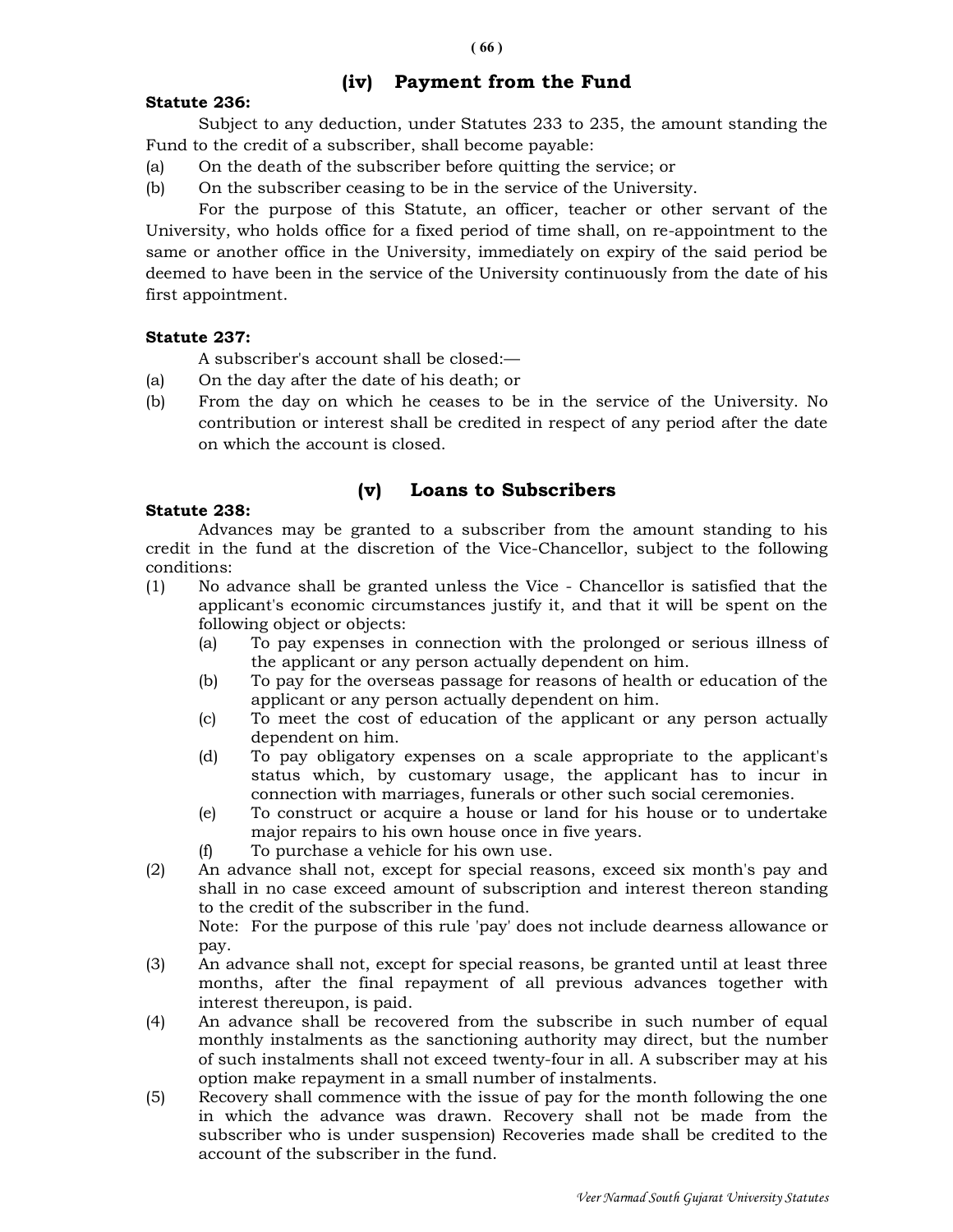## (iv) Payment from the Fund

**Statute 236:**

Subject to any deduction, under Statutes 233 to 235, the amount standing the Fund to the credit of a subscriber, shall become payable:

(a) On the death of the subscriber before quitting the service; or

(b) On the subscriber ceasing to be in the service of the University.

For the purpose of this Statute, an officer, teacher or other servant of the University, who holds office for a fixed period of time shall, on re-appointment to the same or another office in the University, immediately on expiry of the said period be deemed to have been in the service of the University continuously from the date of his first appointment.

**Statute 237:**

A subscriber's account shall be closed:—

(a) On the day after the date of his death; or

(b) From the day on which he ceases to be in the service of the University. No contribution or interest shall be credited in respect of any period after the date on which the account is closed.

## (v) Loans to Subscribers

**Statute 238:**

Advances may be granted to a subscriber from the amount standing to his credit in the fund at the discretion of the Vice-Chancellor, subject to the following conditions:

(1) No advance shall be granted unless the Vice - Chancellor is satisfied that the applicant's economic circumstances justify it, and that it will be spent on the following object or objects:

 (a) To pay expenses in connection with the prolonged or serious illness of the applicant or any person actually dependent on him.

 (b) To pay for the overseas passage for reasons of health or education of the applicant or any person actually dependent on him.

 (c) To meet the cost of education of the applicant or any person actually dependent on him.

 (d) To pay obligatory expenses on a scale appropriate to the applicant's status which, by customary usage, the applicant has to incur in connection with marriages, funerals or other such social ceremonies.

 (e) To construct or acquire a house or land for his house or to undertake major repairs to his own house once in five years.

 (f) To purchase a vehicle for his own use.

(2) An advance shall not, except for special reasons, exceed six month's pay and shall in no case exceed amount of subscription and interest thereon standing to the credit of the subscriber in the fund.

 Note: For the purpose of this rule 'pay' does not include dearness allowance or pay.

(3) An advance shall not, except for special reasons, be granted until at least three months, after the final repayment of all previous advances together with interest thereupon, is paid.

(4) An advance shall be recovered from the subscribe in such number of equal monthly instalments as the sanctioning authority may direct, but the number of such instalments shall not exceed twenty-four in all. A subscriber may at his option make repayment in a small number of instalments.

(5) Recovery shall commence with the issue of pay for the month following the one in which the advance was drawn. Recovery shall not be made from the subscriber who is under suspension) Recoveries made shall be credited to the account of the subscriber in the fund.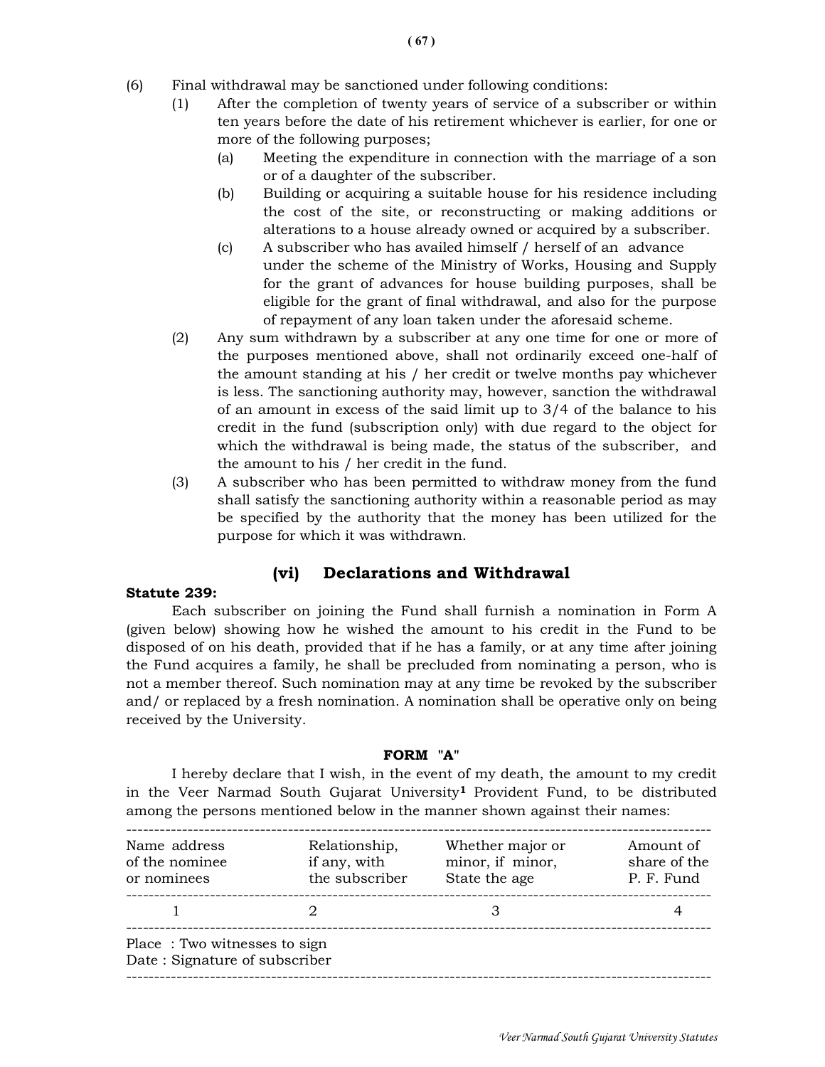(6) Final withdrawal may be sanctioned under following conditions:

(1) After the completion of twenty years of service of a subscriber or within ten years before the date of his retirement whichever is earlier, for one or more of the following purposes;

(a) Meeting the expenditure in connection with the marriage of a son or of a daughter of the subscriber.

(b) Building or acquiring a suitable house for his residence including the cost of the site, or reconstructing or making additions or alterations to a house already owned or acquired by a subscriber.

(c) A subscriber who has availed himself / herself of an advance under the scheme of the Ministry of Works, Housing and Supply for the grant of advances for house building purposes, shall be eligible for the grant of final withdrawal, and also for the purpose of repayment of any loan taken under the aforesaid scheme.

(2) Any sum withdrawn by a subscriber at any one time for one or more of the purposes mentioned above, shall not ordinarily exceed one-half of the amount standing at his / her credit or twelve months pay whichever is less. The sanctioning authority may, however, sanction the withdrawal of an amount in excess of the said limit up to 3/4 of the balance to his credit in the fund (subscription only) with due regard to the object for which the withdrawal is being made, the status of the subscriber, and the amount to his / her credit in the fund.

(3) A subscriber who has been permitted to withdraw money from the fund shall satisfy the sanctioning authority within a reasonable period as may be specified by the authority that the money has been utilized for the purpose for which it was withdrawn.

## (vi) Declarations and Withdrawal

**Statute 239:**

Each subscriber on joining the Fund shall furnish a nomination in Form A (given below) showing how he wished the amount to his credit in the Fund to be disposed of on his death, provided that if he has a family, or at any time after joining the Fund acquires a family, he shall be precluded from nominating a person, who is not a member thereof. Such nomination may at any time be revoked by the subscriber and/ or replaced by a fresh nomination. A nomination shall be operative only on being received by the University.

**FORM "A"**

I hereby declare that I wish, in the event of my death, the amount to my credit in the Veer Narmad South Gujarat University[1] Provident Fund, to be distributed among the persons mentioned below in the manner shown against their names:

| Name address of the nominee or nominees | Relationship, if any, with the subscriber | Whether major or minor, if minor, State the age | Amount of share of the P. F. Fund |
|---|---|---|---|
| 1 | 2 | 3 | 4 |

Place : Two witnesses to sign
Date : Signature of subscriber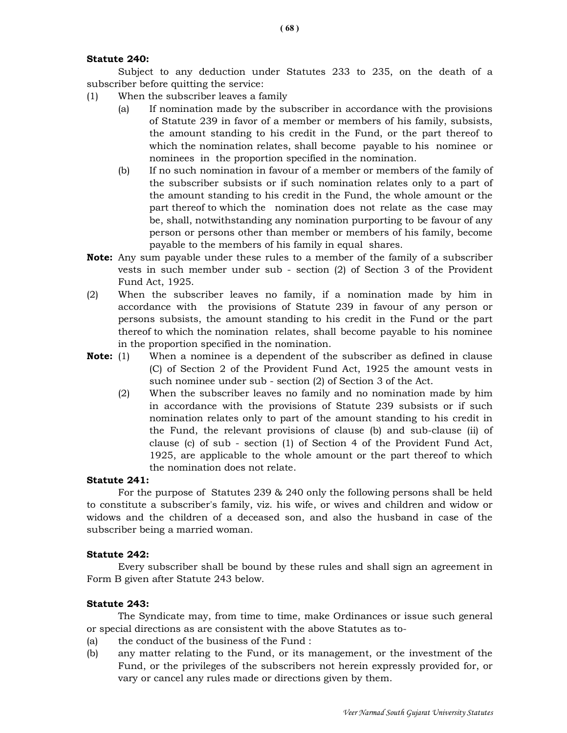**Statute 240:**

Subject to any deduction under Statutes 233 to 235, on the death of a subscriber before quitting the service:

(1) When the subscriber leaves a family

- (a) If nomination made by the subscriber in accordance with the provisions of Statute 239 in favor of a member or members of his family, subsists, the amount standing to his credit in the Fund, or the part thereof to which the nomination relates, shall become payable to his nominee or nominees in the proportion specified in the nomination.
- (b) If no such nomination in favour of a member or members of the family of the subscriber subsists or if such nomination relates only to a part of the amount standing to his credit in the Fund, the whole amount or the part thereof to which the nomination does not relate as the case may be, shall, notwithstanding any nomination purporting to be favour of any person or persons other than member or members of his family, become payable to the members of his family in equal shares.

**Note:** Any sum payable under these rules to a member of the family of a subscriber vests in such member under sub - section (2) of Section 3 of the Provident Fund Act, 1925.

(2) When the subscriber leaves no family, if a nomination made by him in accordance with the provisions of Statute 239 in favour of any person or persons subsists, the amount standing to his credit in the Fund or the part thereof to which the nomination relates, shall become payable to his nominee in the proportion specified in the nomination.

**Note:**
(1) When a nominee is a dependent of the subscriber as defined in clause (C) of Section 2 of the Provident Fund Act, 1925 the amount vests in such nominee under sub - section (2) of Section 3 of the Act.

(2) When the subscriber leaves no family and no nomination made by him in accordance with the provisions of Statute 239 subsists or if such nomination relates only to part of the amount standing to his credit in the Fund, the relevant provisions of clause (b) and sub-clause (ii) of clause (c) of sub - section (1) of Section 4 of the Provident Fund Act, 1925, are applicable to the whole amount or the part thereof to which the nomination does not relate.

**Statute 241:**

For the purpose of Statutes 239 & 240 only the following persons shall be held to constitute a subscriber's family, viz. his wife, or wives and children and widow or widows and the children of a deceased son, and also the husband in case of the subscriber being a married woman.

**Statute 242:**

Every subscriber shall be bound by these rules and shall sign an agreement in Form B given after Statute 243 below.

**Statute 243:**

The Syndicate may, from time to time, make Ordinances or issue such general or special directions as are consistent with the above Statutes as to-

(a) the conduct of the business of the Fund :

(b) any matter relating to the Fund, or its management, or the investment of the Fund, or the privileges of the subscribers not herein expressly provided for, or vary or cancel any rules made or directions given by them.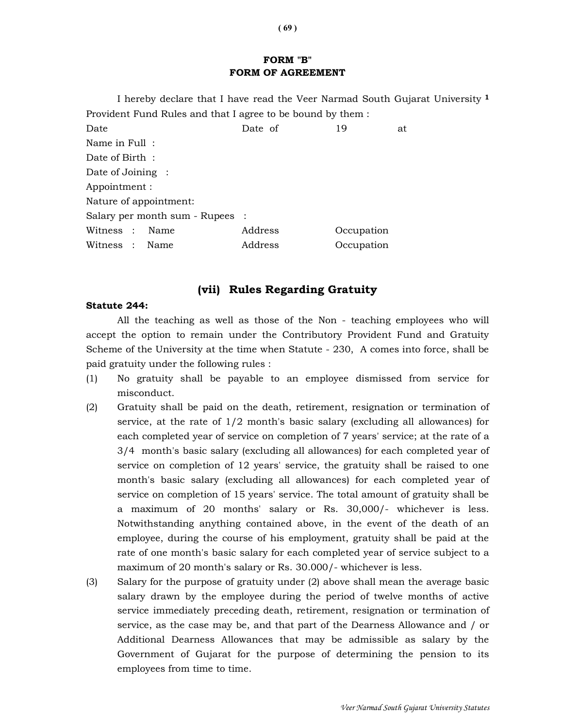## FORM "B"
## FORM OF AGREEMENT

I hereby declare that I have read the Veer Narmad South Gujarat University [1] Provident Fund Rules and that I agree to be bound by them :

Date Date of 19 at

Name in Full :

Date of Birth :

Date of Joining :

Appointment :

Nature of appointment:

Salary per month sum - Rupees :

Witness : Name Address Occupation

Witness : Name Address Occupation

## (vii) Rules Regarding Gratuity

**Statute 244:**

All the teaching as well as those of the Non - teaching employees who will accept the option to remain under the Contributory Provident Fund and Gratuity Scheme of the University at the time when Statute - 230, A comes into force, shall be paid gratuity under the following rules :

(1) No gratuity shall be payable to an employee dismissed from service for misconduct.

(2) Gratuity shall be paid on the death, retirement, resignation or termination of service, at the rate of 1/2 month's basic salary (excluding all allowances) for each completed year of service on completion of 7 years' service; at the rate of a 3/4 month's basic salary (excluding all allowances) for each completed year of service on completion of 12 years' service, the gratuity shall be raised to one month's basic salary (excluding all allowances) for each completed year of service on completion of 15 years' service. The total amount of gratuity shall be a maximum of 20 months' salary or Rs. 30,000/- whichever is less. Notwithstanding anything contained above, in the event of the death of an employee, during the course of his employment, gratuity shall be paid at the rate of one month's basic salary for each completed year of service subject to a maximum of 20 month's salary or Rs. 30.000/- whichever is less.

(3) Salary for the purpose of gratuity under (2) above shall mean the average basic salary drawn by the employee during the period of twelve months of active service immediately preceding death, retirement, resignation or termination of service, as the case may be, and that part of the Dearness Allowance and / or Additional Dearness Allowances that may be admissible as salary by the Government of Gujarat for the purpose of determining the pension to its employees from time to time.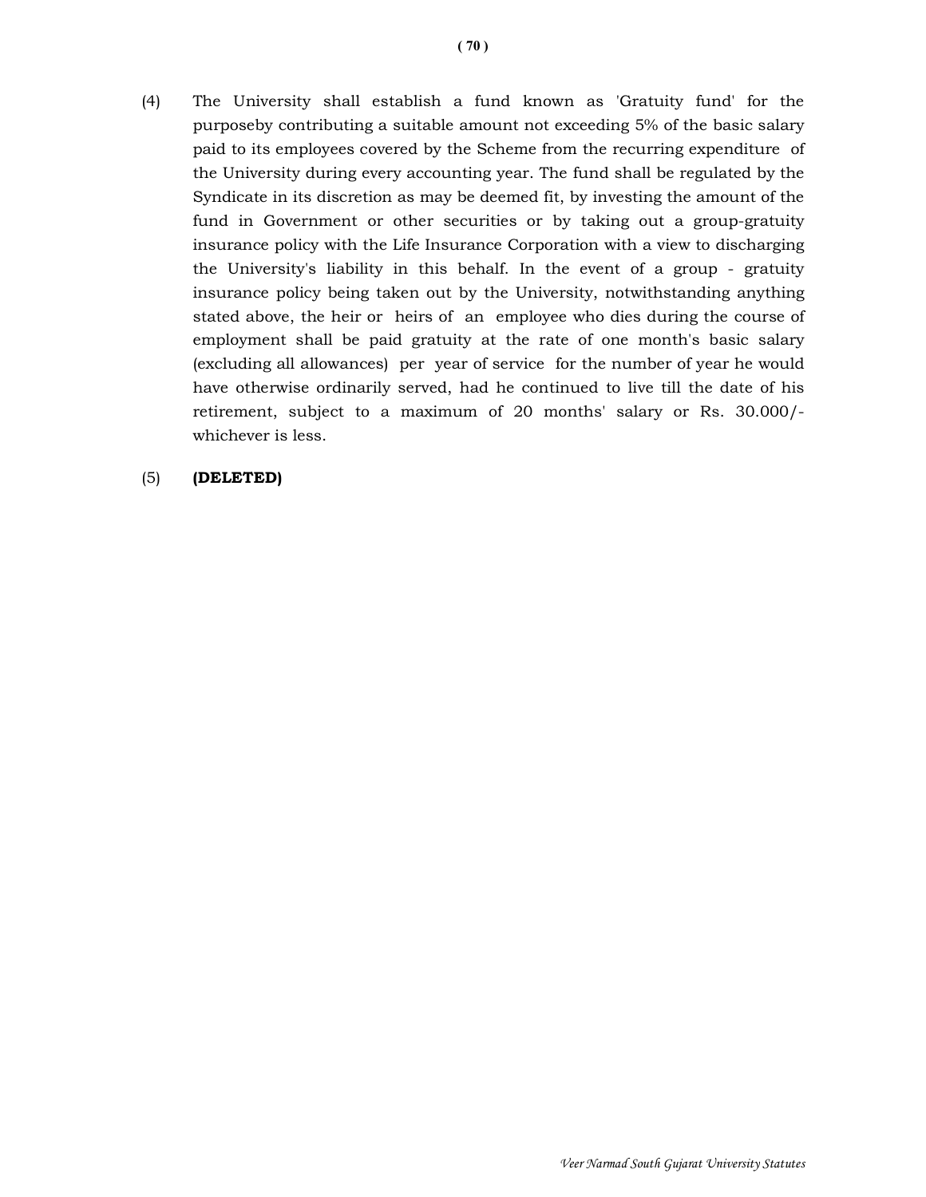(4) The University shall establish a fund known as 'Gratuity fund' for the purposeby contributing a suitable amount not exceeding 5% of the basic salary paid to its employees covered by the Scheme from the recurring expenditure of the University during every accounting year. The fund shall be regulated by the Syndicate in its discretion as may be deemed fit, by investing the amount of the fund in Government or other securities or by taking out a group-gratuity insurance policy with the Life Insurance Corporation with a view to discharging the University's liability in this behalf. In the event of a group - gratuity insurance policy being taken out by the University, notwithstanding anything stated above, the heir or heirs of an employee who dies during the course of employment shall be paid gratuity at the rate of one month's basic salary (excluding all allowances) per year of service for the number of year he would have otherwise ordinarily served, had he continued to live till the date of his retirement, subject to a maximum of 20 months' salary or Rs. 30.000/- whichever is less.

(5) **(DELETED)**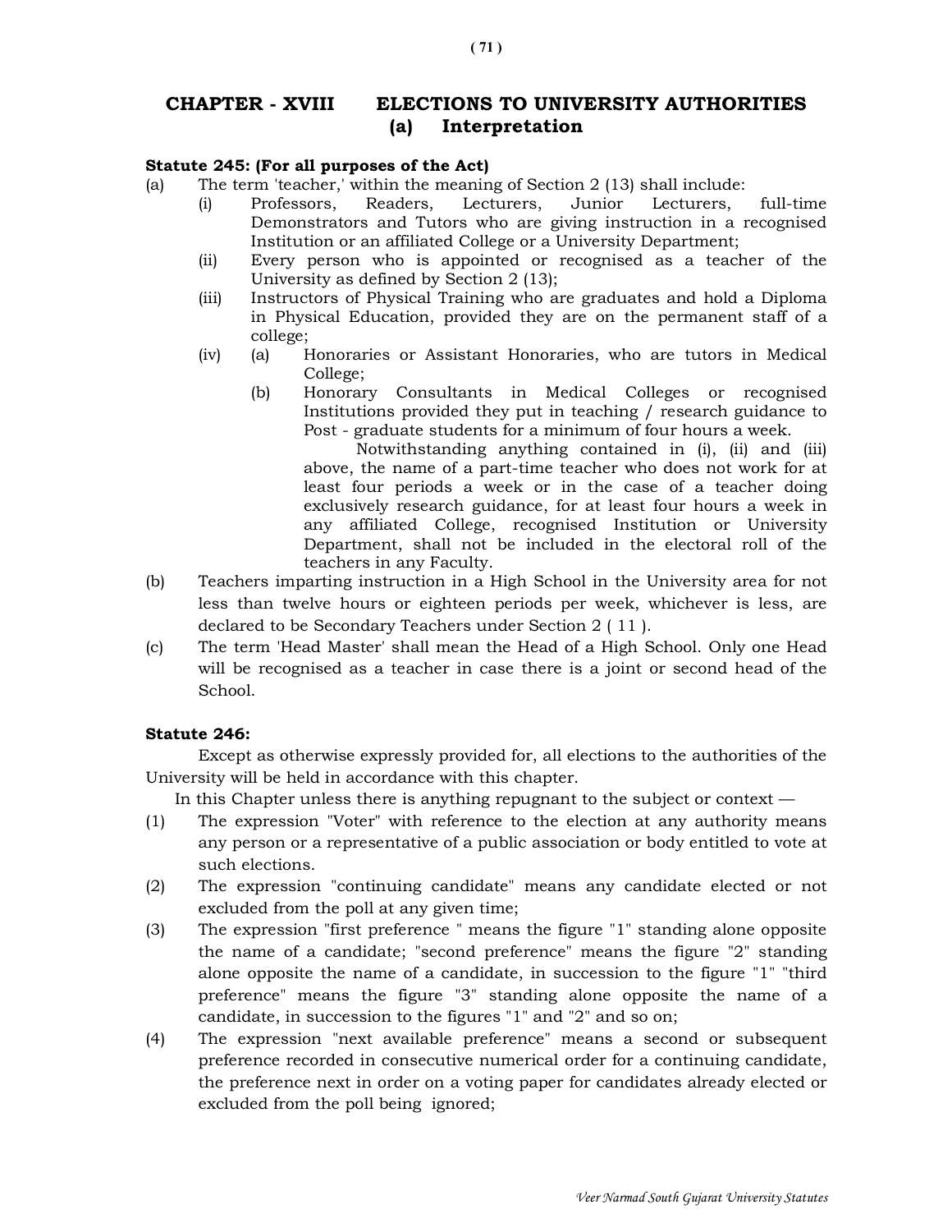## CHAPTER - XVIII ELECTIONS TO UNIVERSITY AUTHORITIES

### (a) Interpretation

**Statute 245: (For all purposes of the Act)**

(a) The term 'teacher,' within the meaning of Section 2 (13) shall include:

- (i) Professors, Readers, Lecturers, Junior Lecturers, full-time Demonstrators and Tutors who are giving instruction in a recognised Institution or an affiliated College or a University Department;
- (ii) Every person who is appointed or recognised as a teacher of the University as defined by Section 2 (13);
- (iii) Instructors of Physical Training who are graduates and hold a Diploma in Physical Education, provided they are on the permanent staff of a college;
- (iv) (a) Honoraries or Assistant Honoraries, who are tutors in Medical College;
  
  (b) Honorary Consultants in Medical Colleges or recognised Institutions provided they put in teaching / research guidance to Post - graduate students for a minimum of four hours a week.

  Notwithstanding anything contained in (i), (ii) and (iii) above, the name of a part-time teacher who does not work for at least four periods a week or in the case of a teacher doing exclusively research guidance, for at least four hours a week in any affiliated College, recognised Institution or University Department, shall not be included in the electoral roll of the teachers in any Faculty.

(b) Teachers imparting instruction in a High School in the University area for not less than twelve hours or eighteen periods per week, whichever is less, are declared to be Secondary Teachers under Section 2 ( 11 ).

(c) The term 'Head Master' shall mean the Head of a High School. Only one Head will be recognised as a teacher in case there is a joint or second head of the School.

**Statute 246:**

Except as otherwise expressly provided for, all elections to the authorities of the University will be held in accordance with this chapter.

In this Chapter unless there is anything repugnant to the subject or context —

(1) The expression "Voter" with reference to the election at any authority means any person or a representative of a public association or body entitled to vote at such elections.

(2) The expression "continuing candidate" means any candidate elected or not excluded from the poll at any given time;

(3) The expression "first preference " means the figure "1" standing alone opposite the name of a candidate; "second preference" means the figure "2" standing alone opposite the name of a candidate, in succession to the figure "1" "third preference" means the figure "3" standing alone opposite the name of a candidate, in succession to the figures "1" and "2" and so on;

(4) The expression "next available preference" means a second or subsequent preference recorded in consecutive numerical order for a continuing candidate, the preference next in order on a voting paper for candidates already elected or excluded from the poll being ignored;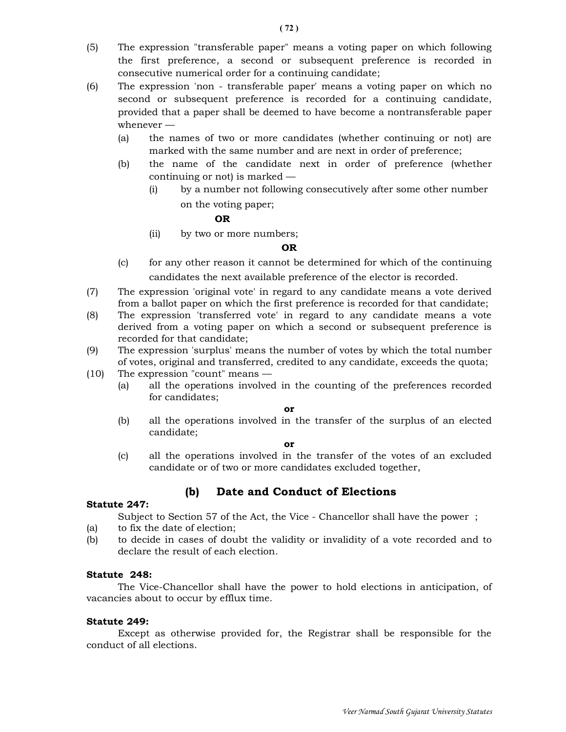(5) The expression "transferable paper" means a voting paper on which following the first preference, a second or subsequent preference is recorded in consecutive numerical order for a continuing candidate;

(6) The expression 'non - transferable paper' means a voting paper on which no second or subsequent preference is recorded for a continuing candidate, provided that a paper shall be deemed to have become a nontransferable paper whenever —

  (a) the names of two or more candidates (whether continuing or not) are marked with the same number and are next in order of preference;

  (b) the name of the candidate next in order of preference (whether continuing or not) is marked —

    (i) by a number not following consecutively after some other number on the voting paper;

    **OR**

    (ii) by two or more numbers;

  **OR**

  (c) for any other reason it cannot be determined for which of the continuing candidates the next available preference of the elector is recorded.

(7) The expression 'original vote' in regard to any candidate means a vote derived from a ballot paper on which the first preference is recorded for that candidate;

(8) The expression 'transferred vote' in regard to any candidate means a vote derived from a voting paper on which a second or subsequent preference is recorded for that candidate;

(9) The expression 'surplus' means the number of votes by which the total number of votes, original and transferred, credited to any candidate, exceeds the quota;

(10) The expression "count" means —

  (a) all the operations involved in the counting of the preferences recorded for candidates;

  **or**

  (b) all the operations involved in the transfer of the surplus of an elected candidate;

  **or**

  (c) all the operations involved in the transfer of the votes of an excluded candidate or of two or more candidates excluded together,

## (b) Date and Conduct of Elections

**Statute 247:**

Subject to Section 57 of the Act, the Vice - Chancellor shall have the power ;

(a) to fix the date of election;

(b) to decide in cases of doubt the validity or invalidity of a vote recorded and to declare the result of each election.

**Statute 248:**

The Vice-Chancellor shall have the power to hold elections in anticipation, of vacancies about to occur by efflux time.

**Statute 249:**

Except as otherwise provided for, the Registrar shall be responsible for the conduct of all elections.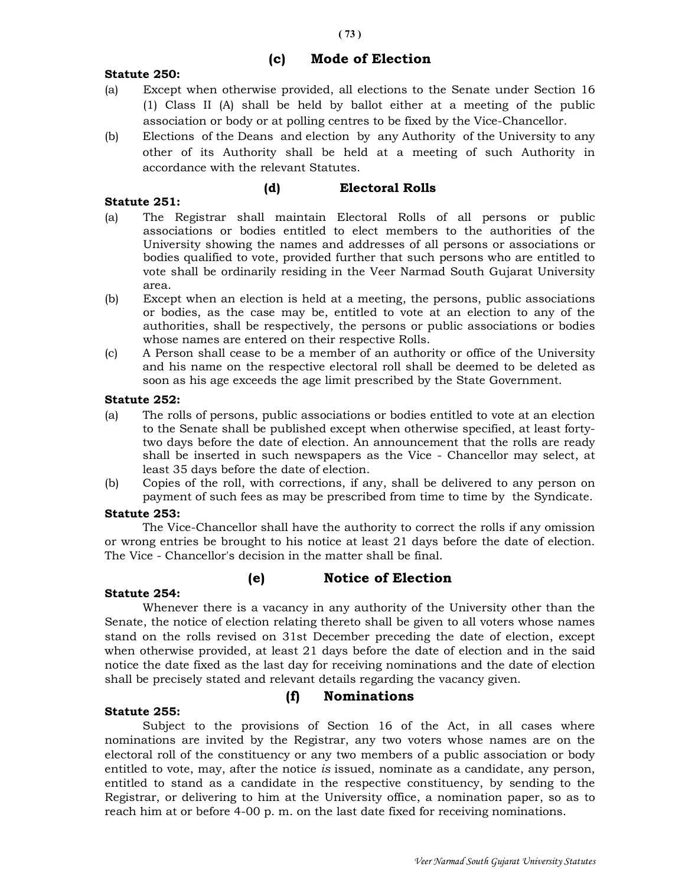## (c) Mode of Election

**Statute 250:**

(a) Except when otherwise provided, all elections to the Senate under Section 16 (1) Class II (A) shall be held by ballot either at a meeting of the public association or body or at polling centres to be fixed by the Vice-Chancellor.

(b) Elections of the Deans and election by any Authority of the University to any other of its Authority shall be held at a meeting of such Authority in accordance with the relevant Statutes.

## (d) Electoral Rolls

**Statute 251:**

(a) The Registrar shall maintain Electoral Rolls of all persons or public associations or bodies entitled to elect members to the authorities of the University showing the names and addresses of all persons or associations or bodies qualified to vote, provided further that such persons who are entitled to vote shall be ordinarily residing in the Veer Narmad South Gujarat University area.

(b) Except when an election is held at a meeting, the persons, public associations or bodies, as the case may be, entitled to vote at an election to any of the authorities, shall be respectively, the persons or public associations or bodies whose names are entered on their respective Rolls.

(c) A Person shall cease to be a member of an authority or office of the University and his name on the respective electoral roll shall be deemed to be deleted as soon as his age exceeds the age limit prescribed by the State Government.

**Statute 252:**

(a) The rolls of persons, public associations or bodies entitled to vote at an election to the Senate shall be published except when otherwise specified, at least forty-two days before the date of election. An announcement that the rolls are ready shall be inserted in such newspapers as the Vice - Chancellor may select, at least 35 days before the date of election.

(b) Copies of the roll, with corrections, if any, shall be delivered to any person on payment of such fees as may be prescribed from time to time by the Syndicate.

**Statute 253:**

The Vice-Chancellor shall have the authority to correct the rolls if any omission or wrong entries be brought to his notice at least 21 days before the date of election. The Vice - Chancellor's decision in the matter shall be final.

## (e) Notice of Election

**Statute 254:**

Whenever there is a vacancy in any authority of the University other than the Senate, the notice of election relating thereto shall be given to all voters whose names stand on the rolls revised on 31st December preceding the date of election, except when otherwise provided, at least 21 days before the date of election and in the said notice the date fixed as the last day for receiving nominations and the date of election shall be precisely stated and relevant details regarding the vacancy given.

## (f) Nominations

**Statute 255:**

Subject to the provisions of Section 16 of the Act, in all cases where nominations are invited by the Registrar, any two voters whose names are on the electoral roll of the constituency or any two members of a public association or body entitled to vote, may, after the notice *is* issued, nominate as a candidate, any person, entitled to stand as a candidate in the respective constituency, by sending to the Registrar, or delivering to him at the University office, a nomination paper, so as to reach him at or before 4-00 p. m. on the last date fixed for receiving nominations.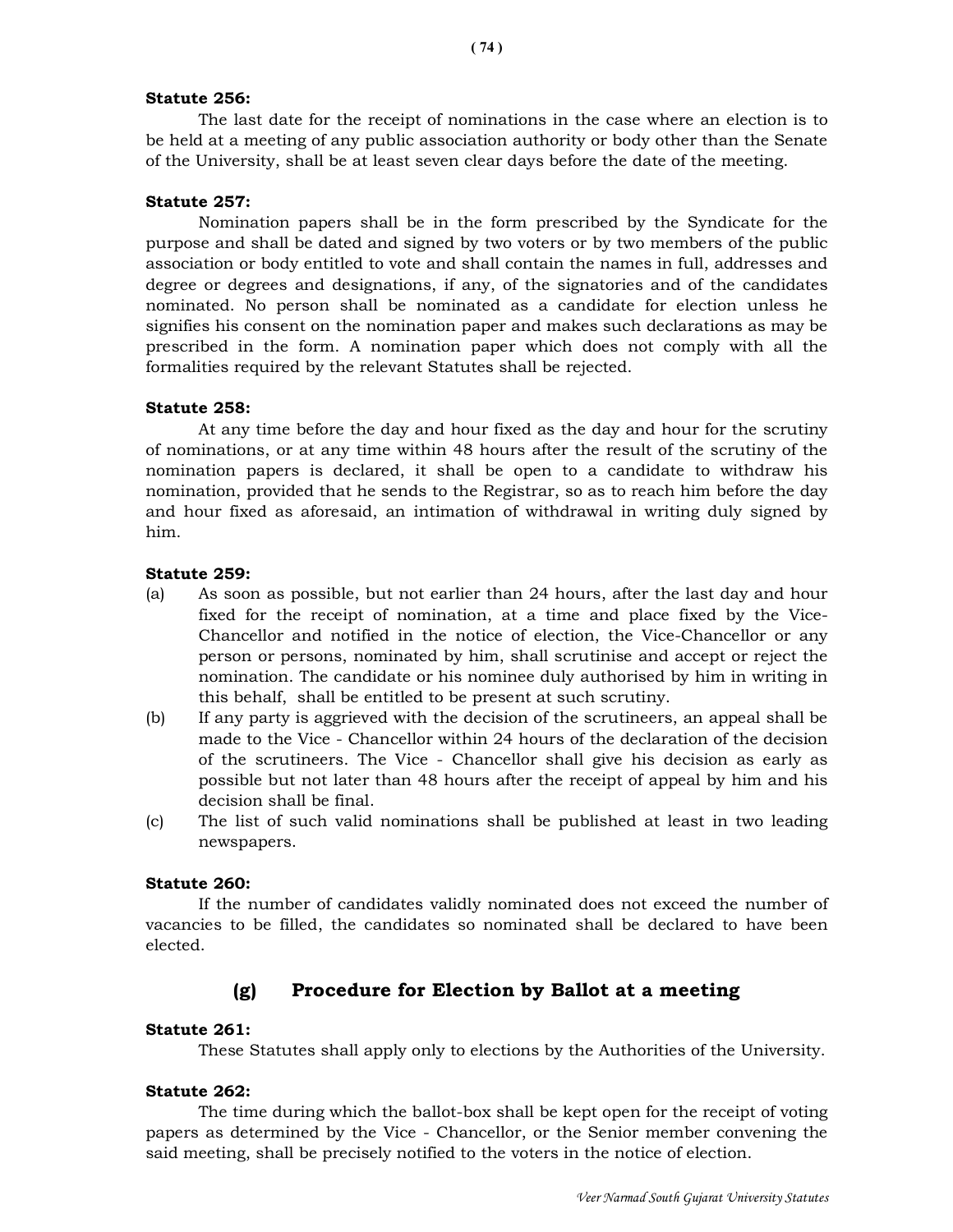**Statute 256:**

The last date for the receipt of nominations in the case where an election is to be held at a meeting of any public association authority or body other than the Senate of the University, shall be at least seven clear days before the date of the meeting.

**Statute 257:**

Nomination papers shall be in the form prescribed by the Syndicate for the purpose and shall be dated and signed by two voters or by two members of the public association or body entitled to vote and shall contain the names in full, addresses and degree or degrees and designations, if any, of the signatories and of the candidates nominated. No person shall be nominated as a candidate for election unless he signifies his consent on the nomination paper and makes such declarations as may be prescribed in the form. A nomination paper which does not comply with all the formalities required by the relevant Statutes shall be rejected.

**Statute 258:**

At any time before the day and hour fixed as the day and hour for the scrutiny of nominations, or at any time within 48 hours after the result of the scrutiny of the nomination papers is declared, it shall be open to a candidate to withdraw his nomination, provided that he sends to the Registrar, so as to reach him before the day and hour fixed as aforesaid, an intimation of withdrawal in writing duly signed by him.

**Statute 259:**

(a) As soon as possible, but not earlier than 24 hours, after the last day and hour fixed for the receipt of nomination, at a time and place fixed by the Vice-Chancellor and notified in the notice of election, the Vice-Chancellor or any person or persons, nominated by him, shall scrutinise and accept or reject the nomination. The candidate or his nominee duly authorised by him in writing in this behalf, shall be entitled to be present at such scrutiny.

(b) If any party is aggrieved with the decision of the scrutineers, an appeal shall be made to the Vice - Chancellor within 24 hours of the declaration of the decision of the scrutineers. The Vice - Chancellor shall give his decision as early as possible but not later than 48 hours after the receipt of appeal by him and his decision shall be final.

(c) The list of such valid nominations shall be published at least in two leading newspapers.

**Statute 260:**

If the number of candidates validly nominated does not exceed the number of vacancies to be filled, the candidates so nominated shall be declared to have been elected.

## (g) Procedure for Election by Ballot at a meeting

**Statute 261:**

These Statutes shall apply only to elections by the Authorities of the University.

**Statute 262:**

The time during which the ballot-box shall be kept open for the receipt of voting papers as determined by the Vice - Chancellor, or the Senior member convening the said meeting, shall be precisely notified to the voters in the notice of election.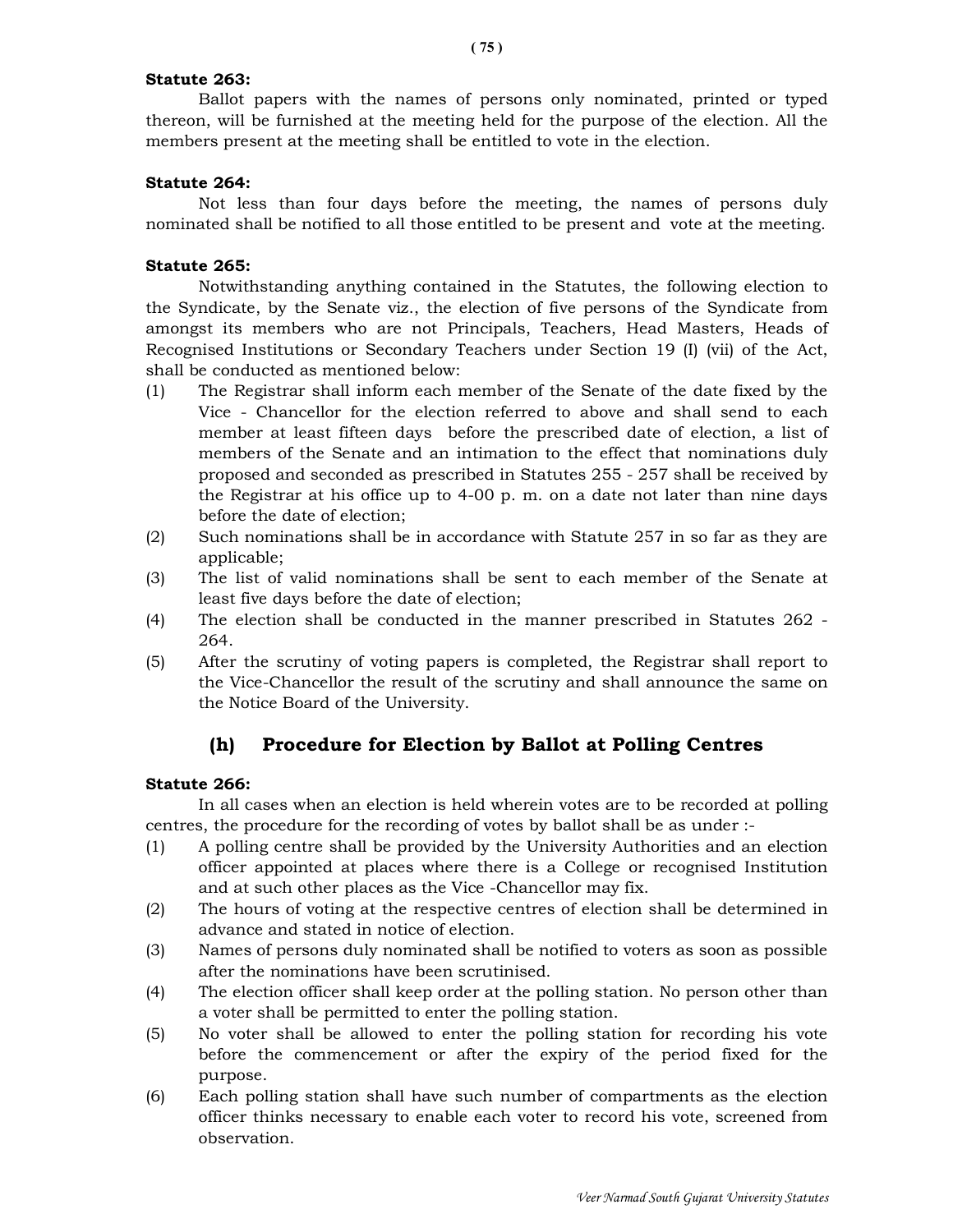**Statute 263:**

Ballot papers with the names of persons only nominated, printed or typed thereon, will be furnished at the meeting held for the purpose of the election. All the members present at the meeting shall be entitled to vote in the election.

**Statute 264:**

Not less than four days before the meeting, the names of persons duly nominated shall be notified to all those entitled to be present and vote at the meeting.

**Statute 265:**

Notwithstanding anything contained in the Statutes, the following election to the Syndicate, by the Senate viz., the election of five persons of the Syndicate from amongst its members who are not Principals, Teachers, Head Masters, Heads of Recognised Institutions or Secondary Teachers under Section 19 (I) (vii) of the Act, shall be conducted as mentioned below:

(1) The Registrar shall inform each member of the Senate of the date fixed by the Vice - Chancellor for the election referred to above and shall send to each member at least fifteen days before the prescribed date of election, a list of members of the Senate and an intimation to the effect that nominations duly proposed and seconded as prescribed in Statutes 255 - 257 shall be received by the Registrar at his office up to 4-00 p. m. on a date not later than nine days before the date of election;

(2) Such nominations shall be in accordance with Statute 257 in so far as they are applicable;

(3) The list of valid nominations shall be sent to each member of the Senate at least five days before the date of election;

(4) The election shall be conducted in the manner prescribed in Statutes 262 - 264.

(5) After the scrutiny of voting papers is completed, the Registrar shall report to the Vice-Chancellor the result of the scrutiny and shall announce the same on the Notice Board of the University.

## (h) Procedure for Election by Ballot at Polling Centres

**Statute 266:**

In all cases when an election is held wherein votes are to be recorded at polling centres, the procedure for the recording of votes by ballot shall be as under :-

(1) A polling centre shall be provided by the University Authorities and an election officer appointed at places where there is a College or recognised Institution and at such other places as the Vice -Chancellor may fix.

(2) The hours of voting at the respective centres of election shall be determined in advance and stated in notice of election.

(3) Names of persons duly nominated shall be notified to voters as soon as possible after the nominations have been scrutinised.

(4) The election officer shall keep order at the polling station. No person other than a voter shall be permitted to enter the polling station.

(5) No voter shall be allowed to enter the polling station for recording his vote before the commencement or after the expiry of the period fixed for the purpose.

(6) Each polling station shall have such number of compartments as the election officer thinks necessary to enable each voter to record his vote, screened from observation.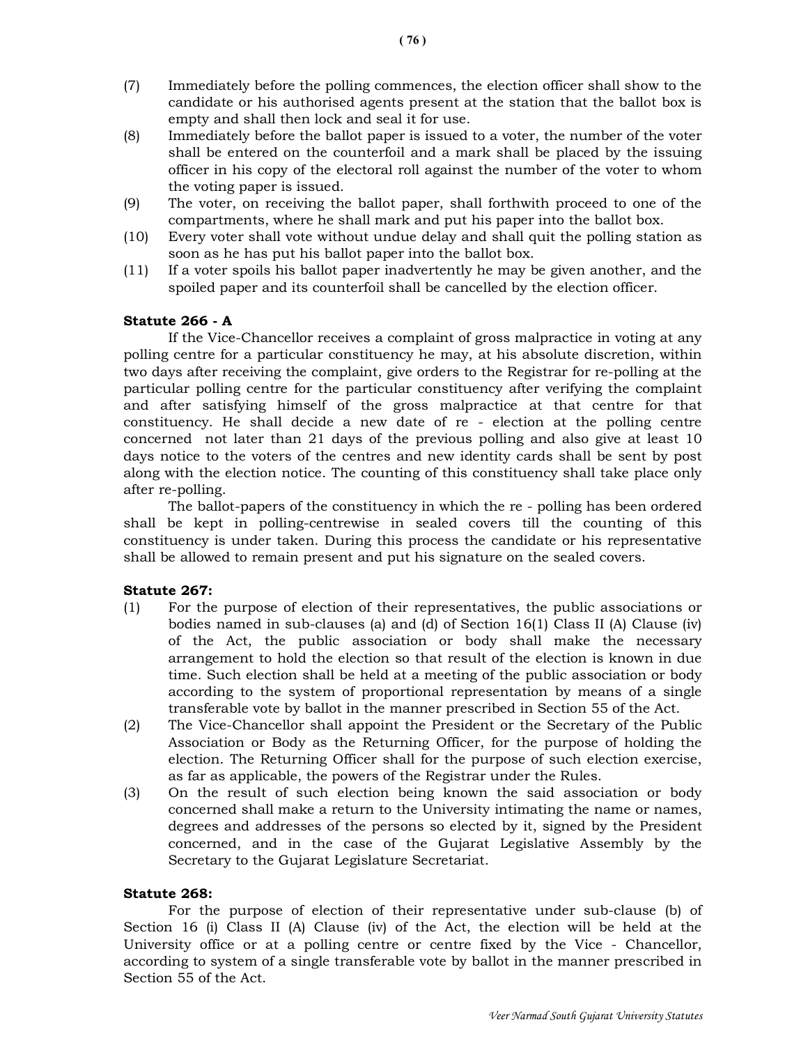(7) Immediately before the polling commences, the election officer shall show to the candidate or his authorised agents present at the station that the ballot box is empty and shall then lock and seal it for use.

(8) Immediately before the ballot paper is issued to a voter, the number of the voter shall be entered on the counterfoil and a mark shall be placed by the issuing officer in his copy of the electoral roll against the number of the voter to whom the voting paper is issued.

(9) The voter, on receiving the ballot paper, shall forthwith proceed to one of the compartments, where he shall mark and put his paper into the ballot box.

(10) Every voter shall vote without undue delay and shall quit the polling station as soon as he has put his ballot paper into the ballot box.

(11) If a voter spoils his ballot paper inadvertently he may be given another, and the spoiled paper and its counterfoil shall be cancelled by the election officer.

**Statute 266 - A**

If the Vice-Chancellor receives a complaint of gross malpractice in voting at any polling centre for a particular constituency he may, at his absolute discretion, within two days after receiving the complaint, give orders to the Registrar for re-polling at the particular polling centre for the particular constituency after verifying the complaint and after satisfying himself of the gross malpractice at that centre for that constituency. He shall decide a new date of re - election at the polling centre concerned not later than 21 days of the previous polling and also give at least 10 days notice to the voters of the centres and new identity cards shall be sent by post along with the election notice. The counting of this constituency shall take place only after re-polling.

The ballot-papers of the constituency in which the re - polling has been ordered shall be kept in polling-centrewise in sealed covers till the counting of this constituency is under taken. During this process the candidate or his representative shall be allowed to remain present and put his signature on the sealed covers.

**Statute 267:**

(1) For the purpose of election of their representatives, the public associations or bodies named in sub-clauses (a) and (d) of Section 16(1) Class II (A) Clause (iv) of the Act, the public association or body shall make the necessary arrangement to hold the election so that result of the election is known in due time. Such election shall be held at a meeting of the public association or body according to the system of proportional representation by means of a single transferable vote by ballot in the manner prescribed in Section 55 of the Act.

(2) The Vice-Chancellor shall appoint the President or the Secretary of the Public Association or Body as the Returning Officer, for the purpose of holding the election. The Returning Officer shall for the purpose of such election exercise, as far as applicable, the powers of the Registrar under the Rules.

(3) On the result of such election being known the said association or body concerned shall make a return to the University intimating the name or names, degrees and addresses of the persons so elected by it, signed by the President concerned, and in the case of the Gujarat Legislative Assembly by the Secretary to the Gujarat Legislature Secretariat.

**Statute 268:**

For the purpose of election of their representative under sub-clause (b) of Section 16 (i) Class II (A) Clause (iv) of the Act, the election will be held at the University office or at a polling centre or centre fixed by the Vice - Chancellor, according to system of a single transferable vote by ballot in the manner prescribed in Section 55 of the Act.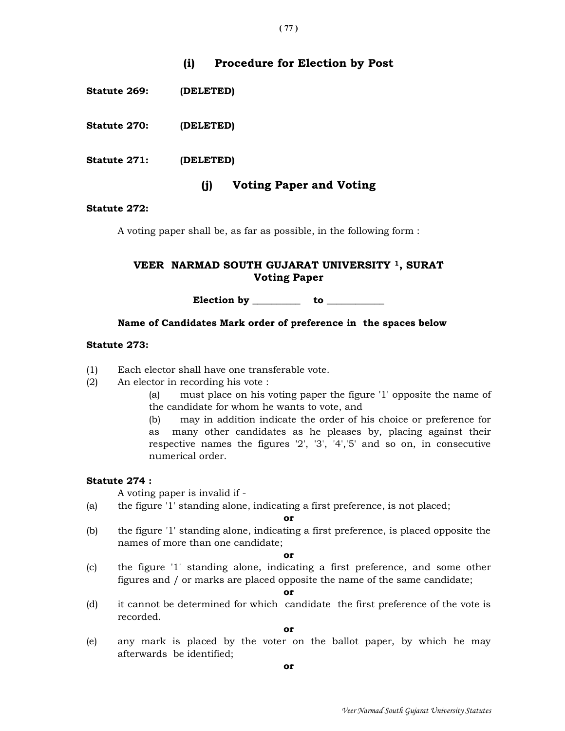## (i) Procedure for Election by Post

**Statute 269:** **(DELETED)**

**Statute 270:** **(DELETED)**

**Statute 271:** **(DELETED)**

## (j) Voting Paper and Voting

**Statute 272:**

A voting paper shall be, as far as possible, in the following form :

**VEER NARMAD SOUTH GUJARAT UNIVERSITY [1], SURAT**
**Voting Paper**

**Election by __________ to ____________**

**Name of Candidates Mark order of preference in the spaces below**

**Statute 273:**

(1) Each elector shall have one transferable vote.

(2) An elector in recording his vote :

- (a) must place on his voting paper the figure '1' opposite the name of the candidate for whom he wants to vote, and
- (b) may in addition indicate the order of his choice or preference for as many other candidates as he pleases by, placing against their respective names the figures '2', '3', '4','5' and so on, in consecutive numerical order.

**Statute 274 :**

A voting paper is invalid if -

(a) the figure '1' standing alone, indicating a first preference, is not placed;

**or**

(b) the figure '1' standing alone, indicating a first preference, is placed opposite the names of more than one candidate;

**or**

(c) the figure '1' standing alone, indicating a first preference, and some other figures and / or marks are placed opposite the name of the same candidate;

**or**

(d) it cannot be determined for which candidate the first preference of the vote is recorded.

**or**

(e) any mark is placed by the voter on the ballot paper, by which he may afterwards be identified;

**or**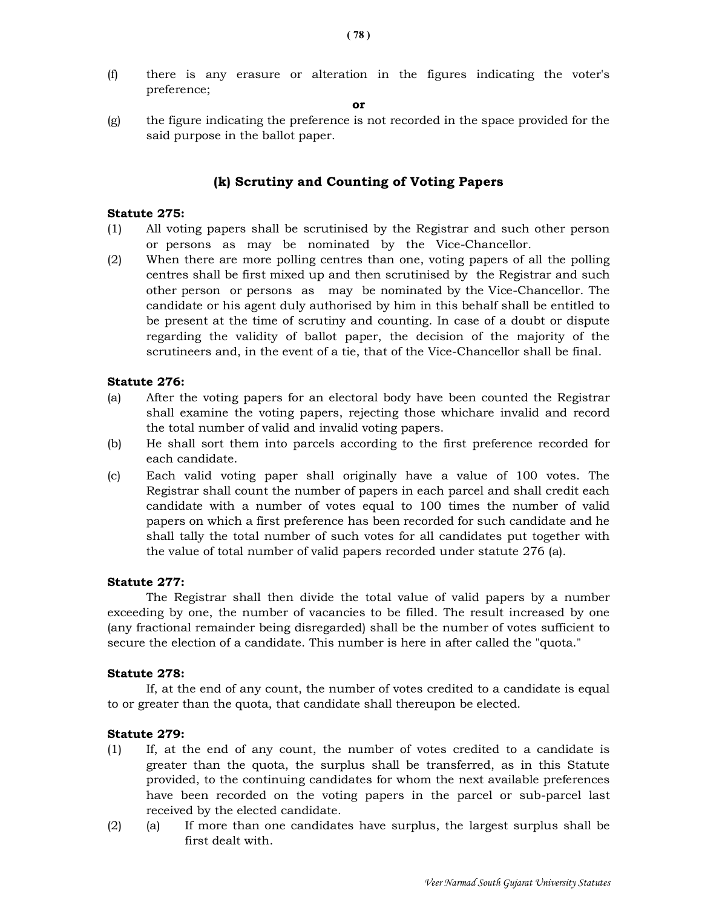(f) there is any erasure or alteration in the figures indicating the voter's preference;

**or**

(g) the figure indicating the preference is not recorded in the space provided for the said purpose in the ballot paper.

### (k) Scrutiny and Counting of Voting Papers

**Statute 275:**

(1) All voting papers shall be scrutinised by the Registrar and such other person or persons as may be nominated by the Vice-Chancellor.

(2) When there are more polling centres than one, voting papers of all the polling centres shall be first mixed up and then scrutinised by the Registrar and such other person or persons as may be nominated by the Vice-Chancellor. The candidate or his agent duly authorised by him in this behalf shall be entitled to be present at the time of scrutiny and counting. In case of a doubt or dispute regarding the validity of ballot paper, the decision of the majority of the scrutineers and, in the event of a tie, that of the Vice-Chancellor shall be final.

**Statute 276:**

(a) After the voting papers for an electoral body have been counted the Registrar shall examine the voting papers, rejecting those whichare invalid and record the total number of valid and invalid voting papers.

(b) He shall sort them into parcels according to the first preference recorded for each candidate.

(c) Each valid voting paper shall originally have a value of 100 votes. The Registrar shall count the number of papers in each parcel and shall credit each candidate with a number of votes equal to 100 times the number of valid papers on which a first preference has been recorded for such candidate and he shall tally the total number of such votes for all candidates put together with the value of total number of valid papers recorded under statute 276 (a).

**Statute 277:**

The Registrar shall then divide the total value of valid papers by a number exceeding by one, the number of vacancies to be filled. The result increased by one (any fractional remainder being disregarded) shall be the number of votes sufficient to secure the election of a candidate. This number is here in after called the "quota."

**Statute 278:**

If, at the end of any count, the number of votes credited to a candidate is equal to or greater than the quota, that candidate shall thereupon be elected.

**Statute 279:**

(1) If, at the end of any count, the number of votes credited to a candidate is greater than the quota, the surplus shall be transferred, as in this Statute provided, to the continuing candidates for whom the next available preferences have been recorded on the voting papers in the parcel or sub-parcel last received by the elected candidate.

(2) (a) If more than one candidates have surplus, the largest surplus shall be first dealt with.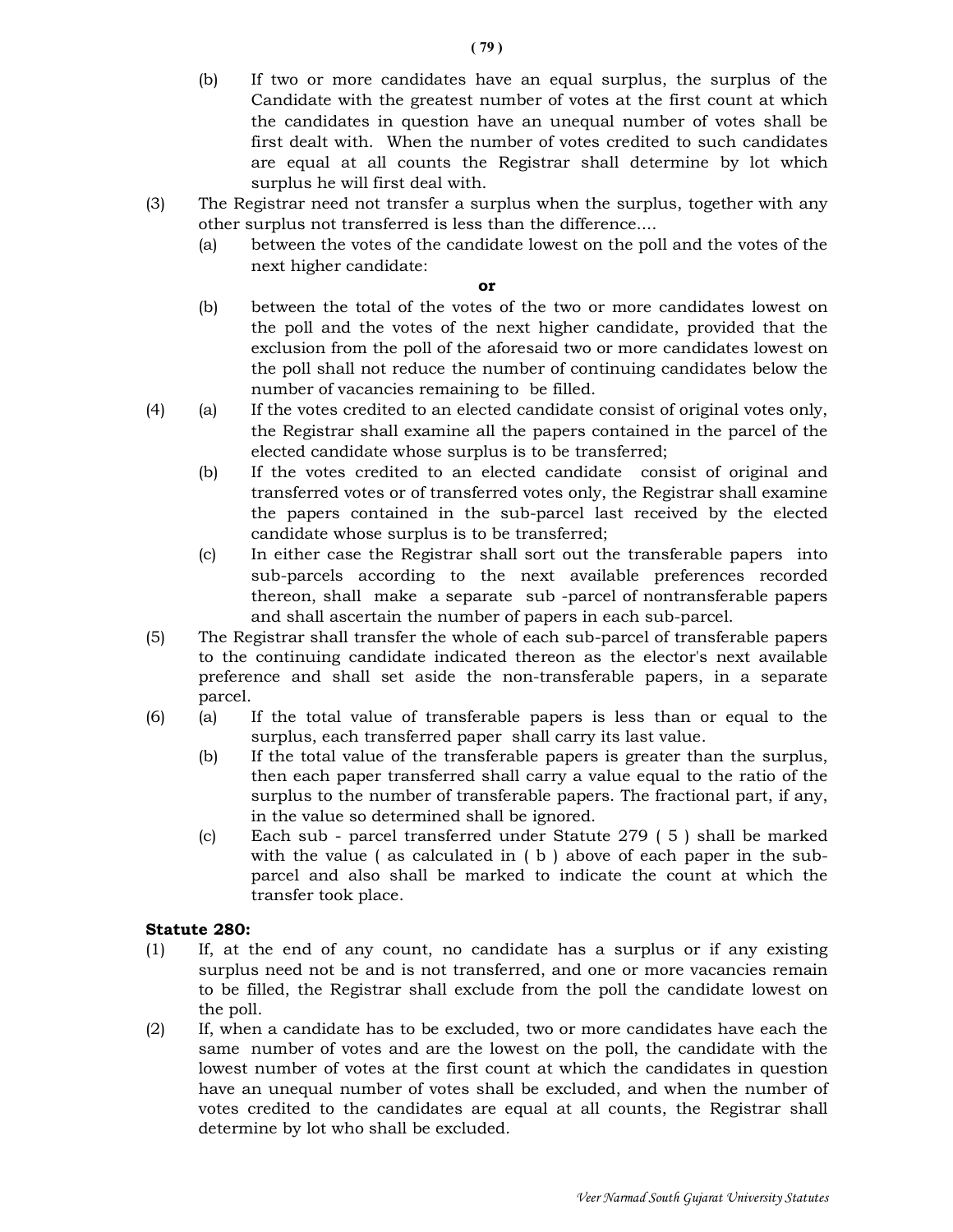(b) If two or more candidates have an equal surplus, the surplus of the Candidate with the greatest number of votes at the first count at which the candidates in question have an unequal number of votes shall be first dealt with. When the number of votes credited to such candidates are equal at all counts the Registrar shall determine by lot which surplus he will first deal with.

(3) The Registrar need not transfer a surplus when the surplus, together with any other surplus not transferred is less than the difference....

(a) between the votes of the candidate lowest on the poll and the votes of the next higher candidate:

**or**

(b) between the total of the votes of the two or more candidates lowest on the poll and the votes of the next higher candidate, provided that the exclusion from the poll of the aforesaid two or more candidates lowest on the poll shall not reduce the number of continuing candidates below the number of vacancies remaining to be filled.

(4) (a) If the votes credited to an elected candidate consist of original votes only, the Registrar shall examine all the papers contained in the parcel of the elected candidate whose surplus is to be transferred;

(b) If the votes credited to an elected candidate consist of original and transferred votes or of transferred votes only, the Registrar shall examine the papers contained in the sub-parcel last received by the elected candidate whose surplus is to be transferred;

(c) In either case the Registrar shall sort out the transferable papers into sub-parcels according to the next available preferences recorded thereon, shall make a separate sub -parcel of nontransferable papers and shall ascertain the number of papers in each sub-parcel.

(5) The Registrar shall transfer the whole of each sub-parcel of transferable papers to the continuing candidate indicated thereon as the elector's next available preference and shall set aside the non-transferable papers, in a separate parcel.

(6) (a) If the total value of transferable papers is less than or equal to the surplus, each transferred paper shall carry its last value.

(b) If the total value of the transferable papers is greater than the surplus, then each paper transferred shall carry a value equal to the ratio of the surplus to the number of transferable papers. The fractional part, if any, in the value so determined shall be ignored.

(c) Each sub - parcel transferred under Statute 279 ( 5 ) shall be marked with the value ( as calculated in ( b ) above of each paper in the sub-parcel and also shall be marked to indicate the count at which the transfer took place.

**Statute 280:**

(1) If, at the end of any count, no candidate has a surplus or if any existing surplus need not be and is not transferred, and one or more vacancies remain to be filled, the Registrar shall exclude from the poll the candidate lowest on the poll.

(2) If, when a candidate has to be excluded, two or more candidates have each the same number of votes and are the lowest on the poll, the candidate with the lowest number of votes at the first count at which the candidates in question have an unequal number of votes shall be excluded, and when the number of votes credited to the candidates are equal at all counts, the Registrar shall determine by lot who shall be excluded.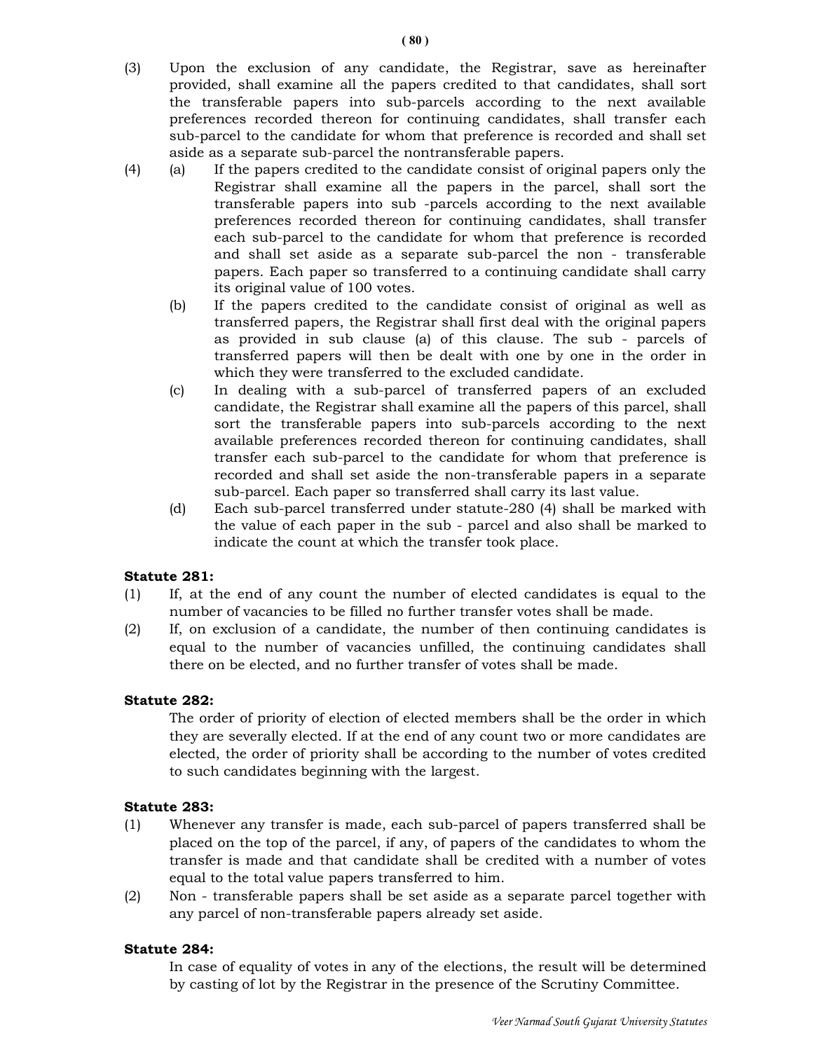(3) Upon the exclusion of any candidate, the Registrar, save as hereinafter provided, shall examine all the papers credited to that candidates, shall sort the transferable papers into sub-parcels according to the next available preferences recorded thereon for continuing candidates, shall transfer each sub-parcel to the candidate for whom that preference is recorded and shall set aside as a separate sub-parcel the nontransferable papers.

(4) (a) If the papers credited to the candidate consist of original papers only the Registrar shall examine all the papers in the parcel, shall sort the transferable papers into sub -parcels according to the next available preferences recorded thereon for continuing candidates, shall transfer each sub-parcel to the candidate for whom that preference is recorded and shall set aside as a separate sub-parcel the non - transferable papers. Each paper so transferred to a continuing candidate shall carry its original value of 100 votes.

(b) If the papers credited to the candidate consist of original as well as transferred papers, the Registrar shall first deal with the original papers as provided in sub clause (a) of this clause. The sub - parcels of transferred papers will then be dealt with one by one in the order in which they were transferred to the excluded candidate.

(c) In dealing with a sub-parcel of transferred papers of an excluded candidate, the Registrar shall examine all the papers of this parcel, shall sort the transferable papers into sub-parcels according to the next available preferences recorded thereon for continuing candidates, shall transfer each sub-parcel to the candidate for whom that preference is recorded and shall set aside the non-transferable papers in a separate sub-parcel. Each paper so transferred shall carry its last value.

(d) Each sub-parcel transferred under statute-280 (4) shall be marked with the value of each paper in the sub - parcel and also shall be marked to indicate the count at which the transfer took place.

**Statute 281:**

(1) If, at the end of any count the number of elected candidates is equal to the number of vacancies to be filled no further transfer votes shall be made.

(2) If, on exclusion of a candidate, the number of then continuing candidates is equal to the number of vacancies unfilled, the continuing candidates shall there on be elected, and no further transfer of votes shall be made.

**Statute 282:**

The order of priority of election of elected members shall be the order in which they are severally elected. If at the end of any count two or more candidates are elected, the order of priority shall be according to the number of votes credited to such candidates beginning with the largest.

**Statute 283:**

(1) Whenever any transfer is made, each sub-parcel of papers transferred shall be placed on the top of the parcel, if any, of papers of the candidates to whom the transfer is made and that candidate shall be credited with a number of votes equal to the total value papers transferred to him.

(2) Non - transferable papers shall be set aside as a separate parcel together with any parcel of non-transferable papers already set aside.

**Statute 284:**

In case of equality of votes in any of the elections, the result will be determined by casting of lot by the Registrar in the presence of the Scrutiny Committee.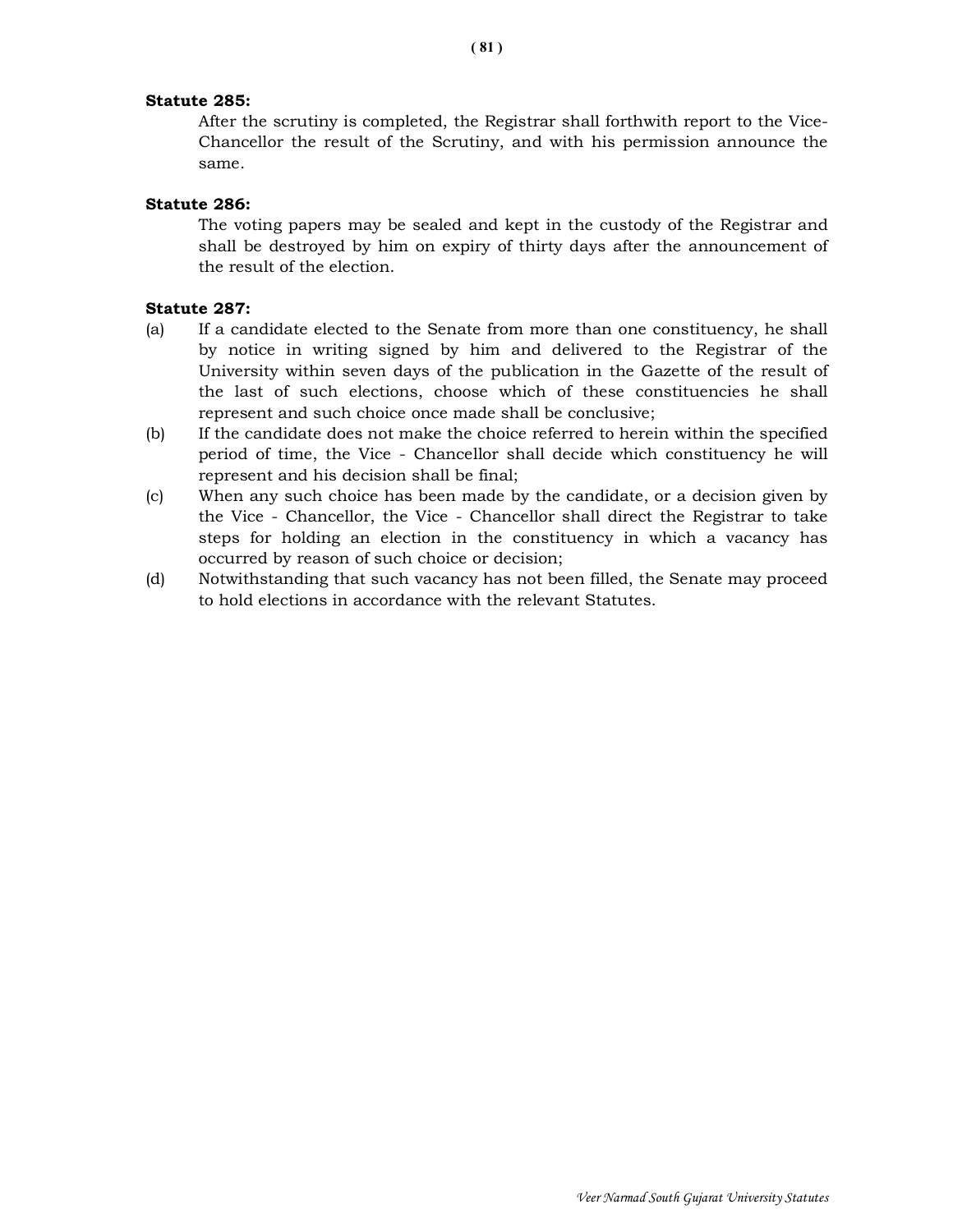**Statute 285:**

After the scrutiny is completed, the Registrar shall forthwith report to the Vice-Chancellor the result of the Scrutiny, and with his permission announce the same.

**Statute 286:**

The voting papers may be sealed and kept in the custody of the Registrar and shall be destroyed by him on expiry of thirty days after the announcement of the result of the election.

**Statute 287:**

(a) If a candidate elected to the Senate from more than one constituency, he shall by notice in writing signed by him and delivered to the Registrar of the University within seven days of the publication in the Gazette of the result of the last of such elections, choose which of these constituencies he shall represent and such choice once made shall be conclusive;

(b) If the candidate does not make the choice referred to herein within the specified period of time, the Vice - Chancellor shall decide which constituency he will represent and his decision shall be final;

(c) When any such choice has been made by the candidate, or a decision given by the Vice - Chancellor, the Vice - Chancellor shall direct the Registrar to take steps for holding an election in the constituency in which a vacancy has occurred by reason of such choice or decision;

(d) Notwithstanding that such vacancy has not been filled, the Senate may proceed to hold elections in accordance with the relevant Statutes.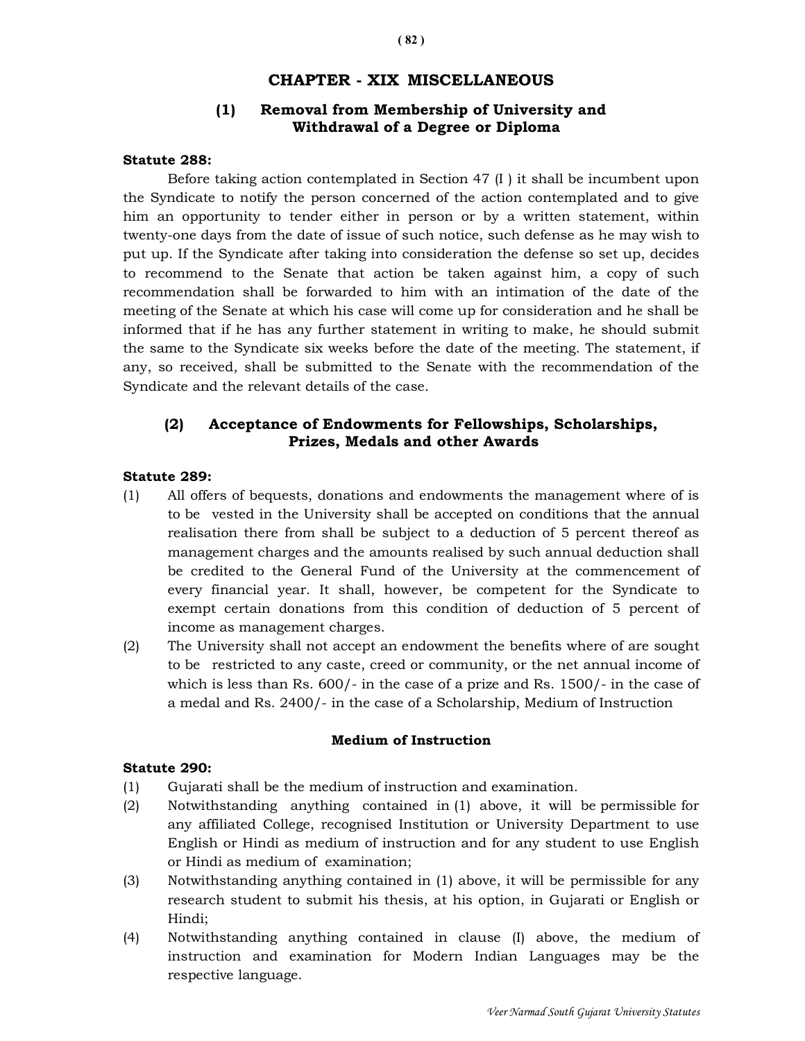# CHAPTER - XIX MISCELLANEOUS

## (1) Removal from Membership of University and Withdrawal of a Degree or Diploma

**Statute 288:**

Before taking action contemplated in Section 47 (I ) it shall be incumbent upon the Syndicate to notify the person concerned of the action contemplated and to give him an opportunity to tender either in person or by a written statement, within twenty-one days from the date of issue of such notice, such defense as he may wish to put up. If the Syndicate after taking into consideration the defense so set up, decides to recommend to the Senate that action be taken against him, a copy of such recommendation shall be forwarded to him with an intimation of the date of the meeting of the Senate at which his case will come up for consideration and he shall be informed that if he has any further statement in writing to make, he should submit the same to the Syndicate six weeks before the date of the meeting. The statement, if any, so received, shall be submitted to the Senate with the recommendation of the Syndicate and the relevant details of the case.

## (2) Acceptance of Endowments for Fellowships, Scholarships, Prizes, Medals and other Awards

**Statute 289:**

(1) All offers of bequests, donations and endowments the management where of is to be vested in the University shall be accepted on conditions that the annual realisation there from shall be subject to a deduction of 5 percent thereof as management charges and the amounts realised by such annual deduction shall be credited to the General Fund of the University at the commencement of every financial year. It shall, however, be competent for the Syndicate to exempt certain donations from this condition of deduction of 5 percent of income as management charges.

(2) The University shall not accept an endowment the benefits where of are sought to be restricted to any caste, creed or community, or the net annual income of which is less than Rs. 600/- in the case of a prize and Rs. 1500/- in the case of a medal and Rs. 2400/- in the case of a Scholarship, Medium of Instruction

### Medium of Instruction

**Statute 290:**

(1) Gujarati shall be the medium of instruction and examination.

(2) Notwithstanding anything contained in (1) above, it will be permissible for any affiliated College, recognised Institution or University Department to use English or Hindi as medium of instruction and for any student to use English or Hindi as medium of examination;

(3) Notwithstanding anything contained in (1) above, it will be permissible for any research student to submit his thesis, at his option, in Gujarati or English or Hindi;

(4) Notwithstanding anything contained in clause (I) above, the medium of instruction and examination for Modern Indian Languages may be the respective language.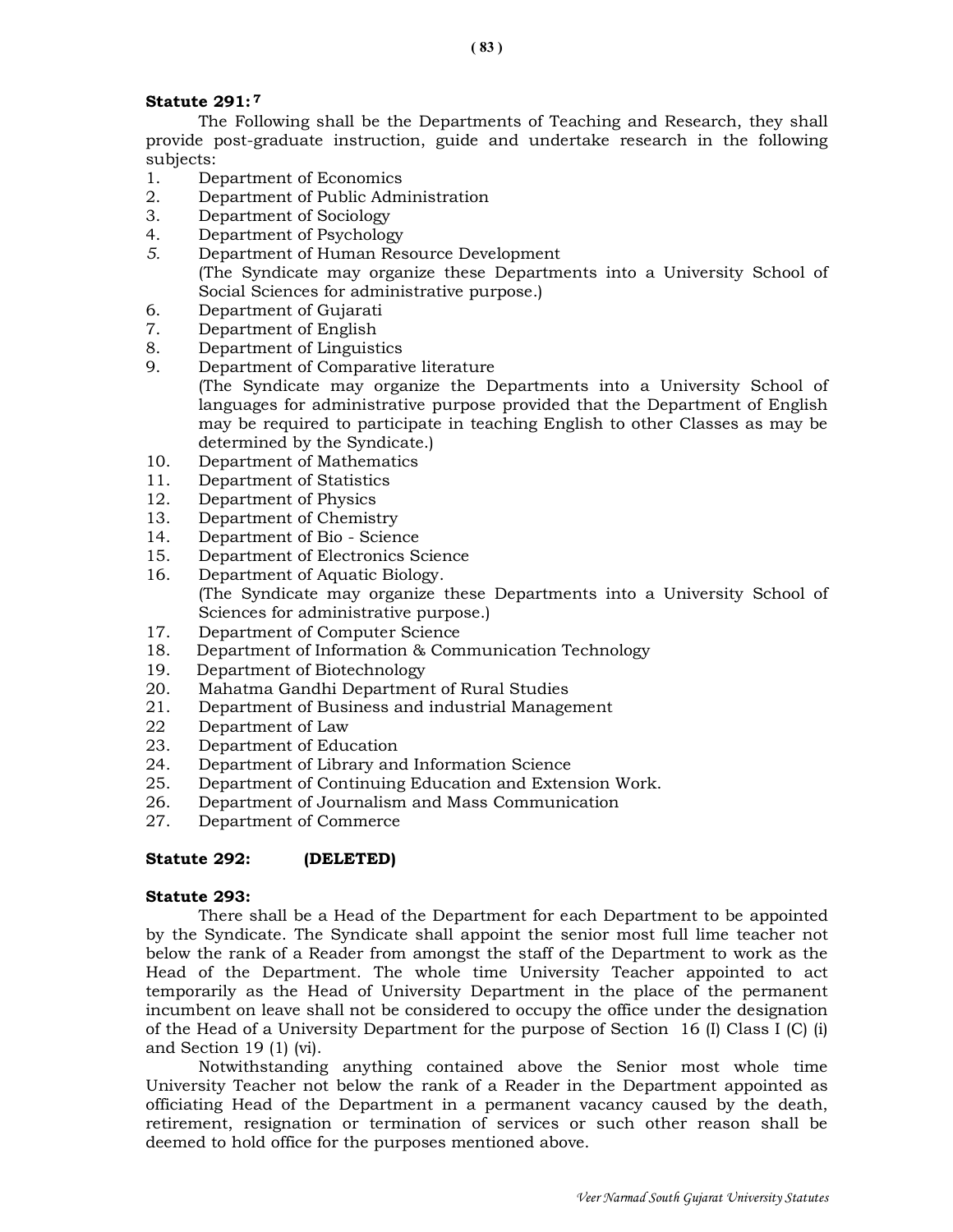**Statute 291:** [7]

The Following shall be the Departments of Teaching and Research, they shall provide post-graduate instruction, guide and undertake research in the following subjects:

1. Department of Economics
2. Department of Public Administration
3. Department of Sociology
4. Department of Psychology
5. Department of Human Resource Development
   (The Syndicate may organize these Departments into a University School of Social Sciences for administrative purpose.)
6. Department of Gujarati
7. Department of English
8. Department of Linguistics
9. Department of Comparative literature
   (The Syndicate may organize the Departments into a University School of languages for administrative purpose provided that the Department of English may be required to participate in teaching English to other Classes as may be determined by the Syndicate.)
10. Department of Mathematics
11. Department of Statistics
12. Department of Physics
13. Department of Chemistry
14. Department of Bio - Science
15. Department of Electronics Science
16. Department of Aquatic Biology.
    (The Syndicate may organize these Departments into a University School of Sciences for administrative purpose.)
17. Department of Computer Science
18. Department of Information & Communication Technology
19. Department of Biotechnology
20. Mahatma Gandhi Department of Rural Studies
21. Department of Business and industrial Management
22. Department of Law
23. Department of Education
24. Department of Library and Information Science
25. Department of Continuing Education and Extension Work.
26. Department of Journalism and Mass Communication
27. Department of Commerce

**Statute 292: (DELETED)**

**Statute 293:**

There shall be a Head of the Department for each Department to be appointed by the Syndicate. The Syndicate shall appoint the senior most full lime teacher not below the rank of a Reader from amongst the staff of the Department to work as the Head of the Department. The whole time University Teacher appointed to act temporarily as the Head of University Department in the place of the permanent incumbent on leave shall not be considered to occupy the office under the designation of the Head of a University Department for the purpose of Section 16 (I) Class I (C) (i) and Section 19 (1) (vi).

Notwithstanding anything contained above the Senior most whole time University Teacher not below the rank of a Reader in the Department appointed as officiating Head of the Department in a permanent vacancy caused by the death, retirement, resignation or termination of services or such other reason shall be deemed to hold office for the purposes mentioned above.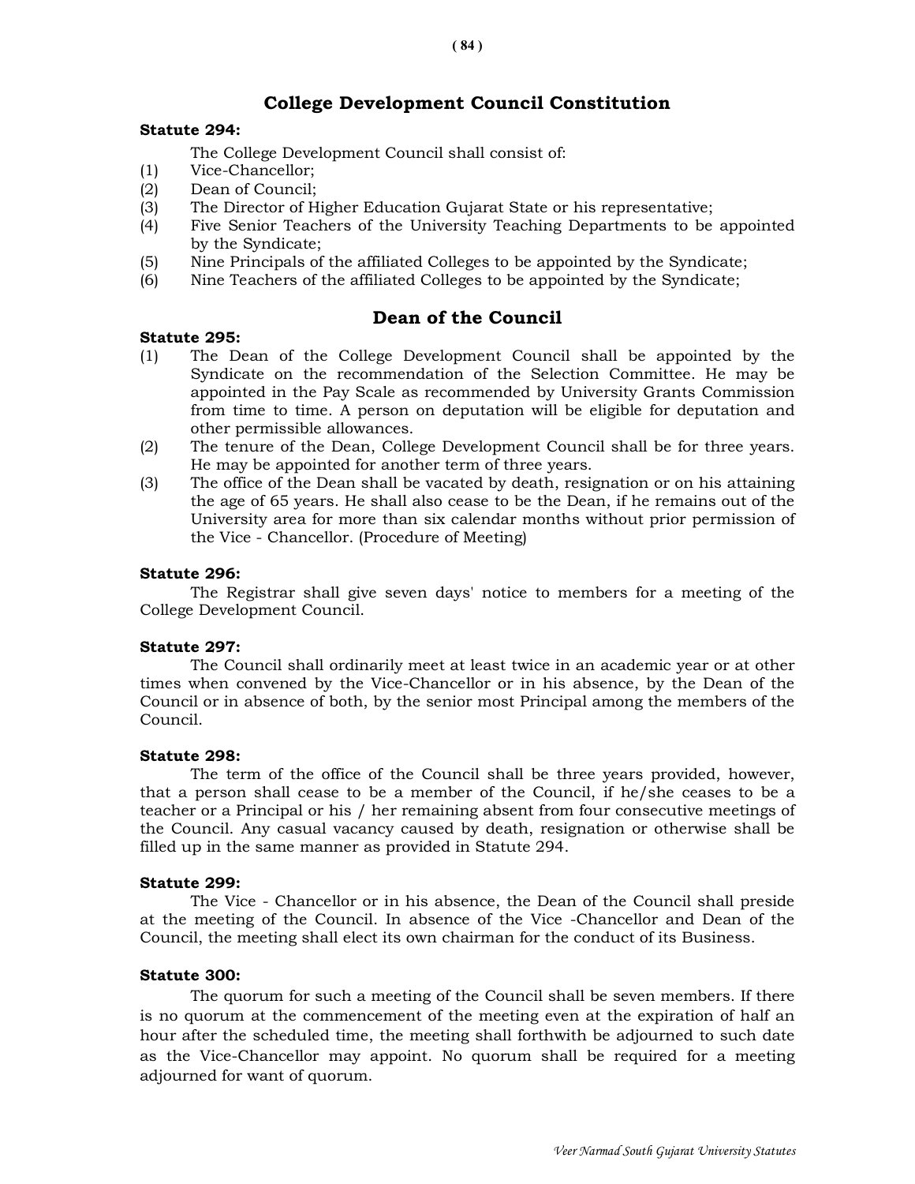## College Development Council Constitution

**Statute 294:**

The College Development Council shall consist of:

(1) Vice-Chancellor;
(2) Dean of Council;
(3) The Director of Higher Education Gujarat State or his representative;
(4) Five Senior Teachers of the University Teaching Departments to be appointed by the Syndicate;
(5) Nine Principals of the affiliated Colleges to be appointed by the Syndicate;
(6) Nine Teachers of the affiliated Colleges to be appointed by the Syndicate;

## Dean of the Council

**Statute 295:**

(1) The Dean of the College Development Council shall be appointed by the Syndicate on the recommendation of the Selection Committee. He may be appointed in the Pay Scale as recommended by University Grants Commission from time to time. A person on deputation will be eligible for deputation and other permissible allowances.
(2) The tenure of the Dean, College Development Council shall be for three years. He may be appointed for another term of three years.
(3) The office of the Dean shall be vacated by death, resignation or on his attaining the age of 65 years. He shall also cease to be the Dean, if he remains out of the University area for more than six calendar months without prior permission of the Vice - Chancellor. (Procedure of Meeting)

**Statute 296:**

The Registrar shall give seven days' notice to members for a meeting of the College Development Council.

**Statute 297:**

The Council shall ordinarily meet at least twice in an academic year or at other times when convened by the Vice-Chancellor or in his absence, by the Dean of the Council or in absence of both, by the senior most Principal among the members of the Council.

**Statute 298:**

The term of the office of the Council shall be three years provided, however, that a person shall cease to be a member of the Council, if he/she ceases to be a teacher or a Principal or his / her remaining absent from four consecutive meetings of the Council. Any casual vacancy caused by death, resignation or otherwise shall be filled up in the same manner as provided in Statute 294.

**Statute 299:**

The Vice - Chancellor or in his absence, the Dean of the Council shall preside at the meeting of the Council. In absence of the Vice -Chancellor and Dean of the Council, the meeting shall elect its own chairman for the conduct of its Business.

**Statute 300:**

The quorum for such a meeting of the Council shall be seven members. If there is no quorum at the commencement of the meeting even at the expiration of half an hour after the scheduled time, the meeting shall forthwith be adjourned to such date as the Vice-Chancellor may appoint. No quorum shall be required for a meeting adjourned for want of quorum.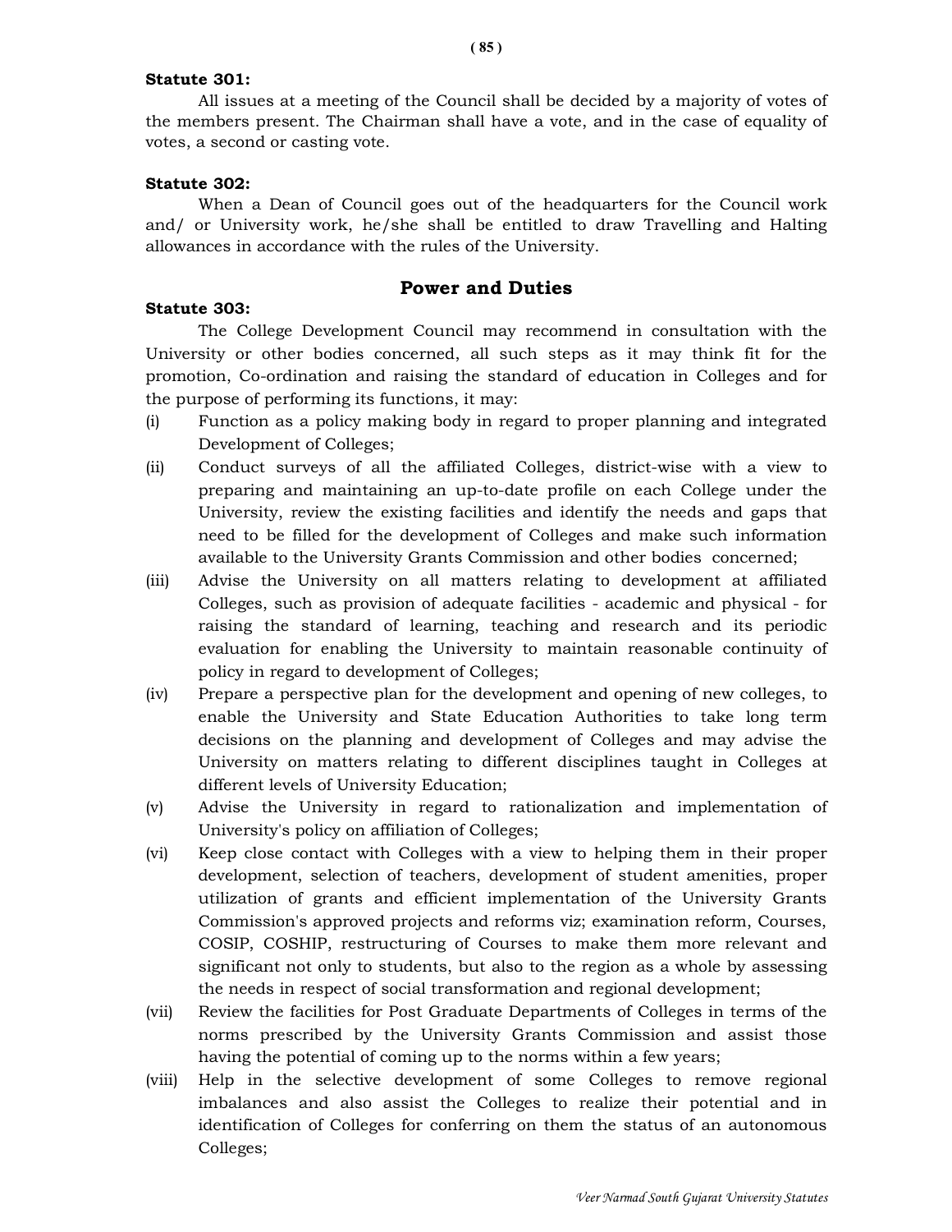**Statute 301:**

All issues at a meeting of the Council shall be decided by a majority of votes of the members present. The Chairman shall have a vote, and in the case of equality of votes, a second or casting vote.

**Statute 302:**

When a Dean of Council goes out of the headquarters for the Council work and/ or University work, he/she shall be entitled to draw Travelling and Halting allowances in accordance with the rules of the University.

## Power and Duties

**Statute 303:**

The College Development Council may recommend in consultation with the University or other bodies concerned, all such steps as it may think fit for the promotion, Co-ordination and raising the standard of education in Colleges and for the purpose of performing its functions, it may:

(i) Function as a policy making body in regard to proper planning and integrated Development of Colleges;

(ii) Conduct surveys of all the affiliated Colleges, district-wise with a view to preparing and maintaining an up-to-date profile on each College under the University, review the existing facilities and identify the needs and gaps that need to be filled for the development of Colleges and make such information available to the University Grants Commission and other bodies concerned;

(iii) Advise the University on all matters relating to development at affiliated Colleges, such as provision of adequate facilities - academic and physical - for raising the standard of learning, teaching and research and its periodic evaluation for enabling the University to maintain reasonable continuity of policy in regard to development of Colleges;

(iv) Prepare a perspective plan for the development and opening of new colleges, to enable the University and State Education Authorities to take long term decisions on the planning and development of Colleges and may advise the University on matters relating to different disciplines taught in Colleges at different levels of University Education;

(v) Advise the University in regard to rationalization and implementation of University's policy on affiliation of Colleges;

(vi) Keep close contact with Colleges with a view to helping them in their proper development, selection of teachers, development of student amenities, proper utilization of grants and efficient implementation of the University Grants Commission's approved projects and reforms viz; examination reform, Courses, COSIP, COSHIP, restructuring of Courses to make them more relevant and significant not only to students, but also to the region as a whole by assessing the needs in respect of social transformation and regional development;

(vii) Review the facilities for Post Graduate Departments of Colleges in terms of the norms prescribed by the University Grants Commission and assist those having the potential of coming up to the norms within a few years;

(viii) Help in the selective development of some Colleges to remove regional imbalances and also assist the Colleges to realize their potential and in identification of Colleges for conferring on them the status of an autonomous Colleges;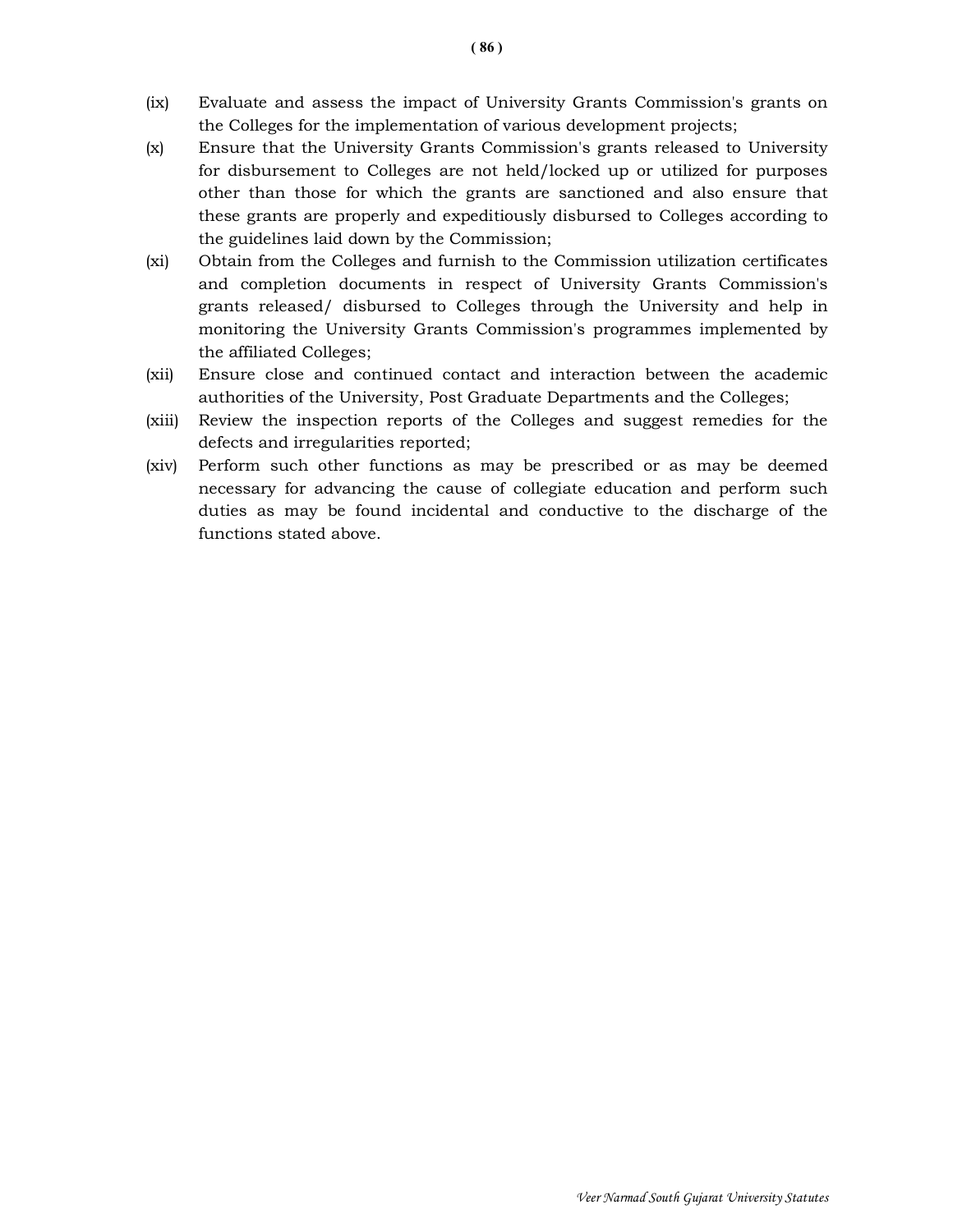(ix) Evaluate and assess the impact of University Grants Commission's grants on the Colleges for the implementation of various development projects;

(x) Ensure that the University Grants Commission's grants released to University for disbursement to Colleges are not held/locked up or utilized for purposes other than those for which the grants are sanctioned and also ensure that these grants are properly and expeditiously disbursed to Colleges according to the guidelines laid down by the Commission;

(xi) Obtain from the Colleges and furnish to the Commission utilization certificates and completion documents in respect of University Grants Commission's grants released/ disbursed to Colleges through the University and help in monitoring the University Grants Commission's programmes implemented by the affiliated Colleges;

(xii) Ensure close and continued contact and interaction between the academic authorities of the University, Post Graduate Departments and the Colleges;

(xiii) Review the inspection reports of the Colleges and suggest remedies for the defects and irregularities reported;

(xiv) Perform such other functions as may be prescribed or as may be deemed necessary for advancing the cause of collegiate education and perform such duties as may be found incidental and conductive to the discharge of the functions stated above.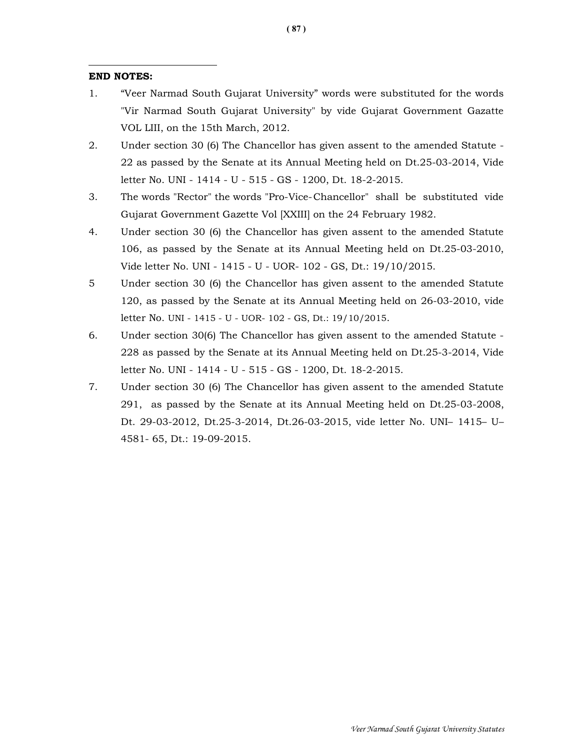**END NOTES:**

1. "Veer Narmad South Gujarat University" words were substituted for the words "Vir Narmad South Gujarat University" by vide Gujarat Government Gazatte VOL LIII, on the 15th March, 2012.
2. Under section 30 (6) The Chancellor has given assent to the amended Statute - 22 as passed by the Senate at its Annual Meeting held on Dt.25-03-2014, Vide letter No. UNI - 1414 - U - 515 - GS - 1200, Dt. 18-2-2015.
3. The words "Rector" the words "Pro-Vice-Chancellor" shall be substituted vide Gujarat Government Gazette Vol [XXIII] on the 24 February 1982.
4. Under section 30 (6) the Chancellor has given assent to the amended Statute 106, as passed by the Senate at its Annual Meeting held on Dt.25-03-2010, Vide letter No. UNI - 1415 - U - UOR- 102 - GS, Dt.: 19/10/2015.
5. Under section 30 (6) the Chancellor has given assent to the amended Statute 120, as passed by the Senate at its Annual Meeting held on 26-03-2010, vide letter No. UNI - 1415 - U - UOR- 102 - GS, Dt.: 19/10/2015.
6. Under section 30(6) The Chancellor has given assent to the amended Statute - 228 as passed by the Senate at its Annual Meeting held on Dt.25-3-2014, Vide letter No. UNI - 1414 - U - 515 - GS - 1200, Dt. 18-2-2015.
7. Under section 30 (6) The Chancellor has given assent to the amended Statute 291, as passed by the Senate at its Annual Meeting held on Dt.25-03-2008, Dt. 29-03-2012, Dt.25-3-2014, Dt.26-03-2015, vide letter No. UNI– 1415– U– 4581- 65, Dt.: 19-09-2015.